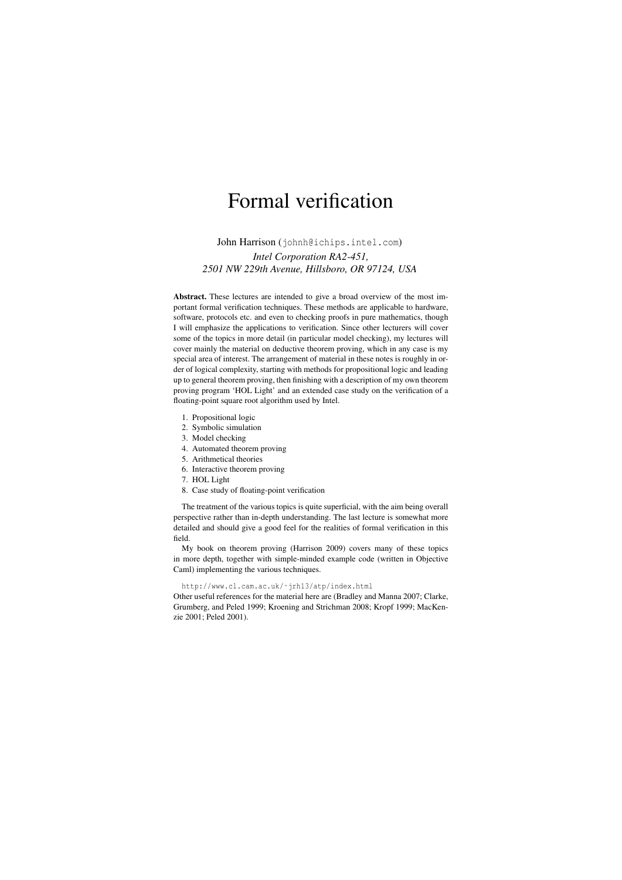# Formal verification

John Harrison (`johnh@ichips.intel.com`)

*Intel Corporation RA2-451,*
*2501 NW 229th Avenue, Hillsboro, OR 97124, USA*

**Abstract.** These lectures are intended to give a broad overview of the most important formal verification techniques. These methods are applicable to hardware, software, protocols etc. and even to checking proofs in pure mathematics, though I will emphasize the applications to verification. Since other lecturers will cover some of the topics in more detail (in particular model checking), my lectures will cover mainly the material on deductive theorem proving, which in any case is my special area of interest. The arrangement of material in these notes is roughly in order of logical complexity, starting with methods for propositional logic and leading up to general theorem proving, then finishing with a description of my own theorem proving program 'HOL Light' and an extended case study on the verification of a floating-point square root algorithm used by Intel.

1. Propositional logic
2. Symbolic simulation
3. Model checking
4. Automated theorem proving
5. Arithmetical theories
6. Interactive theorem proving
7. HOL Light
8. Case study of floating-point verification

The treatment of the various topics is quite superficial, with the aim being overall perspective rather than in-depth understanding. The last lecture is somewhat more detailed and should give a good feel for the realities of formal verification in this field.

My book on theorem proving (Harrison 2009) covers many of these topics in more depth, together with simple-minded example code (written in Objective Caml) implementing the various techniques.

`http://www.cl.cam.ac.uk/~jrh13/atp/index.html`

Other useful references for the material here are (Bradley and Manna 2007; Clarke, Grumberg, and Peled 1999; Kroening and Strichman 2008; Kropf 1999; MacKenzie 2001; Peled 2001).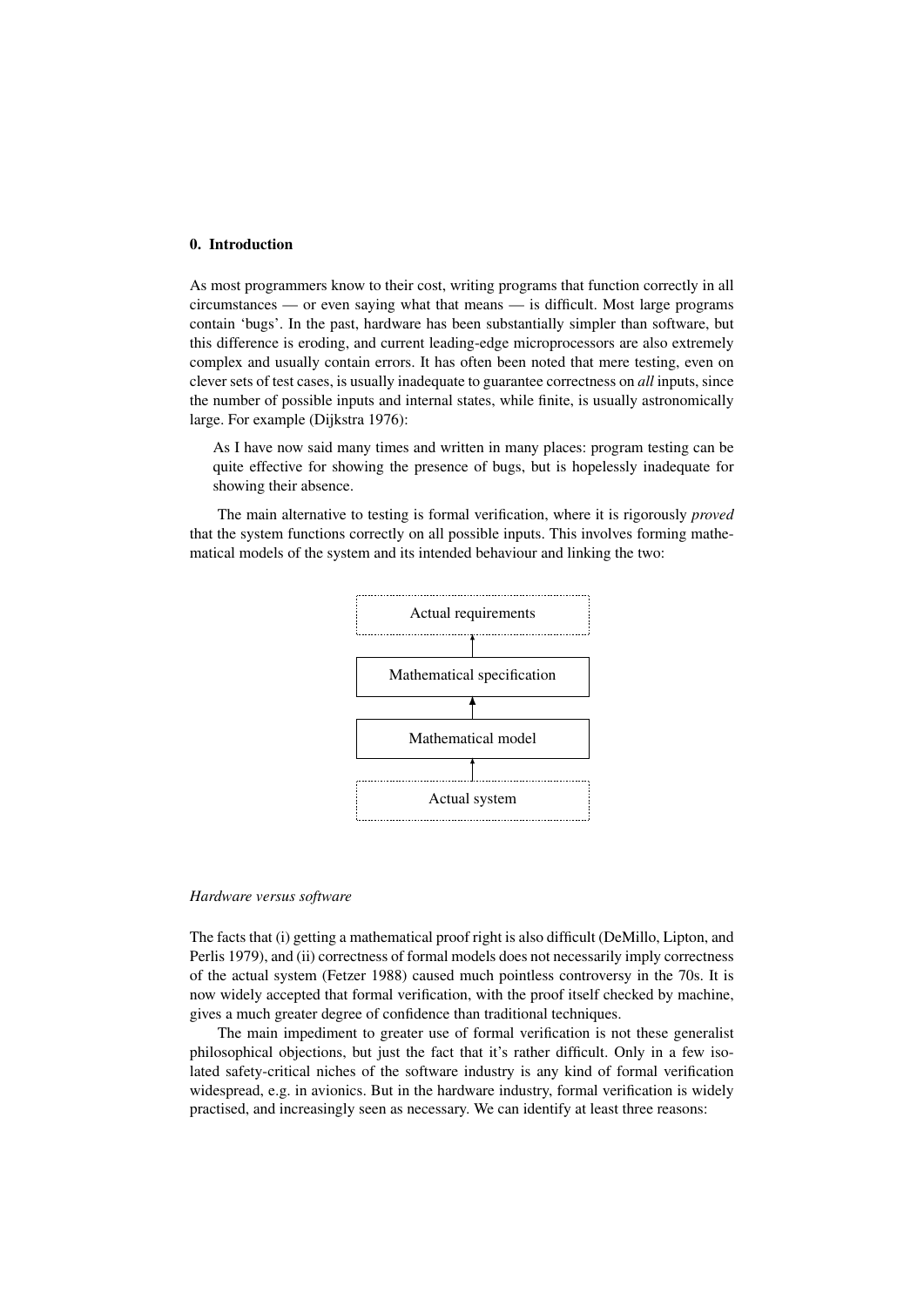## 0. Introduction

As most programmers know to their cost, writing programs that function correctly in all circumstances — or even saying what that means — is difficult. Most large programs contain 'bugs'. In the past, hardware has been substantially simpler than software, but this difference is eroding, and current leading-edge microprocessors are also extremely complex and usually contain errors. It has often been noted that mere testing, even on clever sets of test cases, is usually inadequate to guarantee correctness on *all* inputs, since the number of possible inputs and internal states, while finite, is usually astronomically large. For example (Dijkstra 1976):

> As I have now said many times and written in many places: program testing can be quite effective for showing the presence of bugs, but is hopelessly inadequate for showing their absence.

The main alternative to testing is formal verification, where it is rigorously *proved* that the system functions correctly on all possible inputs. This involves forming mathematical models of the system and its intended behaviour and linking the two:

```
Actual requirements
        ↑
Mathematical specification
        ↑
Mathematical model
        ↑
Actual system
```

*Hardware versus software*

The facts that (i) getting a mathematical proof right is also difficult (DeMillo, Lipton, and Perlis 1979), and (ii) correctness of formal models does not necessarily imply correctness of the actual system (Fetzer 1988) caused much pointless controversy in the 70s. It is now widely accepted that formal verification, with the proof itself checked by machine, gives a much greater degree of confidence than traditional techniques.

The main impediment to greater use of formal verification is not these generalist philosophical objections, but just the fact that it's rather difficult. Only in a few isolated safety-critical niches of the software industry is any kind of formal verification widespread, e.g. in avionics. But in the hardware industry, formal verification is widely practised, and increasingly seen as necessary. We can identify at least three reasons: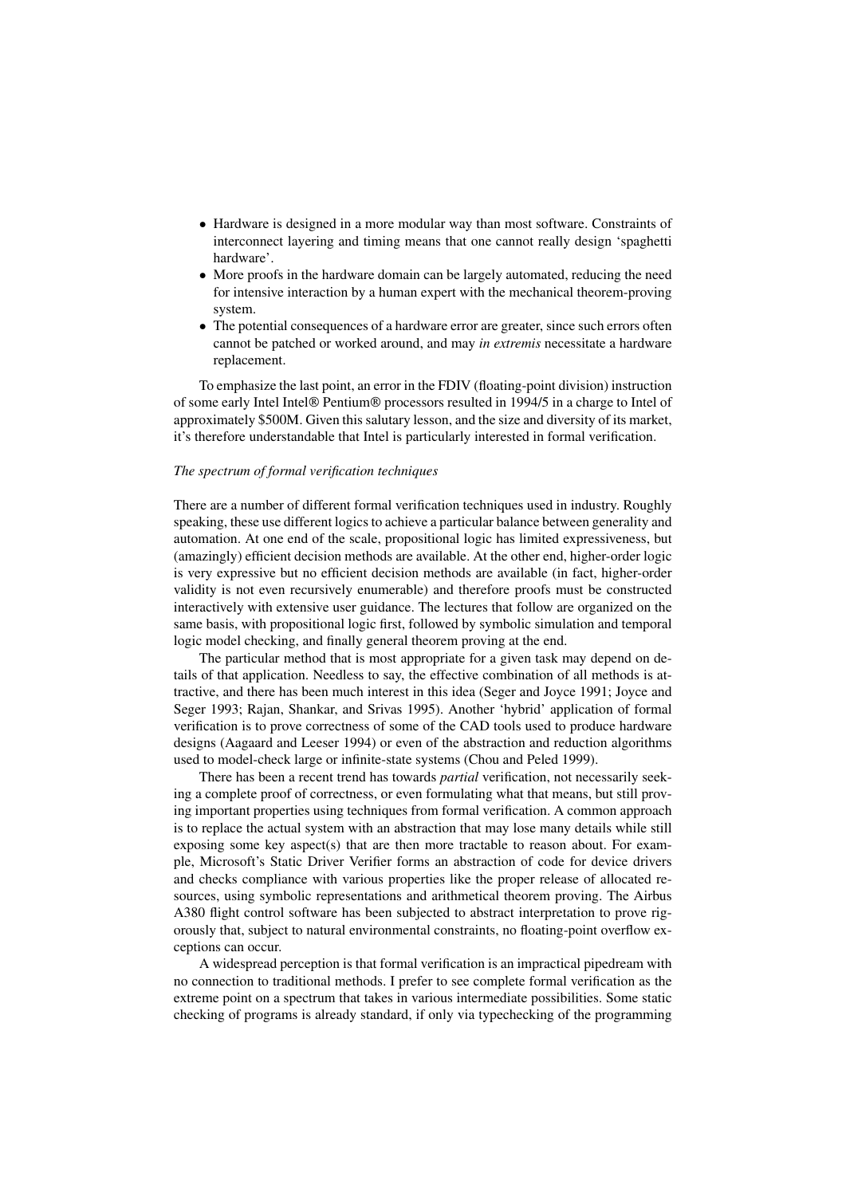- Hardware is designed in a more modular way than most software. Constraints of interconnect layering and timing means that one cannot really design 'spaghetti hardware'.
- More proofs in the hardware domain can be largely automated, reducing the need for intensive interaction by a human expert with the mechanical theorem-proving system.
- The potential consequences of a hardware error are greater, since such errors often cannot be patched or worked around, and may *in extremis* necessitate a hardware replacement.

To emphasize the last point, an error in the FDIV (floating-point division) instruction of some early Intel Intel® Pentium® processors resulted in 1994/5 in a charge to Intel of approximately $500M. Given this salutary lesson, and the size and diversity of its market, it's therefore understandable that Intel is particularly interested in formal verification.

*The spectrum of formal verification techniques*

There are a number of different formal verification techniques used in industry. Roughly speaking, these use different logics to achieve a particular balance between generality and automation. At one end of the scale, propositional logic has limited expressiveness, but (amazingly) efficient decision methods are available. At the other end, higher-order logic is very expressive but no efficient decision methods are available (in fact, higher-order validity is not even recursively enumerable) and therefore proofs must be constructed interactively with extensive user guidance. The lectures that follow are organized on the same basis, with propositional logic first, followed by symbolic simulation and temporal logic model checking, and finally general theorem proving at the end.

The particular method that is most appropriate for a given task may depend on details of that application. Needless to say, the effective combination of all methods is attractive, and there has been much interest in this idea (Seger and Joyce 1991; Joyce and Seger 1993; Rajan, Shankar, and Srivas 1995). Another 'hybrid' application of formal verification is to prove correctness of some of the CAD tools used to produce hardware designs (Aagaard and Leeser 1994) or even of the abstraction and reduction algorithms used to model-check large or infinite-state systems (Chou and Peled 1999).

There has been a recent trend has towards *partial* verification, not necessarily seeking a complete proof of correctness, or even formulating what that means, but still proving important properties using techniques from formal verification. A common approach is to replace the actual system with an abstraction that may lose many details while still exposing some key aspect(s) that are then more tractable to reason about. For example, Microsoft's Static Driver Verifier forms an abstraction of code for device drivers and checks compliance with various properties like the proper release of allocated resources, using symbolic representations and arithmetical theorem proving. The Airbus A380 flight control software has been subjected to abstract interpretation to prove rigorously that, subject to natural environmental constraints, no floating-point overflow exceptions can occur.

A widespread perception is that formal verification is an impractical pipedream with no connection to traditional methods. I prefer to see complete formal verification as the extreme point on a spectrum that takes in various intermediate possibilities. Some static checking of programs is already standard, if only via typechecking of the programming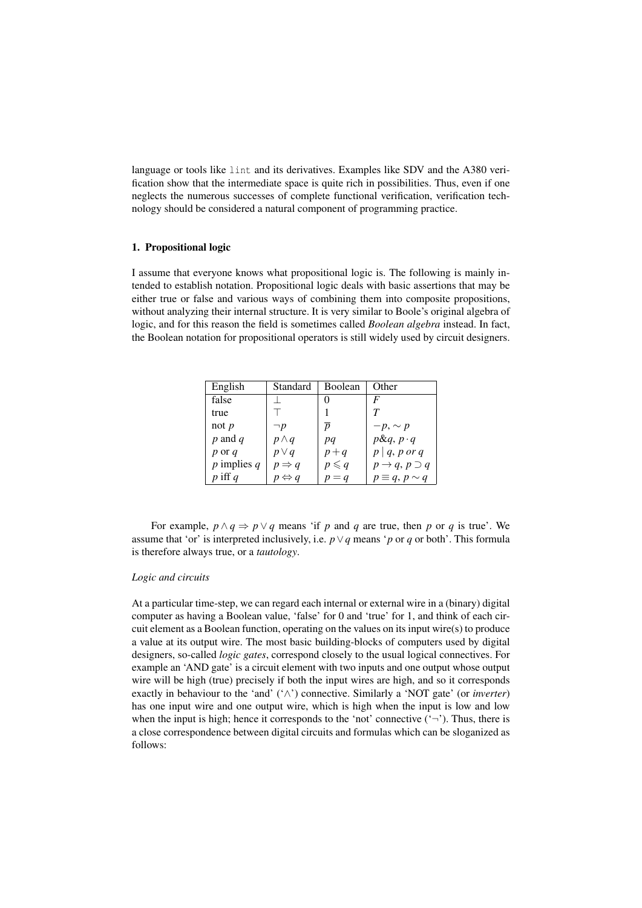language or tools like `lint` and its derivatives. Examples like SDV and the A380 verification show that the intermediate space is quite rich in possibilities. Thus, even if one neglects the numerous successes of complete functional verification, verification technology should be considered a natural component of programming practice.

## 1. Propositional logic

I assume that everyone knows what propositional logic is. The following is mainly intended to establish notation. Propositional logic deals with basic assertions that may be either true or false and various ways of combining them into composite propositions, without analyzing their internal structure. It is very similar to Boole's original algebra of logic, and for this reason the field is sometimes called *Boolean algebra* instead. In fact, the Boolean notation for propositional operators is still widely used by circuit designers.

| English | Standard | Boolean | Other |
|---|---|---|---|
| false | $\bot$ | $0$ | $F$ |
| true | $\top$ | $1$ | $T$ |
| not $p$ | $\neg p$ | $\overline{p}$ | $-p$, $\sim p$ |
| $p$ and $q$ | $p \wedge q$ | $pq$ | $p \& q$, $p \cdot q$ |
| $p$ or $q$ | $p \vee q$ | $p + q$ | $p \mid q$, $p$ *or* $q$ |
| $p$ implies $q$ | $p \Rightarrow q$ | $p \leqslant q$ | $p \rightarrow q$, $p \supset q$ |
| $p$ iff $q$ | $p \Leftrightarrow q$ | $p = q$ | $p \equiv q$, $p \sim q$ |

For example, $p \wedge q \Rightarrow p \vee q$ means 'if $p$ and $q$ are true, then $p$ or $q$ is true'. We assume that 'or' is interpreted inclusively, i.e. $p \vee q$ means '$p$ or $q$ or both'. This formula is therefore always true, or a *tautology*.

### *Logic and circuits*

At a particular time-step, we can regard each internal or external wire in a (binary) digital computer as having a Boolean value, 'false' for 0 and 'true' for 1, and think of each circuit element as a Boolean function, operating on the values on its input wire(s) to produce a value at its output wire. The most basic building-blocks of computers used by digital designers, so-called *logic gates*, correspond closely to the usual logical connectives. For example an 'AND gate' is a circuit element with two inputs and one output whose output wire will be high (true) precisely if both the input wires are high, and so it corresponds exactly in behaviour to the 'and' ('$\wedge$') connective. Similarly a 'NOT gate' (or *inverter*) has one input wire and one output wire, which is high when the input is low and low when the input is high; hence it corresponds to the 'not' connective ('$\neg$'). Thus, there is a close correspondence between digital circuits and formulas which can be sloganized as follows: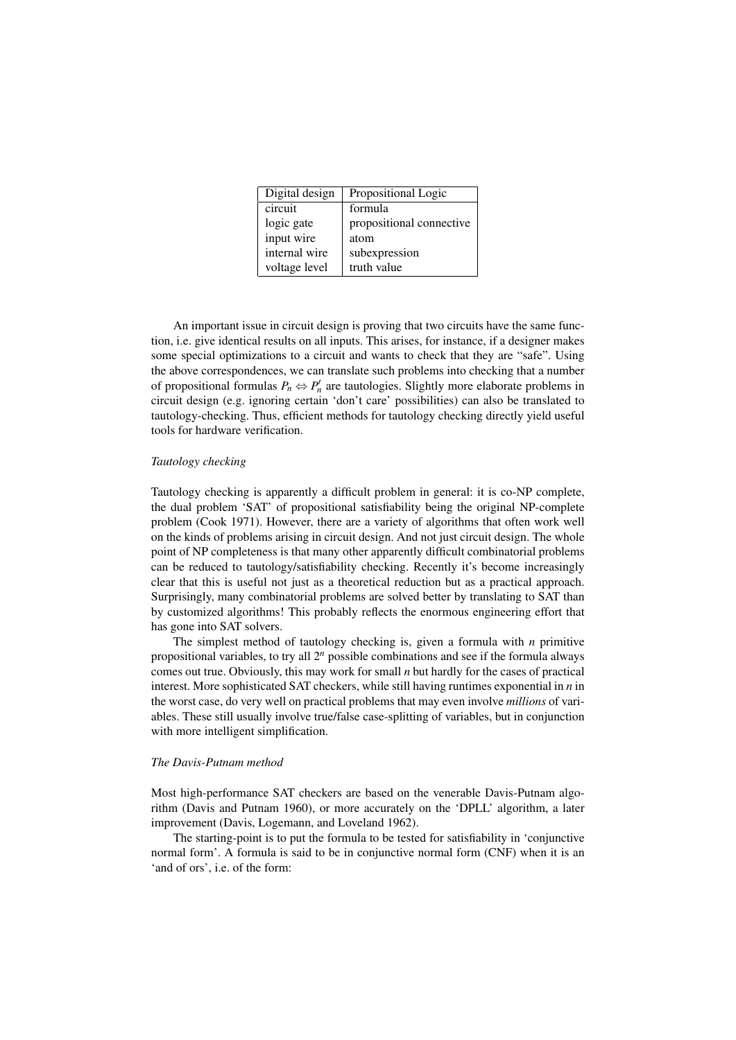| Digital design | Propositional Logic |
| --- | --- |
| circuit | formula |
| logic gate | propositional connective |
| input wire | atom |
| internal wire | subexpression |
| voltage level | truth value |

An important issue in circuit design is proving that two circuits have the same function, i.e. give identical results on all inputs. This arises, for instance, if a designer makes some special optimizations to a circuit and wants to check that they are "safe". Using the above correspondences, we can translate such problems into checking that a number of propositional formulas $P_n \Leftrightarrow P'_n$ are tautologies. Slightly more elaborate problems in circuit design (e.g. ignoring certain 'don't care' possibilities) can also be translated to tautology-checking. Thus, efficient methods for tautology checking directly yield useful tools for hardware verification.

*Tautology checking*

Tautology checking is apparently a difficult problem in general: it is co-NP complete, the dual problem 'SAT' of propositional satisfiability being the original NP-complete problem (Cook 1971). However, there are a variety of algorithms that often work well on the kinds of problems arising in circuit design. And not just circuit design. The whole point of NP completeness is that many other apparently difficult combinatorial problems can be reduced to tautology/satisfiability checking. Recently it's become increasingly clear that this is useful not just as a theoretical reduction but as a practical approach. Surprisingly, many combinatorial problems are solved better by translating to SAT than by customized algorithms! This probably reflects the enormous engineering effort that has gone into SAT solvers.

The simplest method of tautology checking is, given a formula with $n$ primitive propositional variables, to try all $2^n$ possible combinations and see if the formula always comes out true. Obviously, this may work for small $n$ but hardly for the cases of practical interest. More sophisticated SAT checkers, while still having runtimes exponential in $n$ in the worst case, do very well on practical problems that may even involve *millions* of variables. These still usually involve true/false case-splitting of variables, but in conjunction with more intelligent simplification.

*The Davis-Putnam method*

Most high-performance SAT checkers are based on the venerable Davis-Putnam algorithm (Davis and Putnam 1960), or more accurately on the 'DPLL' algorithm, a later improvement (Davis, Logemann, and Loveland 1962).

The starting-point is to put the formula to be tested for satisfiability in 'conjunctive normal form'. A formula is said to be in conjunctive normal form (CNF) when it is an 'and of ors', i.e. of the form: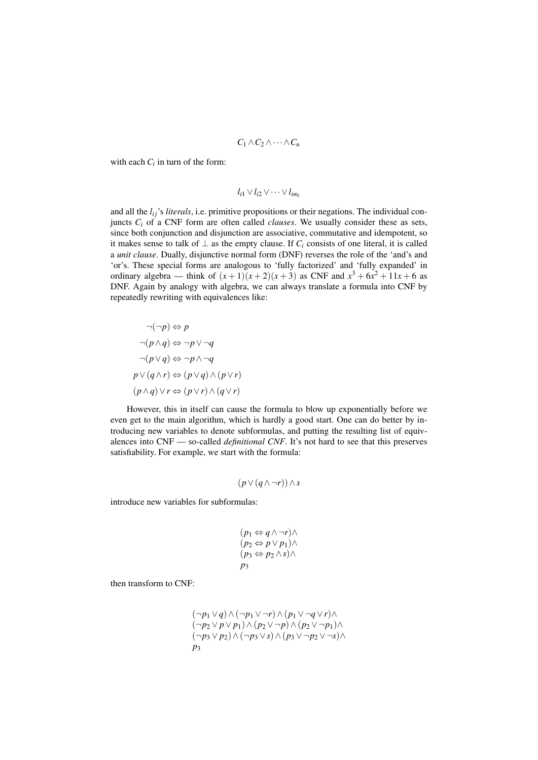$$C_1 \wedge C_2 \wedge \cdots \wedge C_n$$

with each $C_i$ in turn of the form:

$$l_{i1} \vee l_{i2} \vee \cdots \vee l_{im_i}$$

and all the $l_{ij}$'s *literals*, i.e. primitive propositions or their negations. The individual conjuncts $C_i$ of a CNF form are often called *clauses*. We usually consider these as sets, since both conjunction and disjunction are associative, commutative and idempotent, so it makes sense to talk of $\bot$ as the empty clause. If $C_i$ consists of one literal, it is called a *unit clause*. Dually, disjunctive normal form (DNF) reverses the role of the 'and's and 'or's. These special forms are analogous to 'fully factorized' and 'fully expanded' in ordinary algebra — think of $(x+1)(x+2)(x+3)$ as CNF and $x^3+6x^2+11x+6$ as DNF. Again by analogy with algebra, we can always translate a formula into CNF by repeatedly rewriting with equivalences like:

$$
\begin{aligned}
\neg(\neg p) &\Leftrightarrow p \\
\neg(p \wedge q) &\Leftrightarrow \neg p \vee \neg q \\
\neg(p \vee q) &\Leftrightarrow \neg p \wedge \neg q \\
p \vee (q \wedge r) &\Leftrightarrow (p \vee q) \wedge (p \vee r) \\
(p \wedge q) \vee r &\Leftrightarrow (p \vee r) \wedge (q \vee r)
\end{aligned}
$$

However, this in itself can cause the formula to blow up exponentially before we even get to the main algorithm, which is hardly a good start. One can do better by introducing new variables to denote subformulas, and putting the resulting list of equivalences into CNF — so-called *definitional CNF*. It's not hard to see that this preserves satisfiability. For example, we start with the formula:

$$(p \vee (q \wedge \neg r)) \wedge s$$

introduce new variables for subformulas:

$$
\begin{aligned}
&(p_1 \Leftrightarrow q \wedge \neg r) \wedge \\
&(p_2 \Leftrightarrow p \vee p_1) \wedge \\
&(p_3 \Leftrightarrow p_2 \wedge s) \wedge \\
&p_3
\end{aligned}
$$

then transform to CNF:

$$
\begin{aligned}
&(\neg p_1 \vee q) \wedge (\neg p_1 \vee \neg r) \wedge (p_1 \vee \neg q \vee r) \wedge \\
&(\neg p_2 \vee p \vee p_1) \wedge (p_2 \vee \neg p) \wedge (p_2 \vee \neg p_1) \wedge \\
&(\neg p_3 \vee p_2) \wedge (\neg p_3 \vee s) \wedge (p_3 \vee \neg p_2 \vee \neg s) \wedge \\
&p_3
\end{aligned}
$$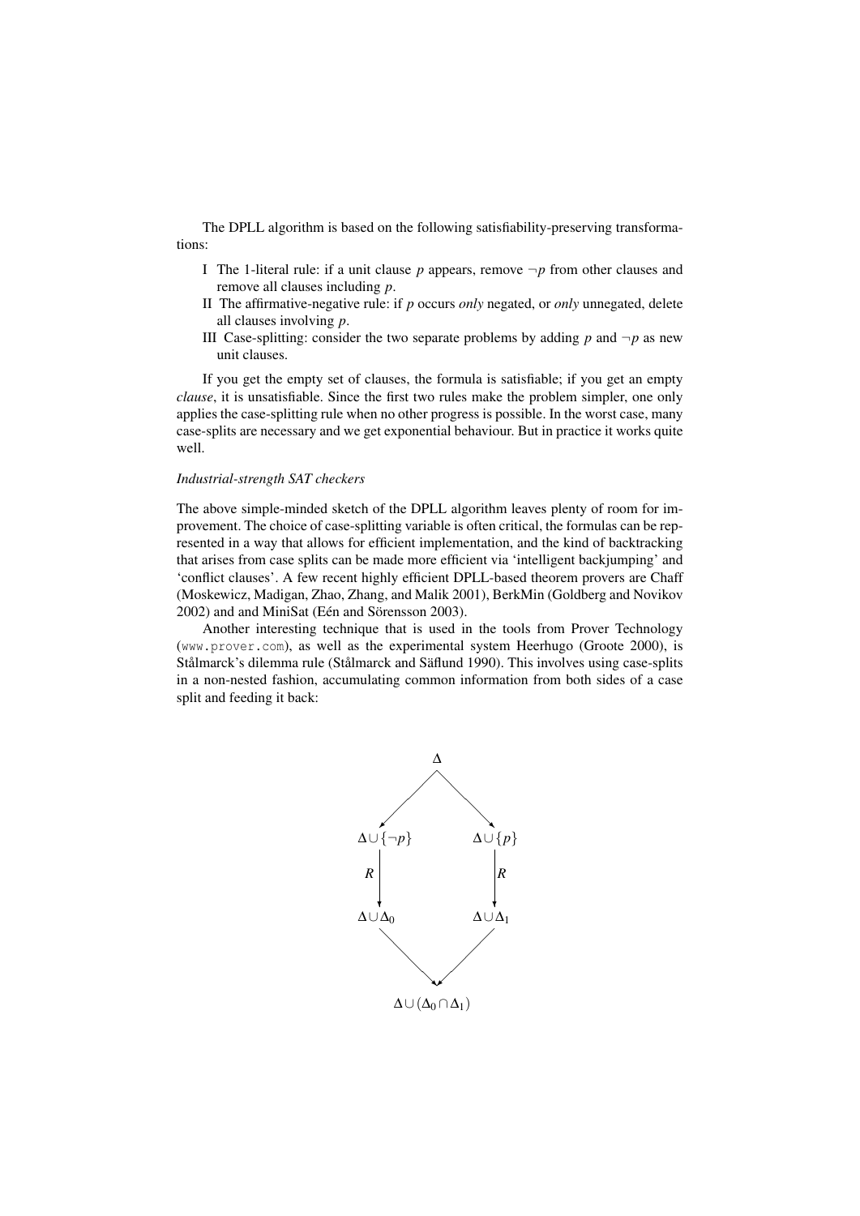The DPLL algorithm is based on the following satisfiability-preserving transformations:

I The 1-literal rule: if a unit clause $p$ appears, remove $\neg p$ from other clauses and remove all clauses including $p$.

II The affirmative-negative rule: if $p$ occurs *only* negated, or *only* unnegated, delete all clauses involving $p$.

III Case-splitting: consider the two separate problems by adding $p$ and $\neg p$ as new unit clauses.

If you get the empty set of clauses, the formula is satisfiable; if you get an empty *clause*, it is unsatisfiable. Since the first two rules make the problem simpler, one only applies the case-splitting rule when no other progress is possible. In the worst case, many case-splits are necessary and we get exponential behaviour. But in practice it works quite well.

*Industrial-strength SAT checkers*

The above simple-minded sketch of the DPLL algorithm leaves plenty of room for improvement. The choice of case-splitting variable is often critical, the formulas can be represented in a way that allows for efficient implementation, and the kind of backtracking that arises from case splits can be made more efficient via 'intelligent backjumping' and 'conflict clauses'. A few recent highly efficient DPLL-based theorem provers are Chaff (Moskewicz, Madigan, Zhao, Zhang, and Malik 2001), BerkMin (Goldberg and Novikov 2002) and and MiniSat (Eén and Sörensson 2003).

Another interesting technique that is used in the tools from Prover Technology (`www.prover.com`), as well as the experimental system Heerhugo (Groote 2000), is Stålmarck's dilemma rule (Stålmarck and Säflund 1990). This involves using case-splits in a non-nested fashion, accumulating common information from both sides of a case split and feeding it back:

$$
\begin{array}{ccc}
 & \Delta & \\
\swarrow & & \searrow \\
\Delta \cup \{\neg p\} & & \Delta \cup \{p\} \\
\downarrow R & & \downarrow R \\
\Delta \cup \Delta_0 & & \Delta \cup \Delta_1 \\
\searrow & & \swarrow \\
 & \Delta \cup (\Delta_0 \cap \Delta_1) &
\end{array}
$$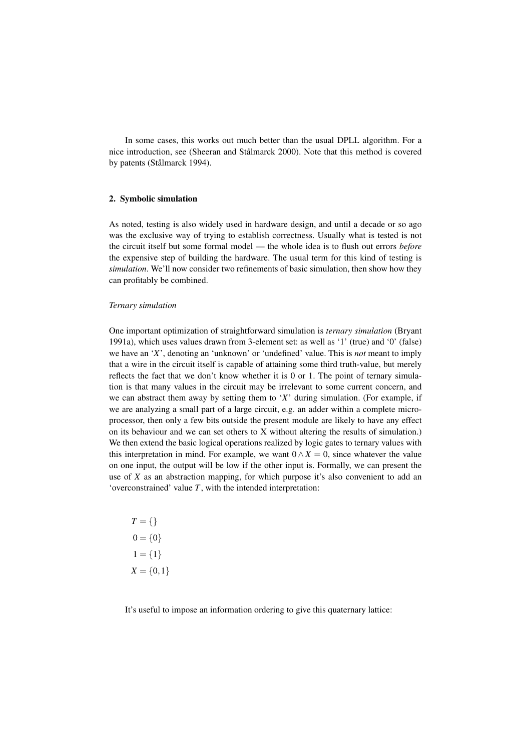In some cases, this works out much better than the usual DPLL algorithm. For a nice introduction, see (Sheeran and Stålmarck 2000). Note that this method is covered by patents (Stålmarck 1994).

## 2. Symbolic simulation

As noted, testing is also widely used in hardware design, and until a decade or so ago was the exclusive way of trying to establish correctness. Usually what is tested is not the circuit itself but some formal model — the whole idea is to flush out errors *before* the expensive step of building the hardware. The usual term for this kind of testing is *simulation*. We'll now consider two refinements of basic simulation, then show how they can profitably be combined.

### *Ternary simulation*

One important optimization of straightforward simulation is *ternary simulation* (Bryant 1991a), which uses values drawn from 3-element set: as well as '1' (true) and '0' (false) we have an '$X$', denoting an 'unknown' or 'undefined' value. This is *not* meant to imply that a wire in the circuit itself is capable of attaining some third truth-value, but merely reflects the fact that we don't know whether it is 0 or 1. The point of ternary simulation is that many values in the circuit may be irrelevant to some current concern, and we can abstract them away by setting them to '$X$' during simulation. (For example, if we are analyzing a small part of a large circuit, e.g. an adder within a complete microprocessor, then only a few bits outside the present module are likely to have any effect on its behaviour and we can set others to X without altering the results of simulation.) We then extend the basic logical operations realized by logic gates to ternary values with this interpretation in mind. For example, we want $0 \wedge X = 0$, since whatever the value on one input, the output will be low if the other input is. Formally, we can present the use of $X$ as an abstraction mapping, for which purpose it's also convenient to add an 'overconstrained' value $T$, with the intended interpretation:

$$
\begin{aligned}
T &= \{\} \\
0 &= \{0\} \\
1 &= \{1\} \\
X &= \{0,1\}
\end{aligned}
$$

It's useful to impose an information ordering to give this quaternary lattice: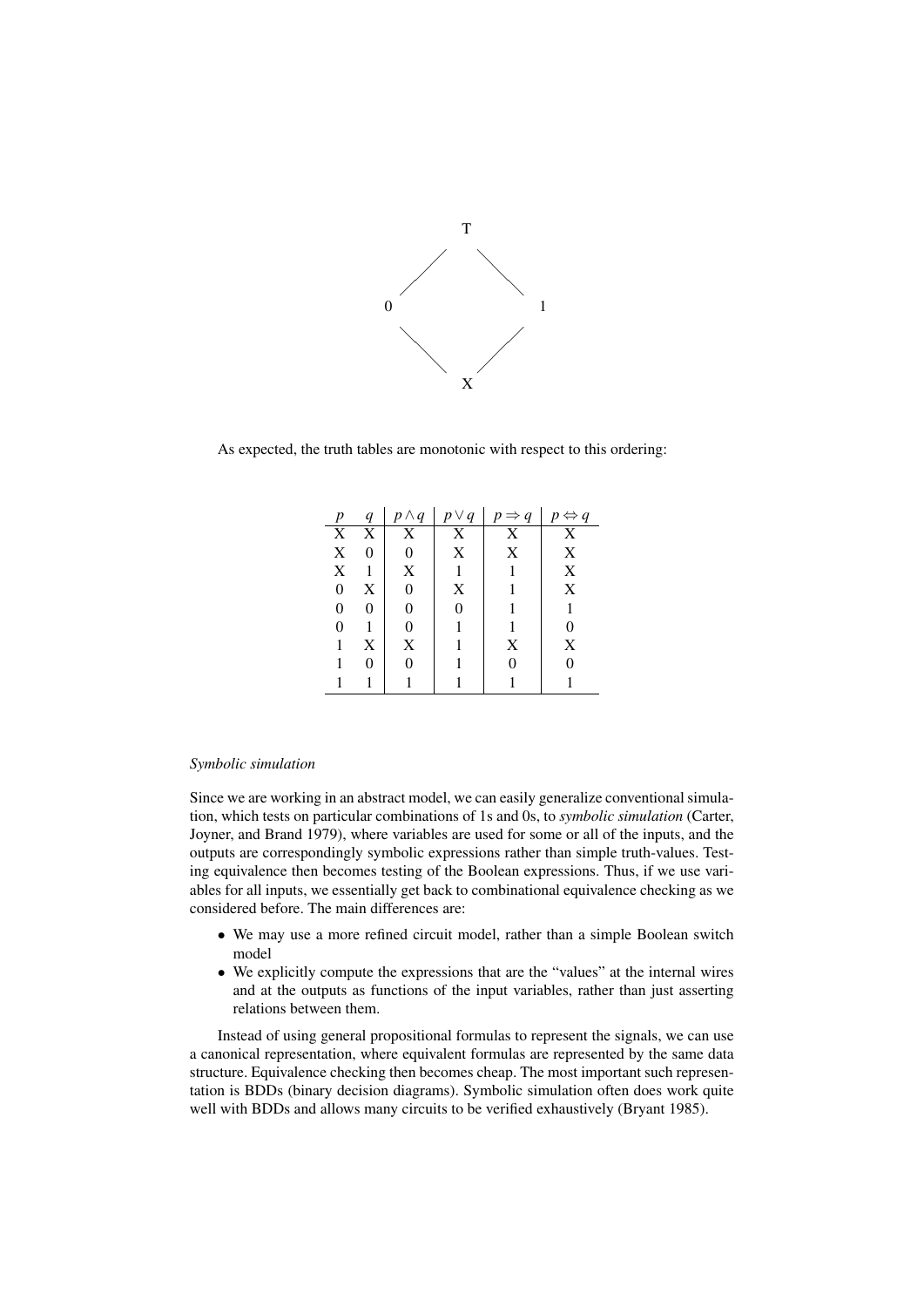```
        T
      /   \
     0     1
      \   /
        X
```

As expected, the truth tables are monotonic with respect to this ordering:

| $p$ | $q$ | $p \wedge q$ | $p \vee q$ | $p \Rightarrow q$ | $p \Leftrightarrow q$ |
|---|---|---|---|---|---|
| X | X | X | X | X | X |
| X | 0 | 0 | X | X | X |
| X | 1 | X | 1 | 1 | X |
| 0 | X | 0 | X | 1 | X |
| 0 | 0 | 0 | 0 | 1 | 1 |
| 0 | 1 | 0 | 1 | 1 | 0 |
| 1 | X | X | 1 | X | X |
| 1 | 0 | 0 | 1 | 0 | 0 |
| 1 | 1 | 1 | 1 | 1 | 1 |

### *Symbolic simulation*

Since we are working in an abstract model, we can easily generalize conventional simulation, which tests on particular combinations of 1s and 0s, to *symbolic simulation* (Carter, Joyner, and Brand 1979), where variables are used for some or all of the inputs, and the outputs are correspondingly symbolic expressions rather than simple truth-values. Testing equivalence then becomes testing of the Boolean expressions. Thus, if we use variables for all inputs, we essentially get back to combinational equivalence checking as we considered before. The main differences are:

- We may use a more refined circuit model, rather than a simple Boolean switch model
- We explicitly compute the expressions that are the "values" at the internal wires and at the outputs as functions of the input variables, rather than just asserting relations between them.

Instead of using general propositional formulas to represent the signals, we can use a canonical representation, where equivalent formulas are represented by the same data structure. Equivalence checking then becomes cheap. The most important such representation is BDDs (binary decision diagrams). Symbolic simulation often does work quite well with BDDs and allows many circuits to be verified exhaustively (Bryant 1985).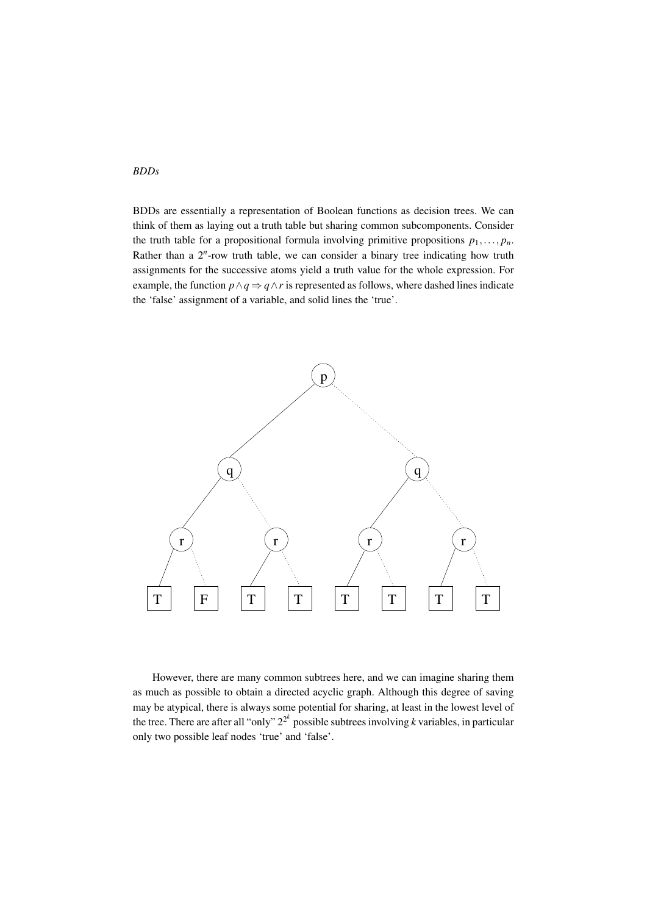*BDDs*

BDDs are essentially a representation of Boolean functions as decision trees. We can think of them as laying out a truth table but sharing common subcomponents. Consider the truth table for a propositional formula involving primitive propositions $p_1, \ldots, p_n$. Rather than a $2^n$-row truth table, we can consider a binary tree indicating how truth assignments for the successive atoms yield a truth value for the whole expression. For example, the function $p \wedge q \Rightarrow q \wedge r$ is represented as follows, where dashed lines indicate the 'false' assignment of a variable, and solid lines the 'true'.

However, there are many common subtrees here, and we can imagine sharing them as much as possible to obtain a directed acyclic graph. Although this degree of saving may be atypical, there is always some potential for sharing, at least in the lowest level of the tree. There are after all "only" $2^{2^k}$ possible subtrees involving $k$ variables, in particular only two possible leaf nodes 'true' and 'false'.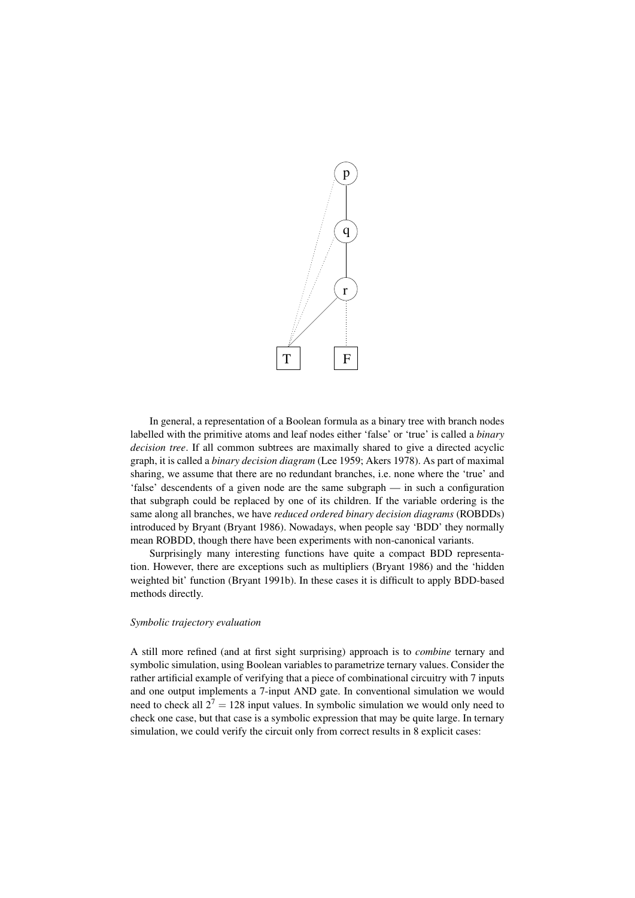In general, a representation of a Boolean formula as a binary tree with branch nodes labelled with the primitive atoms and leaf nodes either 'false' or 'true' is called a *binary decision tree*. If all common subtrees are maximally shared to give a directed acyclic graph, it is called a *binary decision diagram* (Lee 1959; Akers 1978). As part of maximal sharing, we assume that there are no redundant branches, i.e. none where the 'true' and 'false' descendents of a given node are the same subgraph — in such a configuration that subgraph could be replaced by one of its children. If the variable ordering is the same along all branches, we have *reduced ordered binary decision diagrams* (ROBDDs) introduced by Bryant (Bryant 1986). Nowadays, when people say 'BDD' they normally mean ROBDD, though there have been experiments with non-canonical variants.

Surprisingly many interesting functions have quite a compact BDD representation. However, there are exceptions such as multipliers (Bryant 1986) and the 'hidden weighted bit' function (Bryant 1991b). In these cases it is difficult to apply BDD-based methods directly.

### *Symbolic trajectory evaluation*

A still more refined (and at first sight surprising) approach is to *combine* ternary and symbolic simulation, using Boolean variables to parametrize ternary values. Consider the rather artificial example of verifying that a piece of combinational circuitry with 7 inputs and one output implements a 7-input AND gate. In conventional simulation we would need to check all $2^7 = 128$ input values. In symbolic simulation we would only need to check one case, but that case is a symbolic expression that may be quite large. In ternary simulation, we could verify the circuit only from correct results in 8 explicit cases: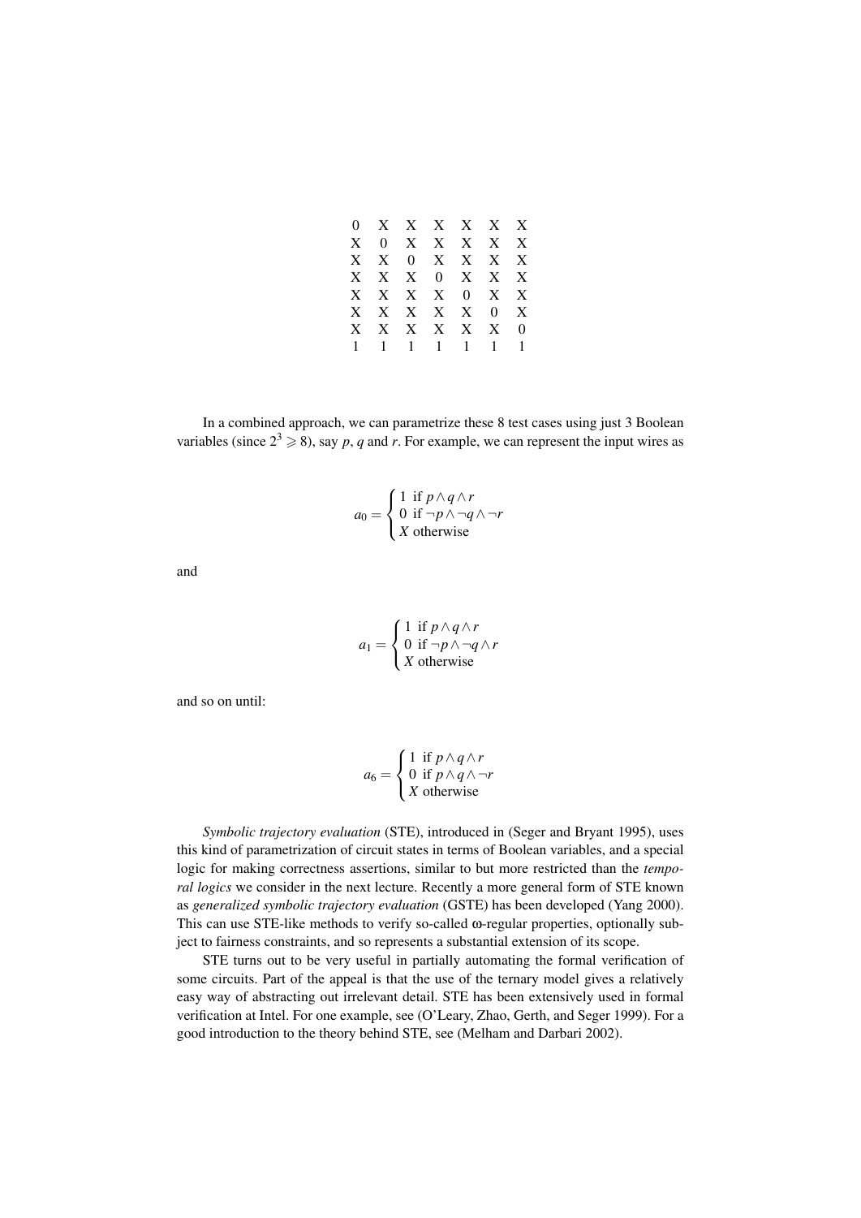| | | | | | | |
|---|---|---|---|---|---|---|
| 0 | X | X | X | X | X | X |
| X | 0 | X | X | X | X | X |
| X | X | 0 | X | X | X | X |
| X | X | X | 0 | X | X | X |
| X | X | X | X | 0 | X | X |
| X | X | X | X | X | 0 | X |
| X | X | X | X | X | X | 0 |
| 1 | 1 | 1 | 1 | 1 | 1 | 1 |

In a combined approach, we can parametrize these 8 test cases using just 3 Boolean variables (since $2^3 \geqslant 8$), say $p$, $q$ and $r$. For example, we can represent the input wires as

$$a_0 = \begin{cases} 1 \text{ if } p \wedge q \wedge r \\ 0 \text{ if } \neg p \wedge \neg q \wedge \neg r \\ X \text{ otherwise} \end{cases}$$

and

$$a_1 = \begin{cases} 1 \text{ if } p \wedge q \wedge r \\ 0 \text{ if } \neg p \wedge \neg q \wedge r \\ X \text{ otherwise} \end{cases}$$

and so on until:

$$a_6 = \begin{cases} 1 \text{ if } p \wedge q \wedge r \\ 0 \text{ if } p \wedge q \wedge \neg r \\ X \text{ otherwise} \end{cases}$$

*Symbolic trajectory evaluation* (STE), introduced in (Seger and Bryant 1995), uses this kind of parametrization of circuit states in terms of Boolean variables, and a special logic for making correctness assertions, similar to but more restricted than the *temporal logics* we consider in the next lecture. Recently a more general form of STE known as *generalized symbolic trajectory evaluation* (GSTE) has been developed (Yang 2000). This can use STE-like methods to verify so-called ω-regular properties, optionally subject to fairness constraints, and so represents a substantial extension of its scope.

STE turns out to be very useful in partially automating the formal verification of some circuits. Part of the appeal is that the use of the ternary model gives a relatively easy way of abstracting out irrelevant detail. STE has been extensively used in formal verification at Intel. For one example, see (O'Leary, Zhao, Gerth, and Seger 1999). For a good introduction to the theory behind STE, see (Melham and Darbari 2002).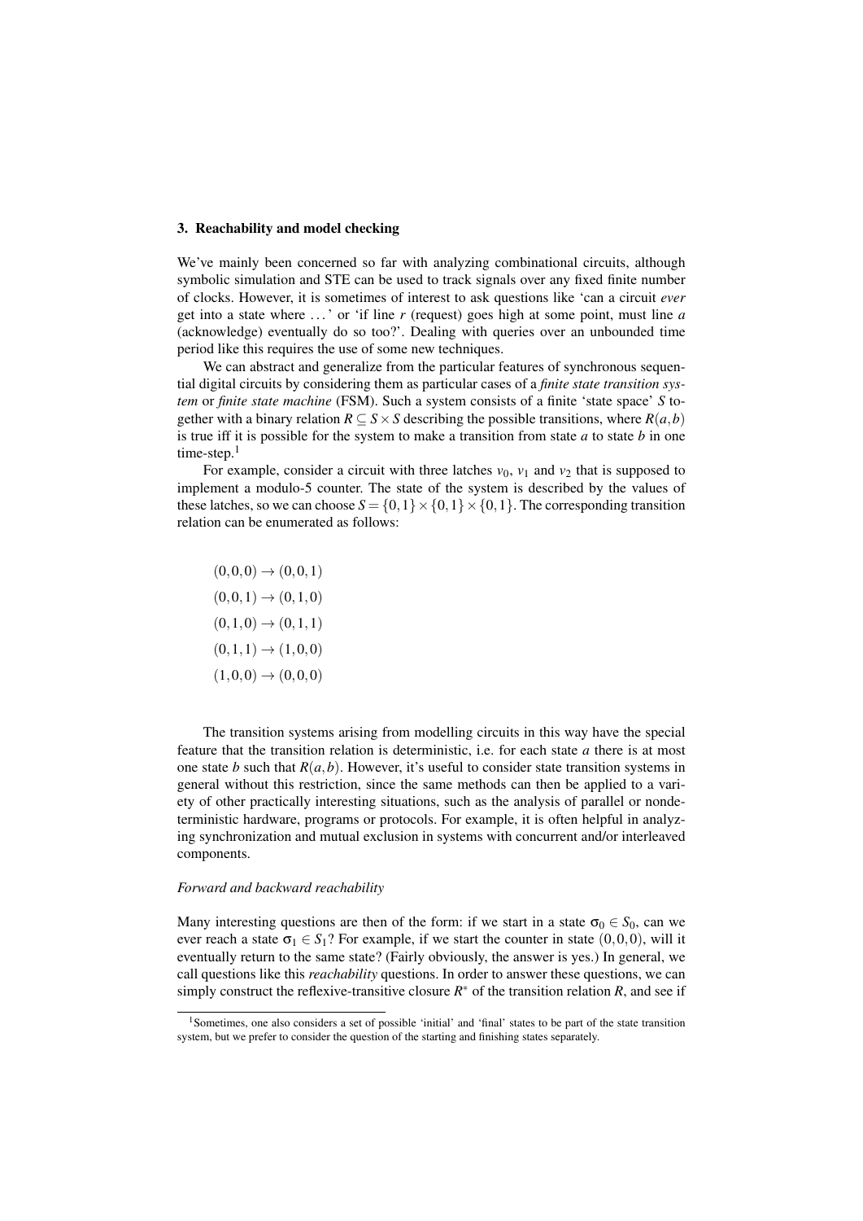### 3. Reachability and model checking

We've mainly been concerned so far with analyzing combinational circuits, although symbolic simulation and STE can be used to track signals over any fixed finite number of clocks. However, it is sometimes of interest to ask questions like 'can a circuit *ever* get into a state where ...' or 'if line $r$ (request) goes high at some point, must line $a$ (acknowledge) eventually do so too?'. Dealing with queries over an unbounded time period like this requires the use of some new techniques.

We can abstract and generalize from the particular features of synchronous sequential digital circuits by considering them as particular cases of a *finite state transition system* or *finite state machine* (FSM). Such a system consists of a finite 'state space' $S$ together with a binary relation $R \subseteq S \times S$ describing the possible transitions, where $R(a,b)$ is true iff it is possible for the system to make a transition from state $a$ to state $b$ in one time-step.[1]

For example, consider a circuit with three latches $v_0$, $v_1$ and $v_2$ that is supposed to implement a modulo-5 counter. The state of the system is described by the values of these latches, so we can choose $S = \{0,1\} \times \{0,1\} \times \{0,1\}$. The corresponding transition relation can be enumerated as follows:

$$(0,0,0) \to (0,0,1)$$
$$(0,0,1) \to (0,1,0)$$
$$(0,1,0) \to (0,1,1)$$
$$(0,1,1) \to (1,0,0)$$
$$(1,0,0) \to (0,0,0)$$

The transition systems arising from modelling circuits in this way have the special feature that the transition relation is deterministic, i.e. for each state $a$ there is at most one state $b$ such that $R(a,b)$. However, it's useful to consider state transition systems in general without this restriction, since the same methods can then be applied to a variety of other practically interesting situations, such as the analysis of parallel or nondeterministic hardware, programs or protocols. For example, it is often helpful in analyzing synchronization and mutual exclusion in systems with concurrent and/or interleaved components.

*Forward and backward reachability*

Many interesting questions are then of the form: if we start in a state $\sigma_0 \in S_0$, can we ever reach a state $\sigma_1 \in S_1$? For example, if we start the counter in state $(0,0,0)$, will it eventually return to the same state? (Fairly obviously, the answer is yes.) In general, we call questions like this *reachability* questions. In order to answer these questions, we can simply construct the reflexive-transitive closure $R^*$ of the transition relation $R$, and see if

[1] Sometimes, one also considers a set of possible 'initial' and 'final' states to be part of the state transition system, but we prefer to consider the question of the starting and finishing states separately.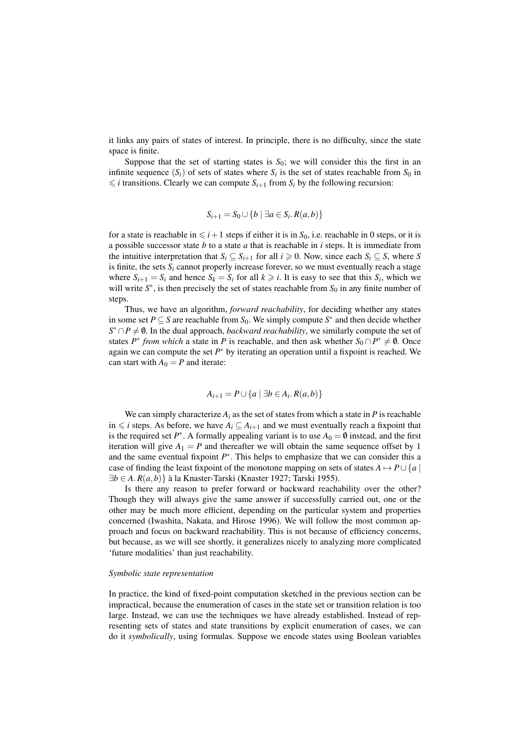it links any pairs of states of interest. In principle, there is no difficulty, since the state space is finite.

Suppose that the set of starting states is $S_0$; we will consider this the first in an infinite sequence $(S_i)$ of sets of states where $S_i$ is the set of states reachable from $S_0$ in $\leqslant i$ transitions. Clearly we can compute $S_{i+1}$ from $S_i$ by the following recursion:

$$S_{i+1} = S_0 \cup \{b \mid \exists a \in S_i.\, R(a,b)\}$$

for a state is reachable in $\leqslant i+1$ steps if either it is in $S_0$, i.e. reachable in 0 steps, or it is a possible successor state $b$ to a state $a$ that is reachable in $i$ steps. It is immediate from the intuitive interpretation that $S_i \subseteq S_{i+1}$ for all $i \geqslant 0$. Now, since each $S_i \subseteq S$, where $S$ is finite, the sets $S_i$ cannot properly increase forever, so we must eventually reach a stage where $S_{i+1} = S_i$ and hence $S_k = S_i$ for all $k \geqslant i$. It is easy to see that this $S_i$, which we will write $S^*$, is then precisely the set of states reachable from $S_0$ in any finite number of steps.

Thus, we have an algorithm, *forward reachability*, for deciding whether any states in some set $P \subseteq S$ are reachable from $S_0$. We simply compute $S^*$ and then decide whether $S^* \cap P \neq \emptyset$. In the dual approach, *backward reachability*, we similarly compute the set of states $P^*$ *from which* a state in $P$ is reachable, and then ask whether $S_0 \cap P^* \neq \emptyset$. Once again we can compute the set $P^*$ by iterating an operation until a fixpoint is reached. We can start with $A_0 = P$ and iterate:

$$A_{i+1} = P \cup \{a \mid \exists b \in A_i.\, R(a,b)\}$$

We can simply characterize $A_i$ as the set of states from which a state in $P$ is reachable in $\leqslant i$ steps. As before, we have $A_i \subseteq A_{i+1}$ and we must eventually reach a fixpoint that is the required set $P^*$. A formally appealing variant is to use $A_0 = \emptyset$ instead, and the first iteration will give $A_1 = P$ and thereafter we will obtain the same sequence offset by 1 and the same eventual fixpoint $P^*$. This helps to emphasize that we can consider this a case of finding the least fixpoint of the monotone mapping on sets of states $A \mapsto P \cup \{a \mid \exists b \in A.\, R(a,b)\}$ à la Knaster-Tarski (Knaster 1927; Tarski 1955).

Is there any reason to prefer forward or backward reachability over the other? Though they will always give the same answer if successfully carried out, one or the other may be much more efficient, depending on the particular system and properties concerned (Iwashita, Nakata, and Hirose 1996). We will follow the most common approach and focus on backward reachability. This is not because of efficiency concerns, but because, as we will see shortly, it generalizes nicely to analyzing more complicated 'future modalities' than just reachability.

*Symbolic state representation*

In practice, the kind of fixed-point computation sketched in the previous section can be impractical, because the enumeration of cases in the state set or transition relation is too large. Instead, we can use the techniques we have already established. Instead of representing sets of states and state transitions by explicit enumeration of cases, we can do it *symbolically*, using formulas. Suppose we encode states using Boolean variables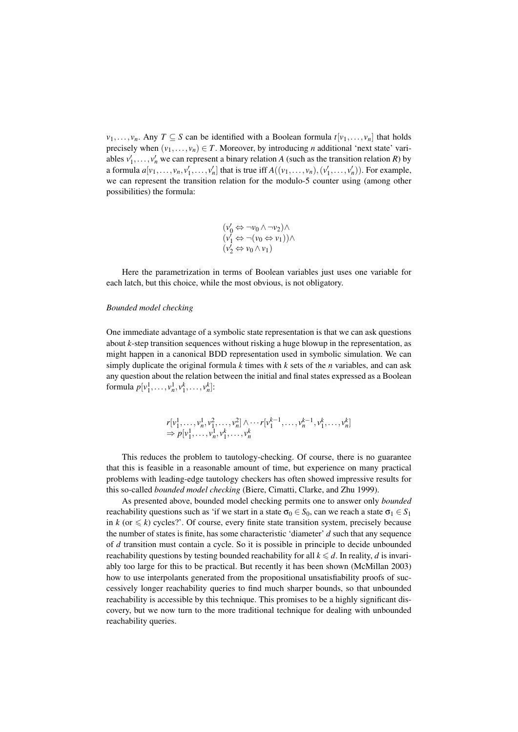$v_1, \ldots, v_n$. Any $T \subseteq S$ can be identified with a Boolean formula $t[v_1, \ldots, v_n]$ that holds precisely when $(v_1, \ldots, v_n) \in T$. Moreover, by introducing $n$ additional 'next state' variables $v_1', \ldots, v_n'$ we can represent a binary relation $A$ (such as the transition relation $R$) by a formula $a[v_1, \ldots, v_n, v_1', \ldots, v_n']$ that is true iff $A((v_1, \ldots, v_n), (v_1', \ldots, v_n'))$. For example, we can represent the transition relation for the modulo-5 counter using (among other possibilities) the formula:

$$
\begin{array}{l}
(v_0' \Leftrightarrow \neg v_0 \wedge \neg v_2) \wedge \\
(v_1' \Leftrightarrow \neg (v_0 \Leftrightarrow v_1)) \wedge \\
(v_2' \Leftrightarrow v_0 \wedge v_1)
\end{array}
$$

Here the parametrization in terms of Boolean variables just uses one variable for each latch, but this choice, while the most obvious, is not obligatory.

*Bounded model checking*

One immediate advantage of a symbolic state representation is that we can ask questions about $k$-step transition sequences without risking a huge blowup in the representation, as might happen in a canonical BDD representation used in symbolic simulation. We can simply duplicate the original formula $k$ times with $k$ sets of the $n$ variables, and can ask any question about the relation between the initial and final states expressed as a Boolean formula $p[v_1^1, \ldots, v_n^1, v_1^k, \ldots, v_n^k]$:

$$
\begin{array}{l}
r[v_1^1, \ldots, v_n^1, v_1^2, \ldots, v_n^2] \wedge \cdots r[v_1^{k-1}, \ldots, v_n^{k-1}, v_1^k, \ldots, v_n^k] \\
\Rightarrow p[v_1^1, \ldots, v_n^1, v_1^k, \ldots, v_n^k
\end{array}
$$

This reduces the problem to tautology-checking. Of course, there is no guarantee that this is feasible in a reasonable amount of time, but experience on many practical problems with leading-edge tautology checkers has often showed impressive results for this so-called *bounded model checking* (Biere, Cimatti, Clarke, and Zhu 1999).

As presented above, bounded model checking permits one to answer only *bounded* reachability questions such as 'if we start in a state $\sigma_0 \in S_0$, can we reach a state $\sigma_1 \in S_1$ in $k$ (or $\leqslant k$) cycles?'. Of course, every finite state transition system, precisely because the number of states is finite, has some characteristic 'diameter' $d$ such that any sequence of $d$ transition must contain a cycle. So it is possible in principle to decide unbounded reachability questions by testing bounded reachability for all $k \leqslant d$. In reality, $d$ is invariably too large for this to be practical. But recently it has been shown (McMillan 2003) how to use interpolants generated from the propositional unsatisfiability proofs of successively longer reachability queries to find much sharper bounds, so that unbounded reachability is accessible by this technique. This promises to be a highly significant discovery, but we now turn to the more traditional technique for dealing with unbounded reachability queries.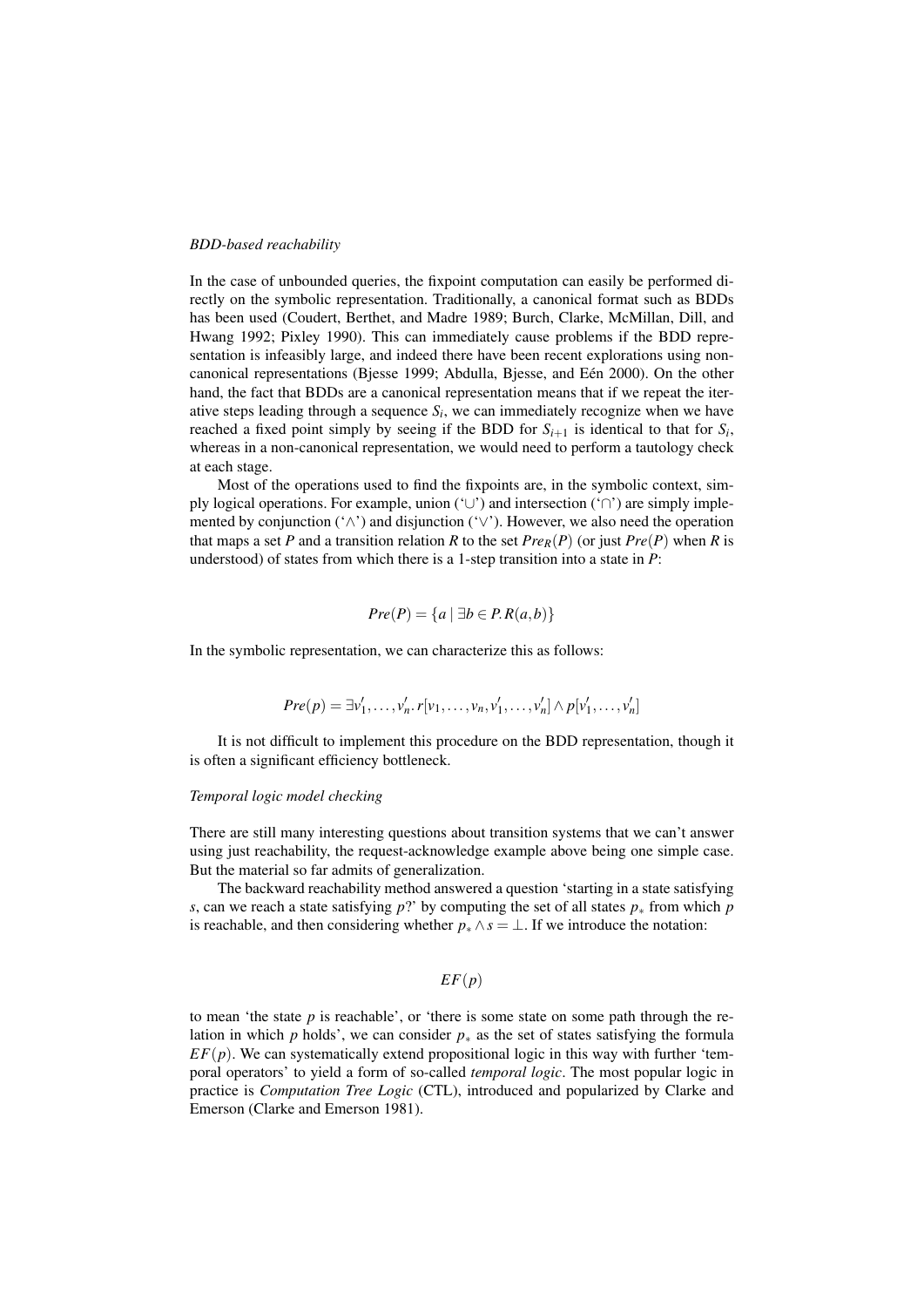*BDD-based reachability*

In the case of unbounded queries, the fixpoint computation can easily be performed directly on the symbolic representation. Traditionally, a canonical format such as BDDs has been used (Coudert, Berthet, and Madre 1989; Burch, Clarke, McMillan, Dill, and Hwang 1992; Pixley 1990). This can immediately cause problems if the BDD representation is infeasibly large, and indeed there have been recent explorations using non-canonical representations (Bjesse 1999; Abdulla, Bjesse, and Eén 2000). On the other hand, the fact that BDDs are a canonical representation means that if we repeat the iterative steps leading through a sequence $S_i$, we can immediately recognize when we have reached a fixed point simply by seeing if the BDD for $S_{i+1}$ is identical to that for $S_i$, whereas in a non-canonical representation, we would need to perform a tautology check at each stage.

Most of the operations used to find the fixpoints are, in the symbolic context, simply logical operations. For example, union ('$\cup$') and intersection ('$\cap$') are simply implemented by conjunction ('$\wedge$') and disjunction ('$\vee$'). However, we also need the operation that maps a set $P$ and a transition relation $R$ to the set $Pre_R(P)$ (or just $Pre(P)$ when $R$ is understood) of states from which there is a 1-step transition into a state in $P$:

$$Pre(P) = \{a \mid \exists b \in P.\, R(a,b)\}$$

In the symbolic representation, we can characterize this as follows:

$$Pre(p) = \exists v_1', \ldots, v_n'.\, r[v_1, \ldots, v_n, v_1', \ldots, v_n'] \wedge p[v_1', \ldots, v_n']$$

It is not difficult to implement this procedure on the BDD representation, though it is often a significant efficiency bottleneck.

*Temporal logic model checking*

There are still many interesting questions about transition systems that we can't answer using just reachability, the request-acknowledge example above being one simple case. But the material so far admits of generalization.

The backward reachability method answered a question 'starting in a state satisfying $s$, can we reach a state satisfying $p$?' by computing the set of all states $p_*$ from which $p$ is reachable, and then considering whether $p_* \wedge s = \bot$. If we introduce the notation:

$$EF(p)$$

to mean 'the state $p$ is reachable', or 'there is some state on some path through the relation in which $p$ holds', we can consider $p_*$ as the set of states satisfying the formula $EF(p)$. We can systematically extend propositional logic in this way with further 'temporal operators' to yield a form of so-called *temporal logic*. The most popular logic in practice is *Computation Tree Logic* (CTL), introduced and popularized by Clarke and Emerson (Clarke and Emerson 1981).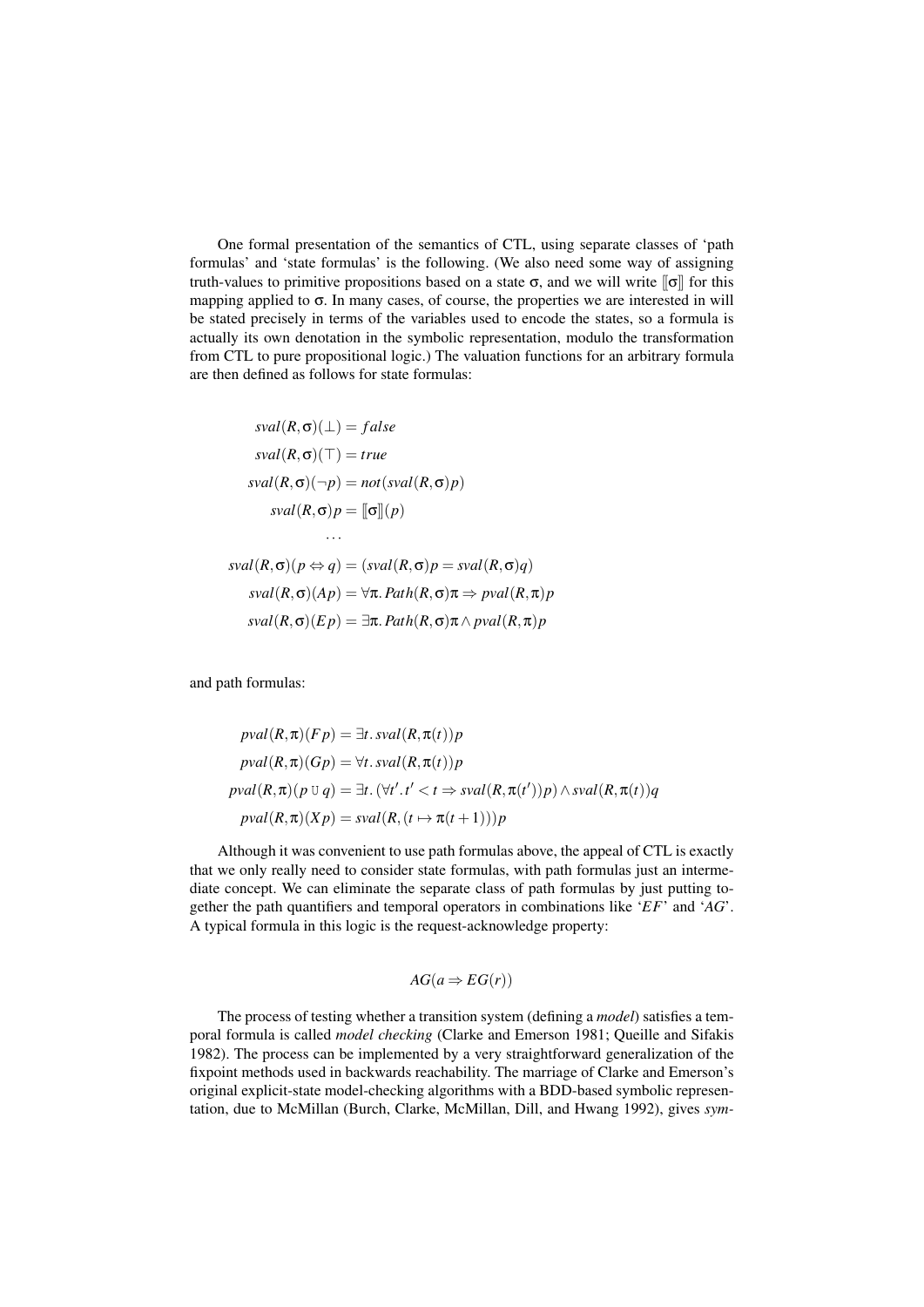One formal presentation of the semantics of CTL, using separate classes of 'path formulas' and 'state formulas' is the following. (We also need some way of assigning truth-values to primitive propositions based on a state $\sigma$, and we will write $[\![\sigma]\!]$ for this mapping applied to $\sigma$. In many cases, of course, the properties we are interested in will be stated precisely in terms of the variables used to encode the states, so a formula is actually its own denotation in the symbolic representation, modulo the transformation from CTL to pure propositional logic.) The valuation functions for an arbitrary formula are then defined as follows for state formulas:

$$
\begin{aligned}
sval(R,\sigma)(\bot) &= false \\
sval(R,\sigma)(\top) &= true \\
sval(R,\sigma)(\neg p) &= not(sval(R,\sigma)p) \\
sval(R,\sigma)p &= [\![\sigma]\!](p) \\
&\cdots \\
sval(R,\sigma)(p \Leftrightarrow q) &= (sval(R,\sigma)p = sval(R,\sigma)q) \\
sval(R,\sigma)(Ap) &= \forall \pi.\, Path(R,\sigma)\pi \Rightarrow pval(R,\pi)p \\
sval(R,\sigma)(Ep) &= \exists \pi.\, Path(R,\sigma)\pi \wedge pval(R,\pi)p
\end{aligned}
$$

and path formulas:

$$
\begin{aligned}
pval(R,\pi)(Fp) &= \exists t.\, sval(R,\pi(t))p \\
pval(R,\pi)(Gp) &= \forall t.\, sval(R,\pi(t))p \\
pval(R,\pi)(p \,\mathbb{U}\, q) &= \exists t.\, (\forall t'.\, t' < t \Rightarrow sval(R,\pi(t'))p) \wedge sval(R,\pi(t))q \\
pval(R,\pi)(Xp) &= sval(R,(t \mapsto \pi(t+1)))p
\end{aligned}
$$

Although it was convenient to use path formulas above, the appeal of CTL is exactly that we only really need to consider state formulas, with path formulas just an intermediate concept. We can eliminate the separate class of path formulas by just putting together the path quantifiers and temporal operators in combinations like '$EF$' and '$AG$'. A typical formula in this logic is the request-acknowledge property:

$$AG(a \Rightarrow EG(r))$$

The process of testing whether a transition system (defining a *model*) satisfies a temporal formula is called *model checking* (Clarke and Emerson 1981; Queille and Sifakis 1982). The process can be implemented by a very straightforward generalization of the fixpoint methods used in backwards reachability. The marriage of Clarke and Emerson's original explicit-state model-checking algorithms with a BDD-based symbolic representation, due to McMillan (Burch, Clarke, McMillan, Dill, and Hwang 1992), gives *sym-*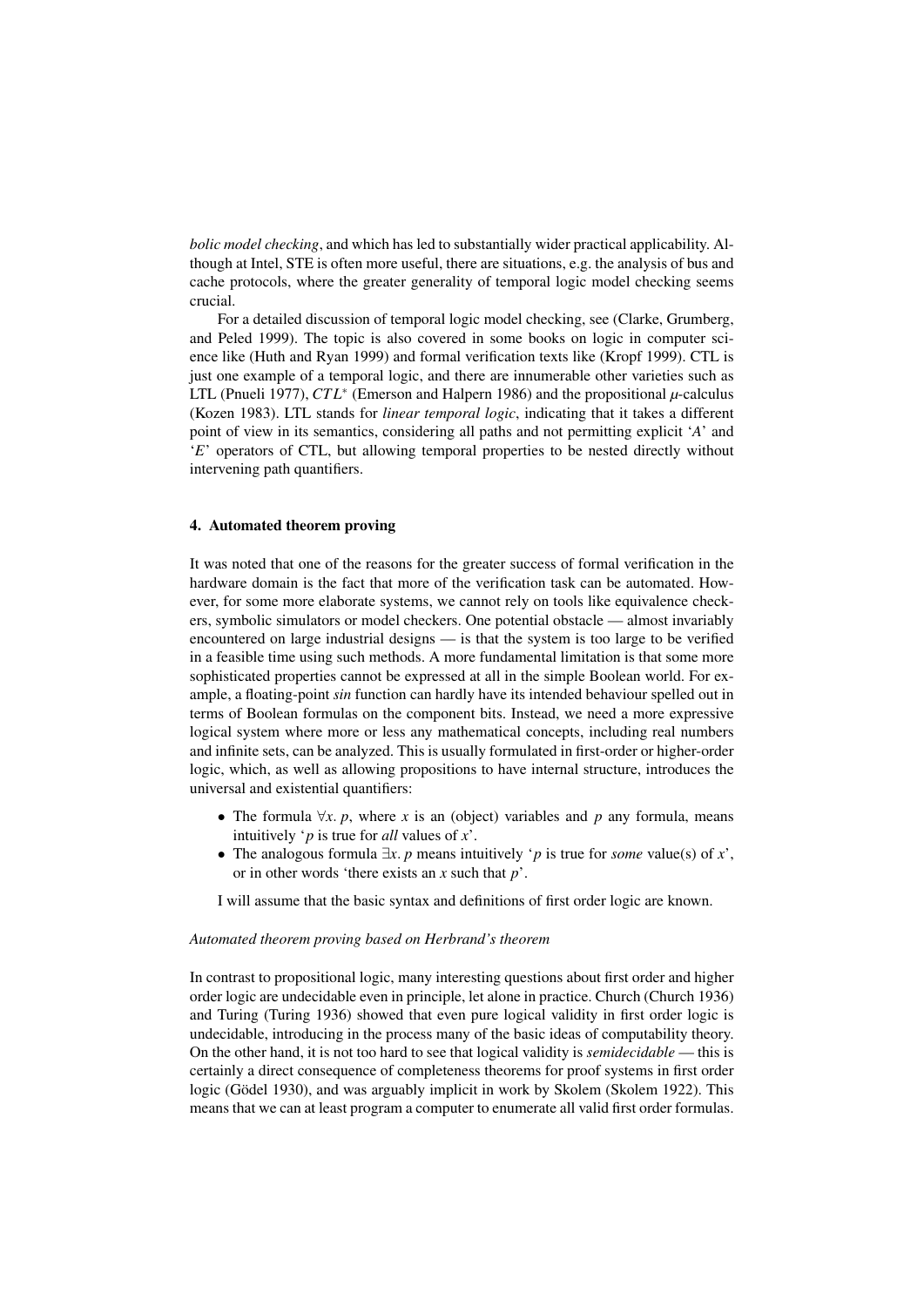*bolic model checking*, and which has led to substantially wider practical applicability. Although at Intel, STE is often more useful, there are situations, e.g. the analysis of bus and cache protocols, where the greater generality of temporal logic model checking seems crucial.

For a detailed discussion of temporal logic model checking, see (Clarke, Grumberg, and Peled 1999). The topic is also covered in some books on logic in computer science like (Huth and Ryan 1999) and formal verification texts like (Kropf 1999). CTL is just one example of a temporal logic, and there are innumerable other varieties such as LTL (Pnueli 1977), $CTL^*$ (Emerson and Halpern 1986) and the propositional $\mu$-calculus (Kozen 1983). LTL stands for *linear temporal logic*, indicating that it takes a different point of view in its semantics, considering all paths and not permitting explicit '$A$' and '$E$' operators of CTL, but allowing temporal properties to be nested directly without intervening path quantifiers.

## 4. Automated theorem proving

It was noted that one of the reasons for the greater success of formal verification in the hardware domain is the fact that more of the verification task can be automated. However, for some more elaborate systems, we cannot rely on tools like equivalence checkers, symbolic simulators or model checkers. One potential obstacle — almost invariably encountered on large industrial designs — is that the system is too large to be verified in a feasible time using such methods. A more fundamental limitation is that some more sophisticated properties cannot be expressed at all in the simple Boolean world. For example, a floating-point *sin* function can hardly have its intended behaviour spelled out in terms of Boolean formulas on the component bits. Instead, we need a more expressive logical system where more or less any mathematical concepts, including real numbers and infinite sets, can be analyzed. This is usually formulated in first-order or higher-order logic, which, as well as allowing propositions to have internal structure, introduces the universal and existential quantifiers:

- The formula $\forall x.\ p$, where $x$ is an (object) variables and $p$ any formula, means intuitively '$p$ is true for *all* values of $x$'.
- The analogous formula $\exists x.\ p$ means intuitively '$p$ is true for *some* value(s) of $x$', or in other words 'there exists an $x$ such that $p$'.

I will assume that the basic syntax and definitions of first order logic are known.

### *Automated theorem proving based on Herbrand's theorem*

In contrast to propositional logic, many interesting questions about first order and higher order logic are undecidable even in principle, let alone in practice. Church (Church 1936) and Turing (Turing 1936) showed that even pure logical validity in first order logic is undecidable, introducing in the process many of the basic ideas of computability theory. On the other hand, it is not too hard to see that logical validity is *semidecidable* — this is certainly a direct consequence of completeness theorems for proof systems in first order logic (Gödel 1930), and was arguably implicit in work by Skolem (Skolem 1922). This means that we can at least program a computer to enumerate all valid first order formulas.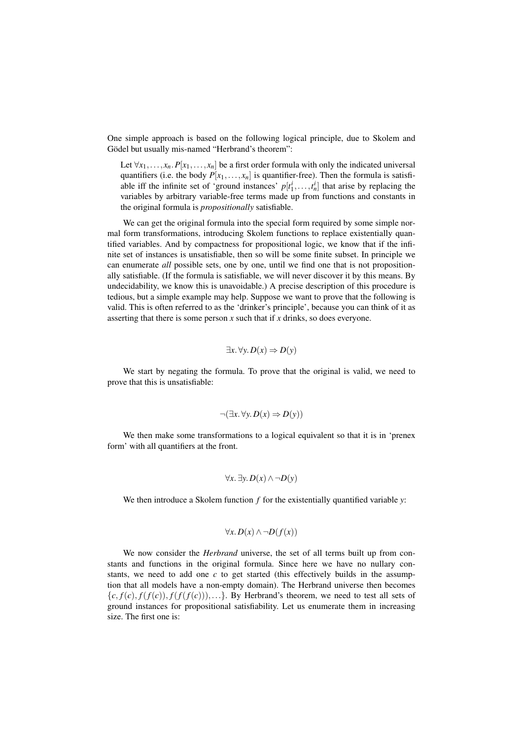One simple approach is based on the following logical principle, due to Skolem and Gödel but usually mis-named "Herbrand's theorem":

> Let $\forall x_1, \ldots, x_n. P[x_1, \ldots, x_n]$ be a first order formula with only the indicated universal quantifiers (i.e. the body $P[x_1, \ldots, x_n]$ is quantifier-free). Then the formula is satisfiable iff the infinite set of 'ground instances' $p[t_1^i, \ldots, t_n^i]$ that arise by replacing the variables by arbitrary variable-free terms made up from functions and constants in the original formula is *propositionally* satisfiable.

We can get the original formula into the special form required by some simple normal form transformations, introducing Skolem functions to replace existentially quantified variables. And by compactness for propositional logic, we know that if the infinite set of instances is unsatisfiable, then so will be some finite subset. In principle we can enumerate *all* possible sets, one by one, until we find one that is not propositionally satisfiable. (If the formula is satisfiable, we will never discover it by this means. By undecidability, we know this is unavoidable.) A precise description of this procedure is tedious, but a simple example may help. Suppose we want to prove that the following is valid. This is often referred to as the 'drinker's principle', because you can think of it as asserting that there is some person $x$ such that if $x$ drinks, so does everyone.

$$\exists x. \forall y. D(x) \Rightarrow D(y)$$

We start by negating the formula. To prove that the original is valid, we need to prove that this is unsatisfiable:

$$\neg(\exists x. \forall y. D(x) \Rightarrow D(y))$$

We then make some transformations to a logical equivalent so that it is in 'prenex form' with all quantifiers at the front.

$$\forall x. \exists y. D(x) \wedge \neg D(y)$$

We then introduce a Skolem function $f$ for the existentially quantified variable $y$:

$$\forall x. D(x) \wedge \neg D(f(x))$$

We now consider the *Herbrand* universe, the set of all terms built up from constants and functions in the original formula. Since here we have no nullary constants, we need to add one $c$ to get started (this effectively builds in the assumption that all models have a non-empty domain). The Herbrand universe then becomes $\{c, f(c), f(f(c)), f(f(f(c))), \ldots\}$. By Herbrand's theorem, we need to test all sets of ground instances for propositional satisfiability. Let us enumerate them in increasing size. The first one is: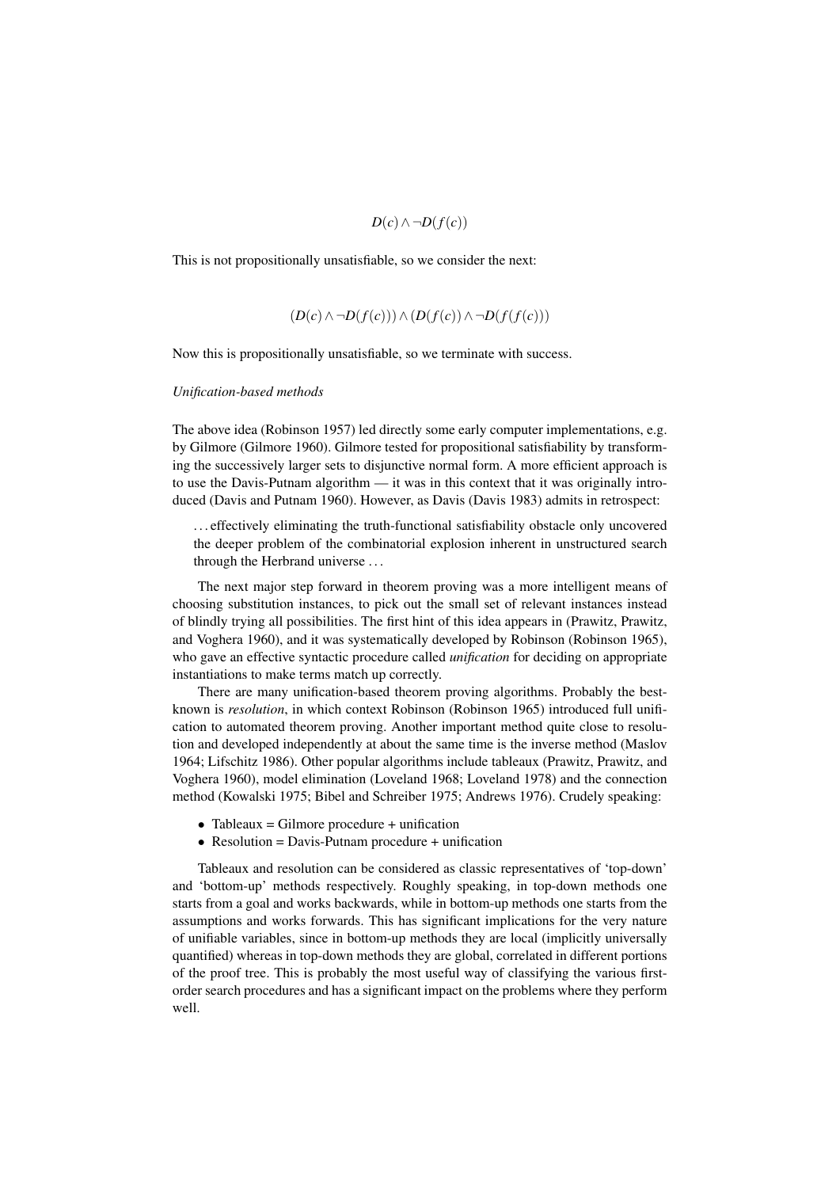$$D(c) \wedge \neg D(f(c))$$

This is not propositionally unsatisfiable, so we consider the next:

$$(D(c) \wedge \neg D(f(c))) \wedge (D(f(c)) \wedge \neg D(f(f(c)))$$

Now this is propositionally unsatisfiable, so we terminate with success.

*Unification-based methods*

The above idea (Robinson 1957) led directly some early computer implementations, e.g. by Gilmore (Gilmore 1960). Gilmore tested for propositional satisfiability by transforming the successively larger sets to disjunctive normal form. A more efficient approach is to use the Davis-Putnam algorithm — it was in this context that it was originally introduced (Davis and Putnam 1960). However, as Davis (Davis 1983) admits in retrospect:

> . . . effectively eliminating the truth-functional satisfiability obstacle only uncovered the deeper problem of the combinatorial explosion inherent in unstructured search through the Herbrand universe . . .

The next major step forward in theorem proving was a more intelligent means of choosing substitution instances, to pick out the small set of relevant instances instead of blindly trying all possibilities. The first hint of this idea appears in (Prawitz, Prawitz, and Voghera 1960), and it was systematically developed by Robinson (Robinson 1965), who gave an effective syntactic procedure called *unification* for deciding on appropriate instantiations to make terms match up correctly.

There are many unification-based theorem proving algorithms. Probably the best-known is *resolution*, in which context Robinson (Robinson 1965) introduced full unification to automated theorem proving. Another important method quite close to resolution and developed independently at about the same time is the inverse method (Maslov 1964; Lifschitz 1986). Other popular algorithms include tableaux (Prawitz, Prawitz, and Voghera 1960), model elimination (Loveland 1968; Loveland 1978) and the connection method (Kowalski 1975; Bibel and Schreiber 1975; Andrews 1976). Crudely speaking:

- Tableaux = Gilmore procedure + unification
- Resolution = Davis-Putnam procedure + unification

Tableaux and resolution can be considered as classic representatives of 'top-down' and 'bottom-up' methods respectively. Roughly speaking, in top-down methods one starts from a goal and works backwards, while in bottom-up methods one starts from the assumptions and works forwards. This has significant implications for the very nature of unifiable variables, since in bottom-up methods they are local (implicitly universally quantified) whereas in top-down methods they are global, correlated in different portions of the proof tree. This is probably the most useful way of classifying the various first-order search procedures and has a significant impact on the problems where they perform well.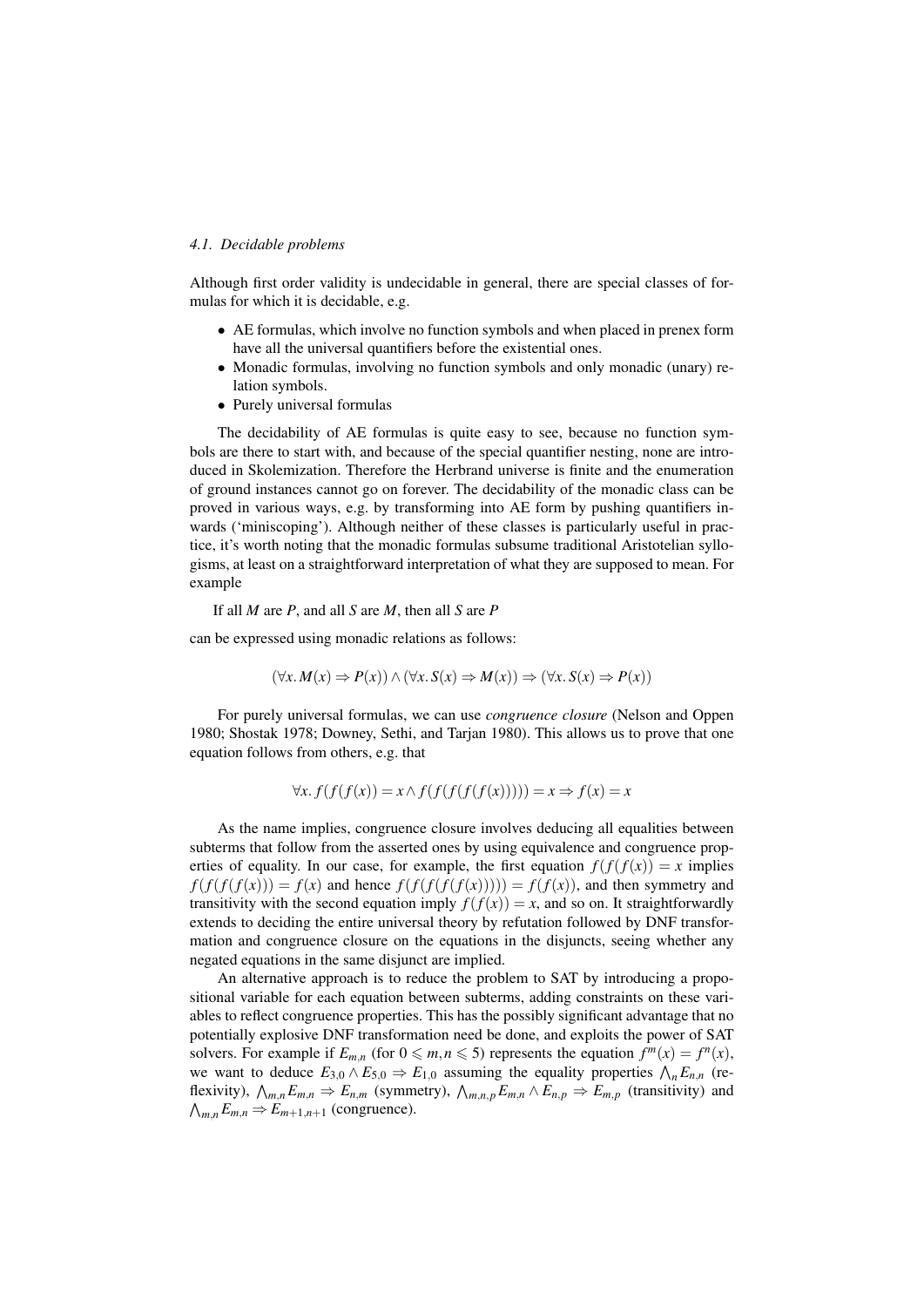### 4.1. Decidable problems

Although first order validity is undecidable in general, there are special classes of formulas for which it is decidable, e.g.

- AE formulas, which involve no function symbols and when placed in prenex form have all the universal quantifiers before the existential ones.
- Monadic formulas, involving no function symbols and only monadic (unary) relation symbols.
- Purely universal formulas

The decidability of AE formulas is quite easy to see, because no function symbols are there to start with, and because of the special quantifier nesting, none are introduced in Skolemization. Therefore the Herbrand universe is finite and the enumeration of ground instances cannot go on forever. The decidability of the monadic class can be proved in various ways, e.g. by transforming into AE form by pushing quantifiers inwards ('miniscoping'). Although neither of these classes is particularly useful in practice, it's worth noting that the monadic formulas subsume traditional Aristotelian syllogisms, at least on a straightforward interpretation of what they are supposed to mean. For example

If all $M$ are $P$, and all $S$ are $M$, then all $S$ are $P$

can be expressed using monadic relations as follows:

$$(\forall x.\, M(x) \Rightarrow P(x)) \wedge (\forall x.\, S(x) \Rightarrow M(x)) \Rightarrow (\forall x.\, S(x) \Rightarrow P(x))$$

For purely universal formulas, we can use *congruence closure* (Nelson and Oppen 1980; Shostak 1978; Downey, Sethi, and Tarjan 1980). This allows us to prove that one equation follows from others, e.g. that

$$\forall x.\, f(f(f(x)) = x \wedge f(f(f(f(f(x))))) = x \Rightarrow f(x) = x$$

As the name implies, congruence closure involves deducing all equalities between subterms that follow from the asserted ones by using equivalence and congruence properties of equality. In our case, for example, the first equation $f(f(f(x)) = x$ implies $f(f(f(f(x))) = f(x)$ and hence $f(f(f(f(f(x))))) = f(f(x))$, and then symmetry and transitivity with the second equation imply $f(f(x)) = x$, and so on. It straightforwardly extends to deciding the entire universal theory by refutation followed by DNF transformation and congruence closure on the equations in the disjuncts, seeing whether any negated equations in the same disjunct are implied.

An alternative approach is to reduce the problem to SAT by introducing a propositional variable for each equation between subterms, adding constraints on these variables to reflect congruence properties. This has the possibly significant advantage that no potentially explosive DNF transformation need be done, and exploits the power of SAT solvers. For example if $E_{m,n}$ (for $0 \leqslant m,n \leqslant 5$) represents the equation $f^m(x) = f^n(x)$, we want to deduce $E_{3,0} \wedge E_{5,0} \Rightarrow E_{1,0}$ assuming the equality properties $\bigwedge_n E_{n,n}$ (reflexivity), $\bigwedge_{m,n} E_{m,n} \Rightarrow E_{n,m}$ (symmetry), $\bigwedge_{m,n,p} E_{m,n} \wedge E_{n,p} \Rightarrow E_{m,p}$ (transitivity) and $\bigwedge_{m,n} E_{m,n} \Rightarrow E_{m+1,n+1}$ (congruence).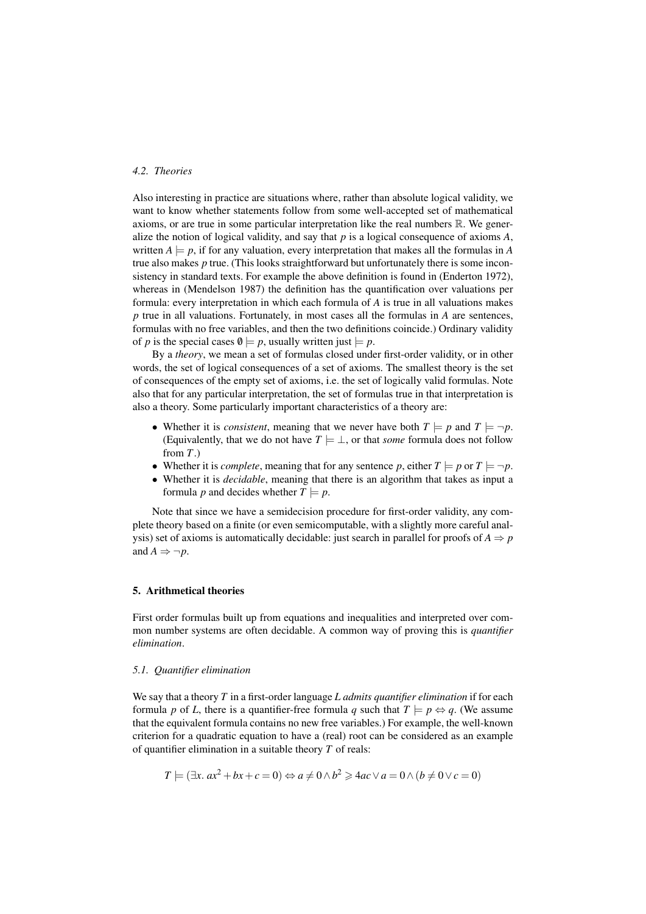### 4.2. Theories

Also interesting in practice are situations where, rather than absolute logical validity, we want to know whether statements follow from some well-accepted set of mathematical axioms, or are true in some particular interpretation like the real numbers $\mathbb{R}$. We generalize the notion of logical validity, and say that $p$ is a logical consequence of axioms $A$, written $A \models p$, if for any valuation, every interpretation that makes all the formulas in $A$ true also makes $p$ true. (This looks straightforward but unfortunately there is some inconsistency in standard texts. For example the above definition is found in (Enderton 1972), whereas in (Mendelson 1987) the definition has the quantification over valuations per formula: every interpretation in which each formula of $A$ is true in all valuations makes $p$ true in all valuations. Fortunately, in most cases all the formulas in $A$ are sentences, formulas with no free variables, and then the two definitions coincide.) Ordinary validity of $p$ is the special cases $\emptyset \models p$, usually written just $\models p$.

By a *theory*, we mean a set of formulas closed under first-order validity, or in other words, the set of logical consequences of a set of axioms. The smallest theory is the set of consequences of the empty set of axioms, i.e. the set of logically valid formulas. Note also that for any particular interpretation, the set of formulas true in that interpretation is also a theory. Some particularly important characteristics of a theory are:

- Whether it is *consistent*, meaning that we never have both $T \models p$ and $T \models \neg p$. (Equivalently, that we do not have $T \models \bot$, or that *some* formula does not follow from $T$.)
- Whether it is *complete*, meaning that for any sentence $p$, either $T \models p$ or $T \models \neg p$.
- Whether it is *decidable*, meaning that there is an algorithm that takes as input a formula $p$ and decides whether $T \models p$.

Note that since we have a semidecision procedure for first-order validity, any complete theory based on a finite (or even semicomputable, with a slightly more careful analysis) set of axioms is automatically decidable: just search in parallel for proofs of $A \Rightarrow p$ and $A \Rightarrow \neg p$.

## 5. Arithmetical theories

First order formulas built up from equations and inequalities and interpreted over common number systems are often decidable. A common way of proving this is *quantifier elimination*.

### 5.1. Quantifier elimination

We say that a theory $T$ in a first-order language $L$ *admits quantifier elimination* if for each formula $p$ of $L$, there is a quantifier-free formula $q$ such that $T \models p \Leftrightarrow q$. (We assume that the equivalent formula contains no new free variables.) For example, the well-known criterion for a quadratic equation to have a (real) root can be considered as an example of quantifier elimination in a suitable theory $T$ of reals:

$$T \models (\exists x.\ ax^2 + bx + c = 0) \Leftrightarrow a \neq 0 \wedge b^2 \geqslant 4ac \vee a = 0 \wedge (b \neq 0 \vee c = 0)$$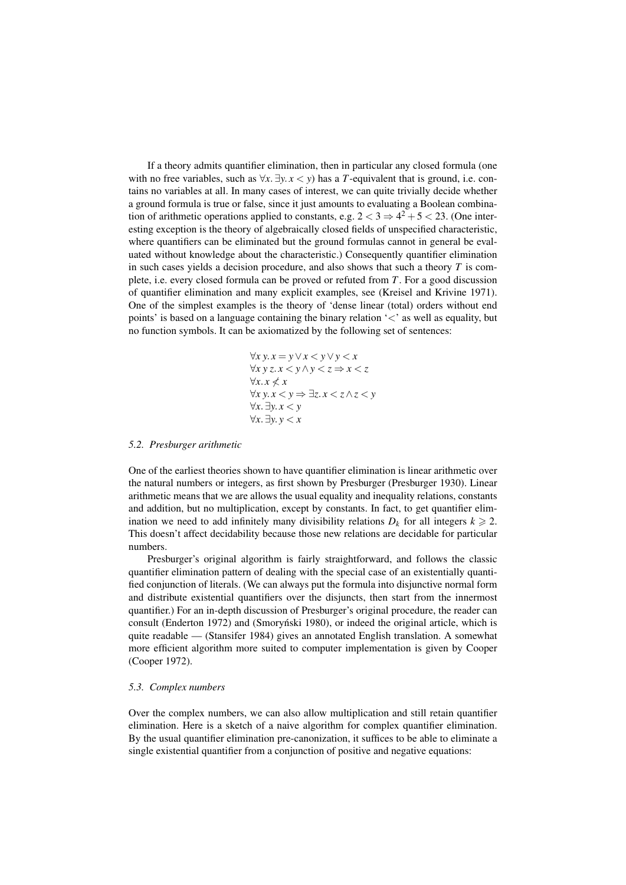If a theory admits quantifier elimination, then in particular any closed formula (one with no free variables, such as $\forall x.\, \exists y.\, x < y$) has a $T$-equivalent that is ground, i.e. contains no variables at all. In many cases of interest, we can quite trivially decide whether a ground formula is true or false, since it just amounts to evaluating a Boolean combination of arithmetic operations applied to constants, e.g. $2 < 3 \Rightarrow 4^2 + 5 < 23$. (One interesting exception is the theory of algebraically closed fields of unspecified characteristic, where quantifiers can be eliminated but the ground formulas cannot in general be evaluated without knowledge about the characteristic.) Consequently quantifier elimination in such cases yields a decision procedure, and also shows that such a theory $T$ is complete, i.e. every closed formula can be proved or refuted from $T$. For a good discussion of quantifier elimination and many explicit examples, see (Kreisel and Krivine 1971). One of the simplest examples is the theory of 'dense linear (total) orders without end points' is based on a language containing the binary relation '$<$' as well as equality, but no function symbols. It can be axiomatized by the following set of sentences:

$$
\begin{array}{l}
\forall x\, y.\, x = y \lor x < y \lor y < x \\
\forall x\, y\, z.\, x < y \land y < z \Rightarrow x < z \\
\forall x.\, x \not< x \\
\forall x\, y.\, x < y \Rightarrow \exists z.\, x < z \land z < y \\
\forall x.\, \exists y.\, x < y \\
\forall x.\, \exists y.\, y < x
\end{array}
$$

### *5.2. Presburger arithmetic*

One of the earliest theories shown to have quantifier elimination is linear arithmetic over the natural numbers or integers, as first shown by Presburger (Presburger 1930). Linear arithmetic means that we are allows the usual equality and inequality relations, constants and addition, but no multiplication, except by constants. In fact, to get quantifier elimination we need to add infinitely many divisibility relations $D_k$ for all integers $k \geqslant 2$. This doesn't affect decidability because those new relations are decidable for particular numbers.

Presburger's original algorithm is fairly straightforward, and follows the classic quantifier elimination pattern of dealing with the special case of an existentially quantified conjunction of literals. (We can always put the formula into disjunctive normal form and distribute existential quantifiers over the disjuncts, then start from the innermost quantifier.) For an in-depth discussion of Presburger's original procedure, the reader can consult (Enderton 1972) and (Smoryński 1980), or indeed the original article, which is quite readable — (Stansifer 1984) gives an annotated English translation. A somewhat more efficient algorithm more suited to computer implementation is given by Cooper (Cooper 1972).

### *5.3. Complex numbers*

Over the complex numbers, we can also allow multiplication and still retain quantifier elimination. Here is a sketch of a naive algorithm for complex quantifier elimination. By the usual quantifier elimination pre-canonization, it suffices to be able to eliminate a single existential quantifier from a conjunction of positive and negative equations: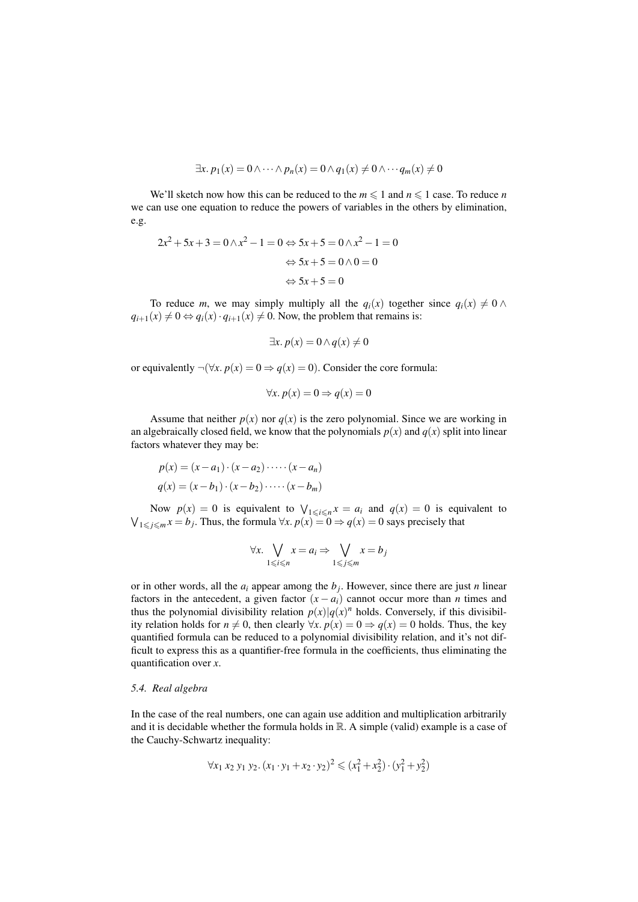$$\exists x.\, p_1(x) = 0 \land \cdots \land p_n(x) = 0 \land q_1(x) \neq 0 \land \cdots q_m(x) \neq 0$$

We'll sketch now how this can be reduced to the $m \leqslant 1$ and $n \leqslant 1$ case. To reduce $n$ we can use one equation to reduce the powers of variables in the others by elimination, e.g.

$$\begin{aligned}
2x^2 + 5x + 3 = 0 \land x^2 - 1 = 0 &\Leftrightarrow 5x + 5 = 0 \land x^2 - 1 = 0 \\
&\Leftrightarrow 5x + 5 = 0 \land 0 = 0 \\
&\Leftrightarrow 5x + 5 = 0
\end{aligned}$$

To reduce $m$, we may simply multiply all the $q_i(x)$ together since $q_i(x) \neq 0 \land q_{i+1}(x) \neq 0 \Leftrightarrow q_i(x) \cdot q_{i+1}(x) \neq 0$. Now, the problem that remains is:

$$\exists x.\, p(x) = 0 \land q(x) \neq 0$$

or equivalently $\neg(\forall x.\, p(x) = 0 \Rightarrow q(x) = 0)$. Consider the core formula:

$$\forall x.\, p(x) = 0 \Rightarrow q(x) = 0$$

Assume that neither $p(x)$ nor $q(x)$ is the zero polynomial. Since we are working in an algebraically closed field, we know that the polynomials $p(x)$ and $q(x)$ split into linear factors whatever they may be:

$$\begin{aligned}
p(x) &= (x - a_1) \cdot (x - a_2) \cdot \cdots \cdot (x - a_n) \\
q(x) &= (x - b_1) \cdot (x - b_2) \cdot \cdots \cdot (x - b_m)
\end{aligned}$$

Now $p(x) = 0$ is equivalent to $\bigvee_{1 \leqslant i \leqslant n} x = a_i$ and $q(x) = 0$ is equivalent to $\bigvee_{1 \leqslant j \leqslant m} x = b_j$. Thus, the formula $\forall x.\, p(x) = 0 \Rightarrow q(x) = 0$ says precisely that

$$\forall x.\, \bigvee_{1 \leqslant i \leqslant n} x = a_i \Rightarrow \bigvee_{1 \leqslant j \leqslant m} x = b_j$$

or in other words, all the $a_i$ appear among the $b_j$. However, since there are just $n$ linear factors in the antecedent, a given factor $(x - a_i)$ cannot occur more than $n$ times and thus the polynomial divisibility relation $p(x) | q(x)^n$ holds. Conversely, if this divisibility relation holds for $n \neq 0$, then clearly $\forall x.\, p(x) = 0 \Rightarrow q(x) = 0$ holds. Thus, the key quantified formula can be reduced to a polynomial divisibility relation, and it's not difficult to express this as a quantifier-free formula in the coefficients, thus eliminating the quantification over $x$.

### *5.4. Real algebra*

In the case of the real numbers, one can again use addition and multiplication arbitrarily and it is decidable whether the formula holds in $\mathbb{R}$. A simple (valid) example is a case of the Cauchy-Schwartz inequality:

$$\forall x_1\, x_2\, y_1\, y_2.\, (x_1 \cdot y_1 + x_2 \cdot y_2)^2 \leqslant (x_1^2 + x_2^2) \cdot (y_1^2 + y_2^2)$$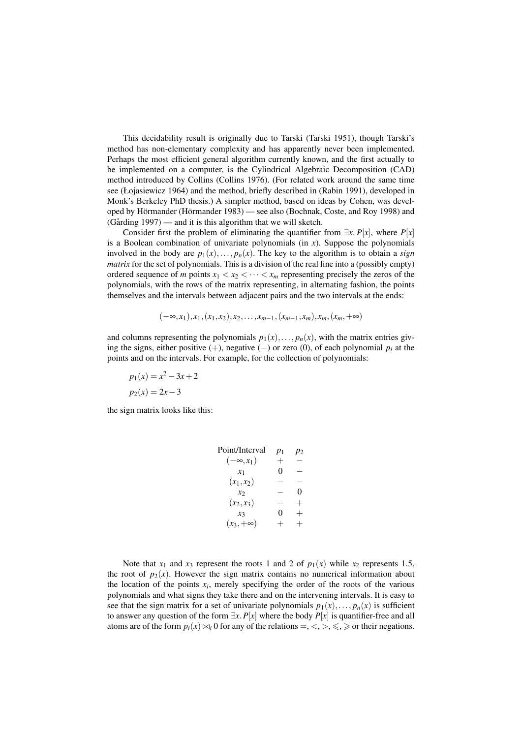This decidability result is originally due to Tarski (Tarski 1951), though Tarski's method has non-elementary complexity and has apparently never been implemented. Perhaps the most efficient general algorithm currently known, and the first actually to be implemented on a computer, is the Cylindrical Algebraic Decomposition (CAD) method introduced by Collins (Collins 1976). (For related work around the same time see (Łojasiewicz 1964) and the method, briefly described in (Rabin 1991), developed in Monk's Berkeley PhD thesis.) A simpler method, based on ideas by Cohen, was developed by Hörmander (Hörmander 1983) — see also (Bochnak, Coste, and Roy 1998) and (Gårding 1997) — and it is this algorithm that we will sketch.

Consider first the problem of eliminating the quantifier from $\exists x. P[x]$, where $P[x]$ is a Boolean combination of univariate polynomials (in $x$). Suppose the polynomials involved in the body are $p_1(x), \ldots, p_n(x)$. The key to the algorithm is to obtain a *sign matrix* for the set of polynomials. This is a division of the real line into a (possibly empty) ordered sequence of $m$ points $x_1 < x_2 < \cdots < x_m$ representing precisely the zeros of the polynomials, with the rows of the matrix representing, in alternating fashion, the points themselves and the intervals between adjacent pairs and the two intervals at the ends:

$$(-\infty, x_1), x_1, (x_1, x_2), x_2, \ldots, x_{m-1}, (x_{m-1}, x_m), x_m, (x_m, +\infty)$$

and columns representing the polynomials $p_1(x), \ldots, p_n(x)$, with the matrix entries giving the signs, either positive $(+)$, negative $(-)$ or zero $(0)$, of each polynomial $p_i$ at the points and on the intervals. For example, for the collection of polynomials:

$$p_1(x) = x^2 - 3x + 2$$
$$p_2(x) = 2x - 3$$

the sign matrix looks like this:

| Point/Interval | $p_1$ | $p_2$ |
|---|---|---|
| $(-\infty, x_1)$ | $+$ | $-$ |
| $x_1$ | $0$ | $-$ |
| $(x_1, x_2)$ | $-$ | $-$ |
| $x_2$ | $-$ | $0$ |
| $(x_2, x_3)$ | $-$ | $+$ |
| $x_3$ | $0$ | $+$ |
| $(x_3, +\infty)$ | $+$ | $+$ |

Note that $x_1$ and $x_3$ represent the roots 1 and 2 of $p_1(x)$ while $x_2$ represents 1.5, the root of $p_2(x)$. However the sign matrix contains no numerical information about the location of the points $x_i$, merely specifying the order of the roots of the various polynomials and what signs they take there and on the intervening intervals. It is easy to see that the sign matrix for a set of univariate polynomials $p_1(x), \ldots, p_n(x)$ is sufficient to answer any question of the form $\exists x. P[x]$ where the body $P[x]$ is quantifier-free and all atoms are of the form $p_i(x) \bowtie_i 0$ for any of the relations $=, <, >, \leqslant, \geqslant$ or their negations.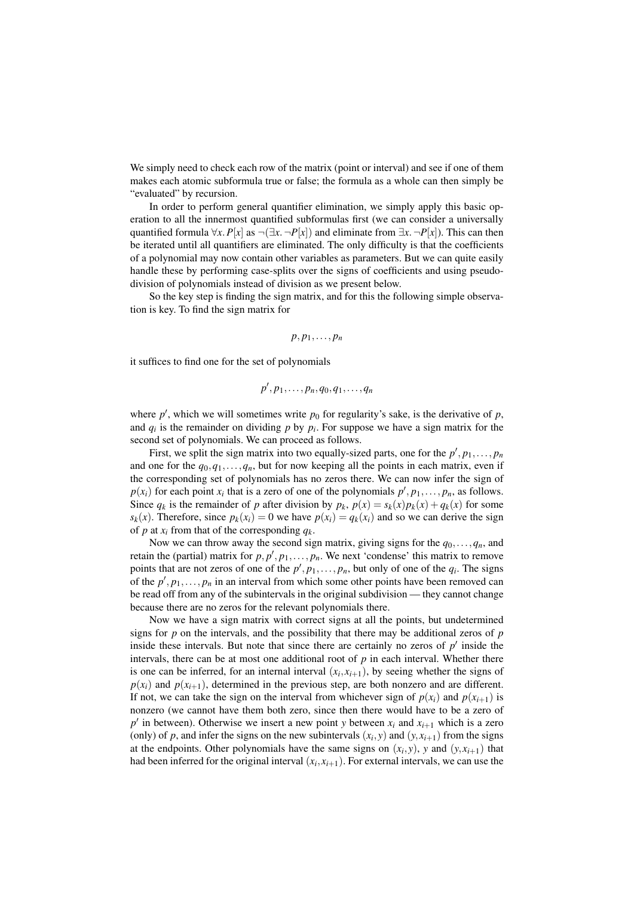We simply need to check each row of the matrix (point or interval) and see if one of them makes each atomic subformula true or false; the formula as a whole can then simply be "evaluated" by recursion.

In order to perform general quantifier elimination, we simply apply this basic operation to all the innermost quantified subformulas first (we can consider a universally quantified formula $\forall x.\, P[x]$ as $\neg(\exists x.\, \neg P[x])$ and eliminate from $\exists x.\, \neg P[x]$). This can then be iterated until all quantifiers are eliminated. The only difficulty is that the coefficients of a polynomial may now contain other variables as parameters. But we can quite easily handle these by performing case-splits over the signs of coefficients and using pseudo-division of polynomials instead of division as we present below.

So the key step is finding the sign matrix, and for this the following simple observation is key. To find the sign matrix for

$$p, p_1, \ldots, p_n$$

it suffices to find one for the set of polynomials

$$p', p_1, \ldots, p_n, q_0, q_1, \ldots, q_n$$

where $p'$, which we will sometimes write $p_0$ for regularity's sake, is the derivative of $p$, and $q_i$ is the remainder on dividing $p$ by $p_i$. For suppose we have a sign matrix for the second set of polynomials. We can proceed as follows.

First, we split the sign matrix into two equally-sized parts, one for the $p', p_1, \ldots, p_n$ and one for the $q_0, q_1, \ldots, q_n$, but for now keeping all the points in each matrix, even if the corresponding set of polynomials has no zeros there. We can now infer the sign of $p(x_i)$ for each point $x_i$ that is a zero of one of the polynomials $p', p_1, \ldots, p_n$, as follows. Since $q_k$ is the remainder of $p$ after division by $p_k$, $p(x) = s_k(x)p_k(x) + q_k(x)$ for some $s_k(x)$. Therefore, since $p_k(x_i) = 0$ we have $p(x_i) = q_k(x_i)$ and so we can derive the sign of $p$ at $x_i$ from that of the corresponding $q_k$.

Now we can throw away the second sign matrix, giving signs for the $q_0, \ldots, q_n$, and retain the (partial) matrix for $p, p', p_1, \ldots, p_n$. We next 'condense' this matrix to remove points that are not zeros of one of the $p', p_1, \ldots, p_n$, but only of one of the $q_i$. The signs of the $p', p_1, \ldots, p_n$ in an interval from which some other points have been removed can be read off from any of the subintervals in the original subdivision — they cannot change because there are no zeros for the relevant polynomials there.

Now we have a sign matrix with correct signs at all the points, but undetermined signs for $p$ on the intervals, and the possibility that there may be additional zeros of $p$ inside these intervals. But note that since there are certainly no zeros of $p'$ inside the intervals, there can be at most one additional root of $p$ in each interval. Whether there is one can be inferred, for an internal interval $(x_i, x_{i+1})$, by seeing whether the signs of $p(x_i)$ and $p(x_{i+1})$, determined in the previous step, are both nonzero and are different. If not, we can take the sign on the interval from whichever sign of $p(x_i)$ and $p(x_{i+1})$ is nonzero (we cannot have them both zero, since then there would have to be a zero of $p'$ in between). Otherwise we insert a new point $y$ between $x_i$ and $x_{i+1}$ which is a zero (only) of $p$, and infer the signs on the new subintervals $(x_i, y)$ and $(y, x_{i+1})$ from the signs at the endpoints. Other polynomials have the same signs on $(x_i, y)$, $y$ and $(y, x_{i+1})$ that had been inferred for the original interval $(x_i, x_{i+1})$. For external intervals, we can use the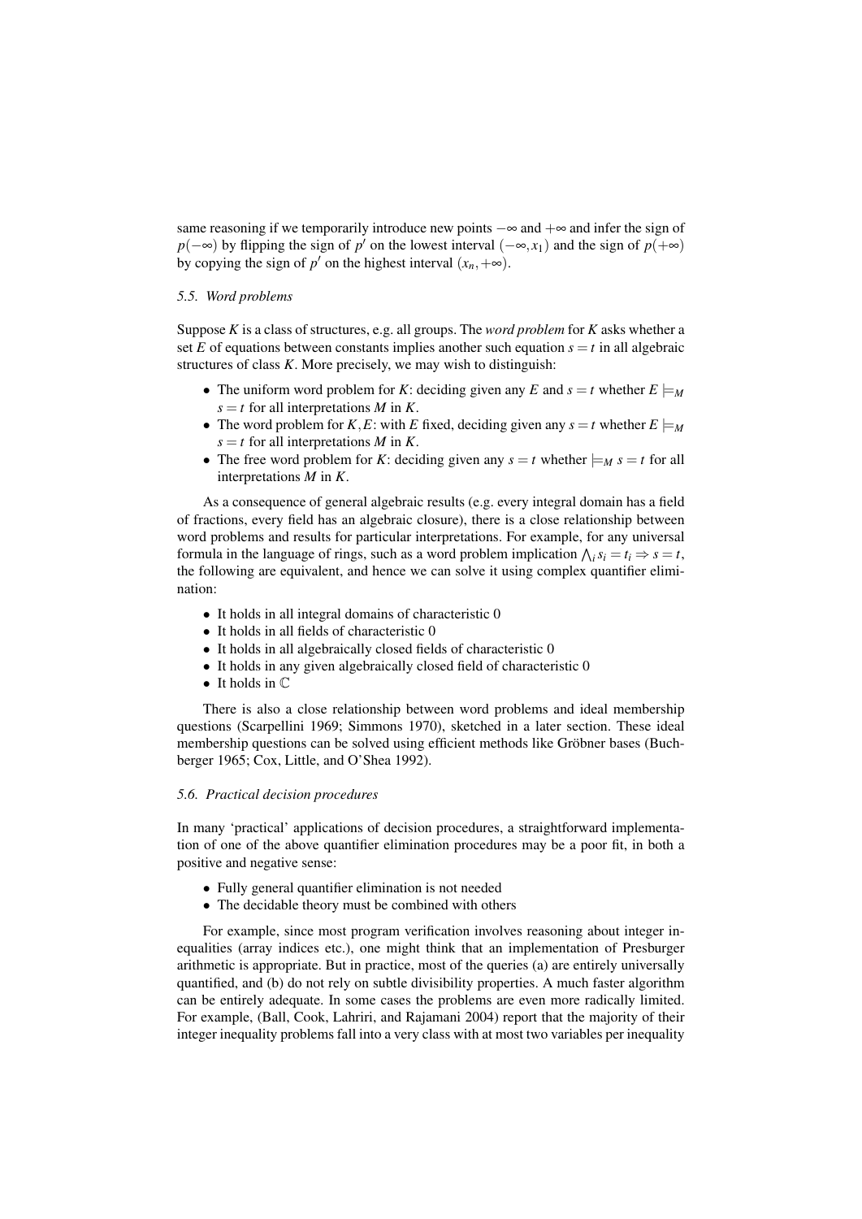same reasoning if we temporarily introduce new points $-\infty$ and $+\infty$ and infer the sign of $p(-\infty)$ by flipping the sign of $p'$ on the lowest interval $(-\infty, x_1)$ and the sign of $p(+\infty)$ by copying the sign of $p'$ on the highest interval $(x_n, +\infty)$.

### *5.5. Word problems*

Suppose $K$ is a class of structures, e.g. all groups. The *word problem* for $K$ asks whether a set $E$ of equations between constants implies another such equation $s = t$ in all algebraic structures of class $K$. More precisely, we may wish to distinguish:

- The uniform word problem for $K$: deciding given any $E$ and $s = t$ whether $E \models_M s = t$ for all interpretations $M$ in $K$.
- The word problem for $K, E$: with $E$ fixed, deciding given any $s = t$ whether $E \models_M s = t$ for all interpretations $M$ in $K$.
- The free word problem for $K$: deciding given any $s = t$ whether $\models_M s = t$ for all interpretations $M$ in $K$.

As a consequence of general algebraic results (e.g. every integral domain has a field of fractions, every field has an algebraic closure), there is a close relationship between word problems and results for particular interpretations. For example, for any universal formula in the language of rings, such as a word problem implication $\bigwedge_i s_i = t_i \Rightarrow s = t$, the following are equivalent, and hence we can solve it using complex quantifier elimination:

- It holds in all integral domains of characteristic 0
- It holds in all fields of characteristic 0
- It holds in all algebraically closed fields of characteristic 0
- It holds in any given algebraically closed field of characteristic 0
- It holds in $\mathbb{C}$

There is also a close relationship between word problems and ideal membership questions (Scarpellini 1969; Simmons 1970), sketched in a later section. These ideal membership questions can be solved using efficient methods like Gröbner bases (Buchberger 1965; Cox, Little, and O'Shea 1992).

### *5.6. Practical decision procedures*

In many 'practical' applications of decision procedures, a straightforward implementation of one of the above quantifier elimination procedures may be a poor fit, in both a positive and negative sense:

- Fully general quantifier elimination is not needed
- The decidable theory must be combined with others

For example, since most program verification involves reasoning about integer inequalities (array indices etc.), one might think that an implementation of Presburger arithmetic is appropriate. But in practice, most of the queries (a) are entirely universally quantified, and (b) do not rely on subtle divisibility properties. A much faster algorithm can be entirely adequate. In some cases the problems are even more radically limited. For example, (Ball, Cook, Lahriri, and Rajamani 2004) report that the majority of their integer inequality problems fall into a very class with at most two variables per inequality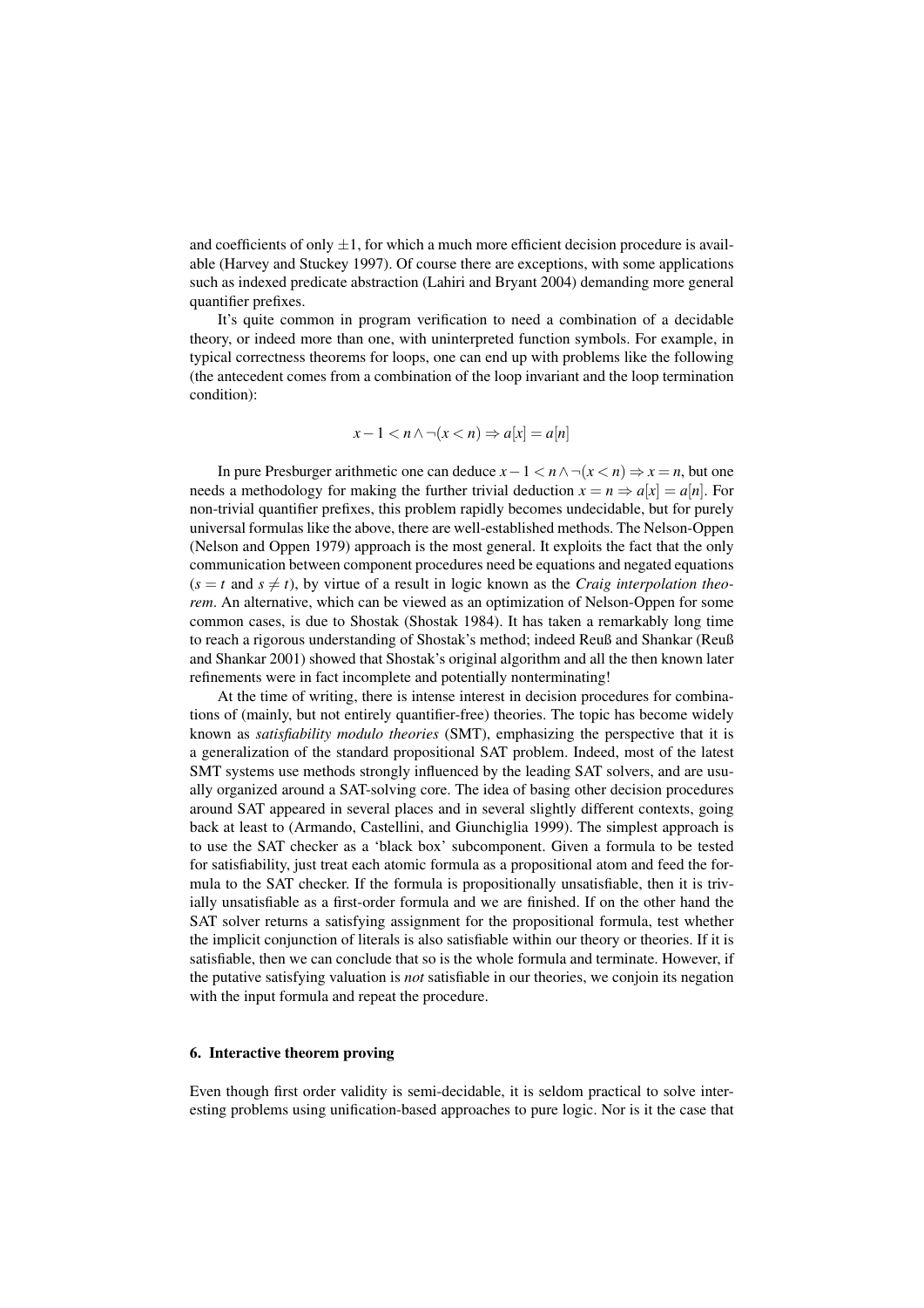and coefficients of only $\pm 1$, for which a much more efficient decision procedure is available (Harvey and Stuckey 1997). Of course there are exceptions, with some applications such as indexed predicate abstraction (Lahiri and Bryant 2004) demanding more general quantifier prefixes.

It's quite common in program verification to need a combination of a decidable theory, or indeed more than one, with uninterpreted function symbols. For example, in typical correctness theorems for loops, one can end up with problems like the following (the antecedent comes from a combination of the loop invariant and the loop termination condition):

$$x - 1 < n \wedge \neg(x < n) \Rightarrow a[x] = a[n]$$

In pure Presburger arithmetic one can deduce $x - 1 < n \wedge \neg(x < n) \Rightarrow x = n$, but one needs a methodology for making the further trivial deduction $x = n \Rightarrow a[x] = a[n]$. For non-trivial quantifier prefixes, this problem rapidly becomes undecidable, but for purely universal formulas like the above, there are well-established methods. The Nelson-Oppen (Nelson and Oppen 1979) approach is the most general. It exploits the fact that the only communication between component procedures need be equations and negated equations ($s = t$ and $s \neq t$), by virtue of a result in logic known as the *Craig interpolation theorem*. An alternative, which can be viewed as an optimization of Nelson-Oppen for some common cases, is due to Shostak (Shostak 1984). It has taken a remarkably long time to reach a rigorous understanding of Shostak's method; indeed Reuß and Shankar (Reuß and Shankar 2001) showed that Shostak's original algorithm and all the then known later refinements were in fact incomplete and potentially nonterminating!

At the time of writing, there is intense interest in decision procedures for combinations of (mainly, but not entirely quantifier-free) theories. The topic has become widely known as *satisfiability modulo theories* (SMT), emphasizing the perspective that it is a generalization of the standard propositional SAT problem. Indeed, most of the latest SMT systems use methods strongly influenced by the leading SAT solvers, and are usually organized around a SAT-solving core. The idea of basing other decision procedures around SAT appeared in several places and in several slightly different contexts, going back at least to (Armando, Castellini, and Giunchiglia 1999). The simplest approach is to use the SAT checker as a 'black box' subcomponent. Given a formula to be tested for satisfiability, just treat each atomic formula as a propositional atom and feed the formula to the SAT checker. If the formula is propositionally unsatisfiable, then it is trivially unsatisfiable as a first-order formula and we are finished. If on the other hand the SAT solver returns a satisfying assignment for the propositional formula, test whether the implicit conjunction of literals is also satisfiable within our theory or theories. If it is satisfiable, then we can conclude that so is the whole formula and terminate. However, if the putative satisfying valuation is *not* satisfiable in our theories, we conjoin its negation with the input formula and repeat the procedure.

## 6. Interactive theorem proving

Even though first order validity is semi-decidable, it is seldom practical to solve interesting problems using unification-based approaches to pure logic. Nor is it the case that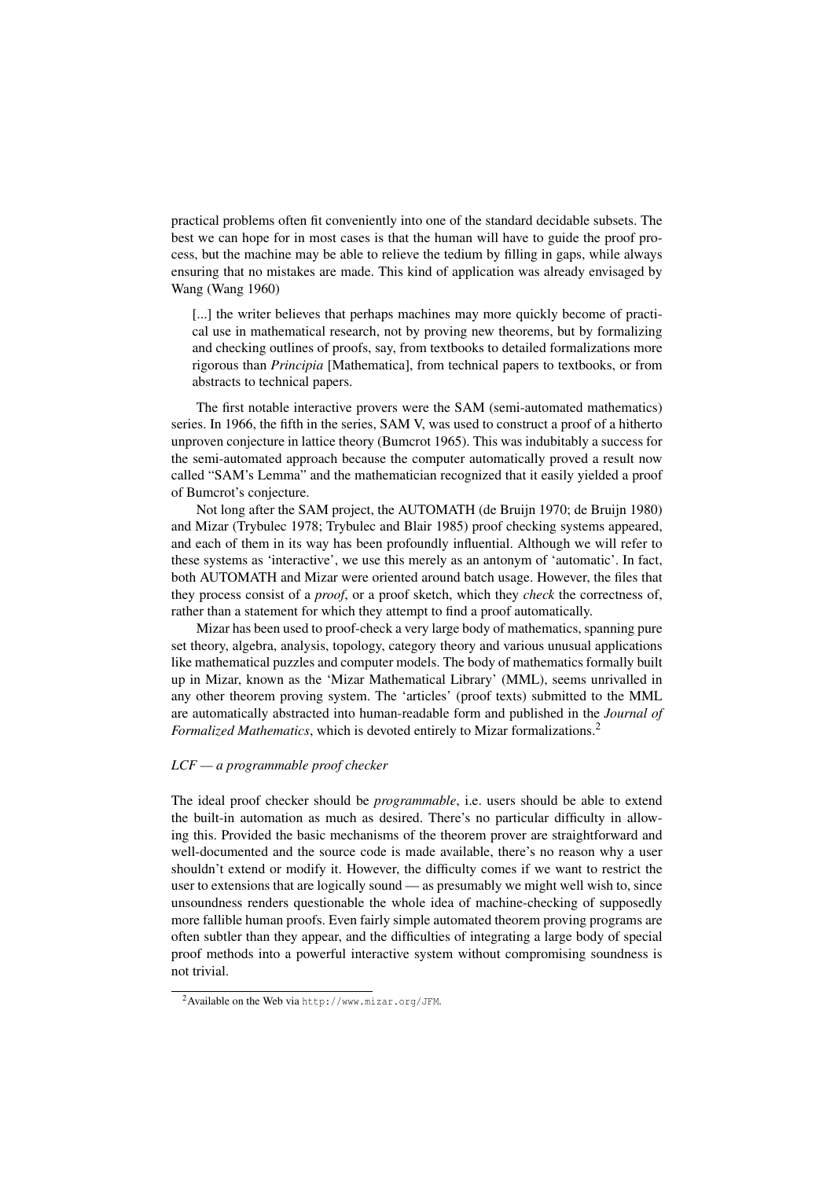practical problems often fit conveniently into one of the standard decidable subsets. The best we can hope for in most cases is that the human will have to guide the proof process, but the machine may be able to relieve the tedium by filling in gaps, while always ensuring that no mistakes are made. This kind of application was already envisaged by Wang (Wang 1960)

> [...] the writer believes that perhaps machines may more quickly become of practical use in mathematical research, not by proving new theorems, but by formalizing and checking outlines of proofs, say, from textbooks to detailed formalizations more rigorous than *Principia* [Mathematica], from technical papers to textbooks, or from abstracts to technical papers.

The first notable interactive provers were the SAM (semi-automated mathematics) series. In 1966, the fifth in the series, SAM V, was used to construct a proof of a hitherto unproven conjecture in lattice theory (Bumcrot 1965). This was indubitably a success for the semi-automated approach because the computer automatically proved a result now called "SAM's Lemma" and the mathematician recognized that it easily yielded a proof of Bumcrot's conjecture.

Not long after the SAM project, the AUTOMATH (de Bruijn 1970; de Bruijn 1980) and Mizar (Trybulec 1978; Trybulec and Blair 1985) proof checking systems appeared, and each of them in its way has been profoundly influential. Although we will refer to these systems as 'interactive', we use this merely as an antonym of 'automatic'. In fact, both AUTOMATH and Mizar were oriented around batch usage. However, the files that they process consist of a *proof*, or a proof sketch, which they *check* the correctness of, rather than a statement for which they attempt to find a proof automatically.

Mizar has been used to proof-check a very large body of mathematics, spanning pure set theory, algebra, analysis, topology, category theory and various unusual applications like mathematical puzzles and computer models. The body of mathematics formally built up in Mizar, known as the 'Mizar Mathematical Library' (MML), seems unrivalled in any other theorem proving system. The 'articles' (proof texts) submitted to the MML are automatically abstracted into human-readable form and published in the *Journal of Formalized Mathematics*, which is devoted entirely to Mizar formalizations.[2]

### *LCF — a programmable proof checker*

The ideal proof checker should be *programmable*, i.e. users should be able to extend the built-in automation as much as desired. There's no particular difficulty in allowing this. Provided the basic mechanisms of the theorem prover are straightforward and well-documented and the source code is made available, there's no reason why a user shouldn't extend or modify it. However, the difficulty comes if we want to restrict the user to extensions that are logically sound — as presumably we might well wish to, since unsoundness renders questionable the whole idea of machine-checking of supposedly more fallible human proofs. Even fairly simple automated theorem proving programs are often subtler than they appear, and the difficulties of integrating a large body of special proof methods into a powerful interactive system without compromising soundness is not trivial.

[2] Available on the Web via `http://www.mizar.org/JFM`.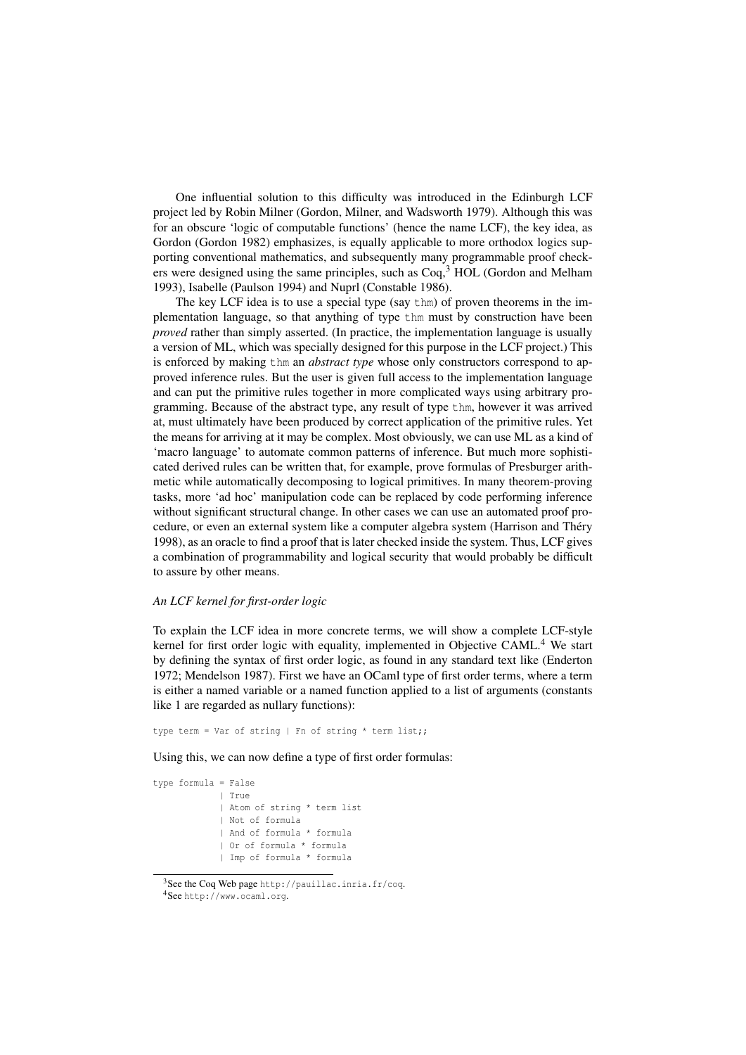One influential solution to this difficulty was introduced in the Edinburgh LCF project led by Robin Milner (Gordon, Milner, and Wadsworth 1979). Although this was for an obscure 'logic of computable functions' (hence the name LCF), the key idea, as Gordon (Gordon 1982) emphasizes, is equally applicable to more orthodox logics supporting conventional mathematics, and subsequently many programmable proof checkers were designed using the same principles, such as Coq,[3] HOL (Gordon and Melham 1993), Isabelle (Paulson 1994) and Nuprl (Constable 1986).

The key LCF idea is to use a special type (say `thm`) of proven theorems in the implementation language, so that anything of type `thm` must by construction have been *proved* rather than simply asserted. (In practice, the implementation language is usually a version of ML, which was specially designed for this purpose in the LCF project.) This is enforced by making `thm` an *abstract type* whose only constructors correspond to approved inference rules. But the user is given full access to the implementation language and can put the primitive rules together in more complicated ways using arbitrary programming. Because of the abstract type, any result of type `thm`, however it was arrived at, must ultimately have been produced by correct application of the primitive rules. Yet the means for arriving at it may be complex. Most obviously, we can use ML as a kind of 'macro language' to automate common patterns of inference. But much more sophisticated derived rules can be written that, for example, prove formulas of Presburger arithmetic while automatically decomposing to logical primitives. In many theorem-proving tasks, more 'ad hoc' manipulation code can be replaced by code performing inference without significant structural change. In other cases we can use an automated proof procedure, or even an external system like a computer algebra system (Harrison and Théry 1998), as an oracle to find a proof that is later checked inside the system. Thus, LCF gives a combination of programmability and logical security that would probably be difficult to assure by other means.

### *An LCF kernel for first-order logic*

To explain the LCF idea in more concrete terms, we will show a complete LCF-style kernel for first order logic with equality, implemented in Objective CAML.[4] We start by defining the syntax of first order logic, as found in any standard text like (Enderton 1972; Mendelson 1987). First we have an OCaml type of first order terms, where a term is either a named variable or a named function applied to a list of arguments (constants like 1 are regarded as nullary functions):

```
type term = Var of string | Fn of string * term list;;
```

Using this, we can now define a type of first order formulas:

```
type formula = False
             | True
             | Atom of string * term list
             | Not of formula
             | And of formula * formula
             | Or of formula * formula
             | Imp of formula * formula
```

[3] See the Coq Web page `http://pauillac.inria.fr/coq`.

[4] See `http://www.ocaml.org`.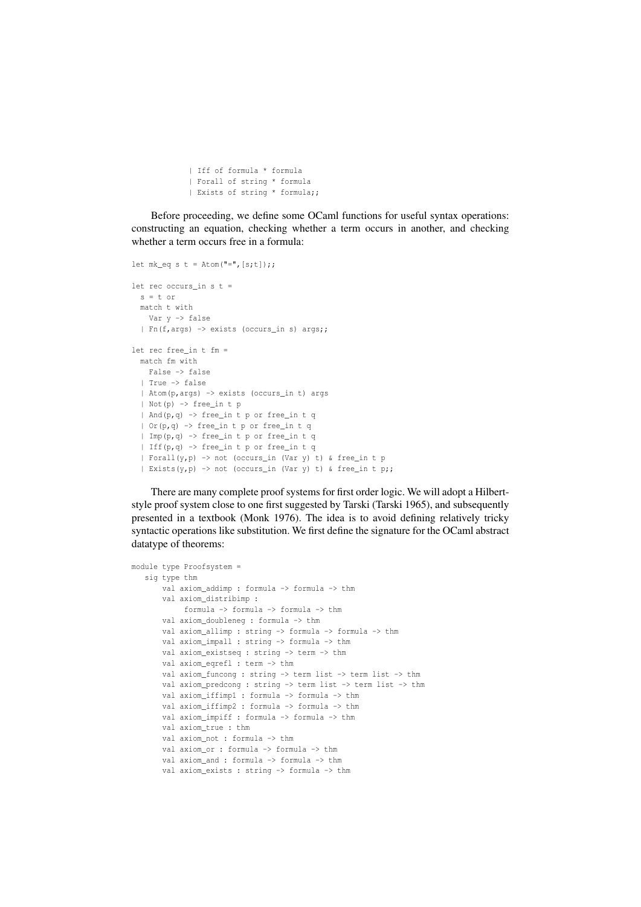```
            | Iff of formula * formula
            | Forall of string * formula
            | Exists of string * formula;;
```

Before proceeding, we define some OCaml functions for useful syntax operations: constructing an equation, checking whether a term occurs in another, and checking whether a term occurs free in a formula:

```
let mk_eq s t = Atom("=",[s;t]);;

let rec occurs_in s t =
  s = t or
  match t with
    Var y -> false
  | Fn(f,args) -> exists (occurs_in s) args;;

let rec free_in t fm =
  match fm with
    False -> false
  | True -> false
  | Atom(p,args) -> exists (occurs_in t) args
  | Not(p) -> free_in t p
  | And(p,q) -> free_in t p or free_in t q
  | Or(p,q) -> free_in t p or free_in t q
  | Imp(p,q) -> free_in t p or free_in t q
  | Iff(p,q) -> free_in t p or free_in t q
  | Forall(y,p) -> not (occurs_in (Var y) t) & free_in t p
  | Exists(y,p) -> not (occurs_in (Var y) t) & free_in t p;;
```

There are many complete proof systems for first order logic. We will adopt a Hilbert-style proof system close to one first suggested by Tarski (Tarski 1965), and subsequently presented in a textbook (Monk 1976). The idea is to avoid defining relatively tricky syntactic operations like substitution. We first define the signature for the OCaml abstract datatype of theorems:

```
module type Proofsystem =
   sig type thm
       val axiom_addimp : formula -> formula -> thm
       val axiom_distribimp :
            formula -> formula -> formula -> thm
       val axiom_doubleneg : formula -> thm
       val axiom_allimp : string -> formula -> formula -> thm
       val axiom_impall : string -> formula -> thm
       val axiom_existseq : string -> term -> thm
       val axiom_eqrefl : term -> thm
       val axiom_funcong : string -> term list -> term list -> thm
       val axiom_predcong : string -> term list -> term list -> thm
       val axiom_iffimp1 : formula -> formula -> thm
       val axiom_iffimp2 : formula -> formula -> thm
       val axiom_impiff : formula -> formula -> thm
       val axiom_true : thm
       val axiom_not : formula -> thm
       val axiom_or : formula -> formula -> thm
       val axiom_and : formula -> formula -> thm
       val axiom_exists : string -> formula -> thm
```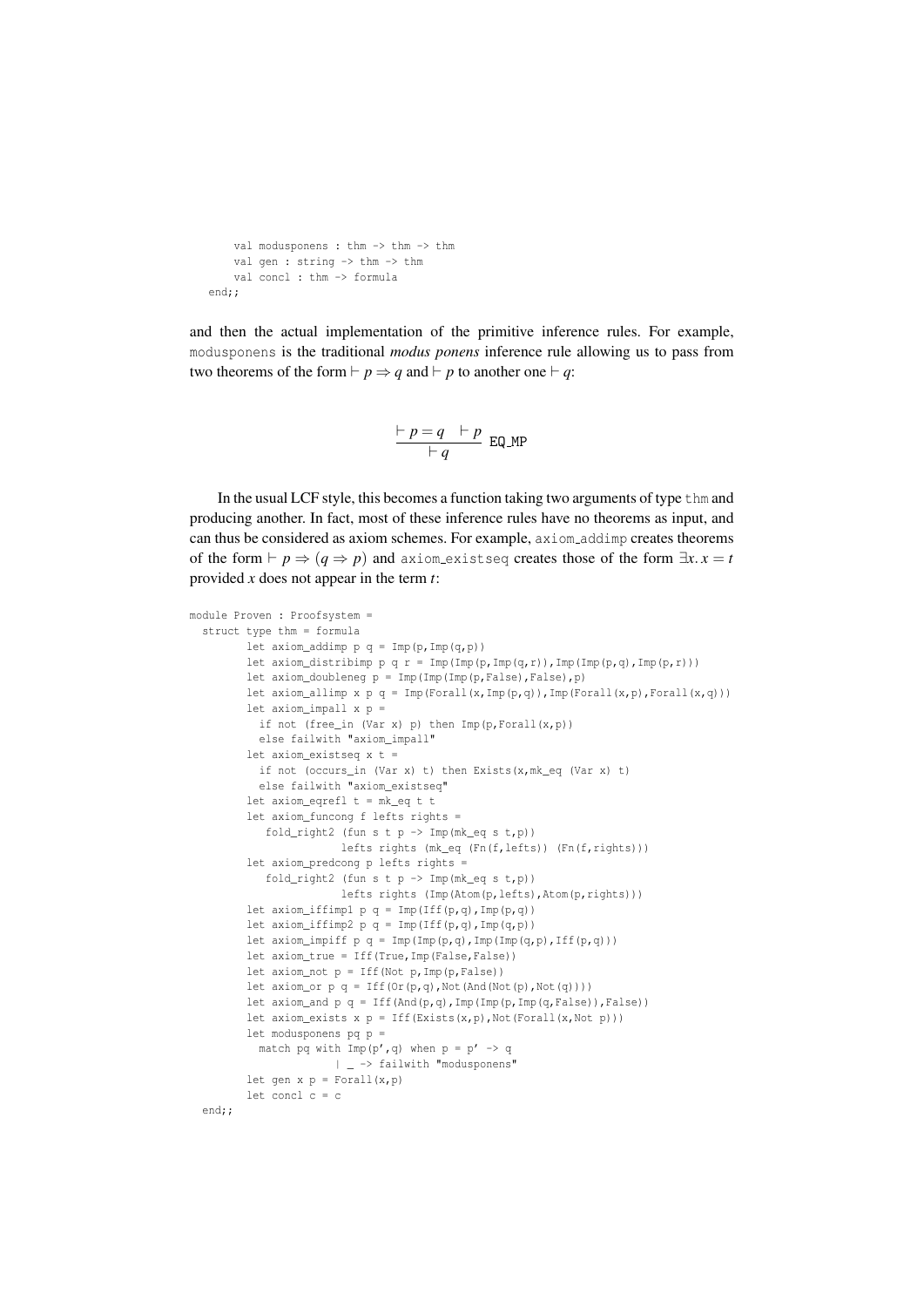```
      val modusponens : thm -> thm -> thm
      val gen : string -> thm -> thm
      val concl : thm -> formula
  end;;
```

and then the actual implementation of the primitive inference rules. For example, `modusponens` is the traditional *modus ponens* inference rule allowing us to pass from two theorems of the form $\vdash p \Rightarrow q$ and $\vdash p$ to another one $\vdash q$:

$$\frac{\vdash p = q \quad \vdash p}{\vdash q} \text{ EQ\_MP}$$

In the usual LCF style, this becomes a function taking two arguments of type `thm` and producing another. In fact, most of these inference rules have no theorems as input, and can thus be considered as axiom schemes. For example, `axiom_addimp` creates theorems of the form $\vdash p \Rightarrow (q \Rightarrow p)$ and `axiom_existseq` creates those of the form $\exists x.\, x = t$ provided $x$ does not appear in the term $t$:

```
module Proven : Proofsystem =
  struct type thm = formula
        let axiom_addimp p q = Imp(p,Imp(q,p))
        let axiom_distribimp p q r = Imp(Imp(p,Imp(q,r)),Imp(Imp(p,q),Imp(p,r)))
        let axiom_doubleneg p = Imp(Imp(Imp(p,False),False),p)
        let axiom_allimp x p q = Imp(Forall(x,Imp(p,q)),Imp(Forall(x,p),Forall(x,q)))
        let axiom_impall x p =
          if not (free_in (Var x) p) then Imp(p,Forall(x,p))
          else failwith "axiom_impall"
        let axiom_existseq x t =
          if not (occurs_in (Var x) t) then Exists(x,mk_eq (Var x) t)
          else failwith "axiom_existseq"
        let axiom_eqrefl t = mk_eq t t
        let axiom_funcong f lefts rights =
           fold_right2 (fun s t p -> Imp(mk_eq s t,p))
                       lefts rights (mk_eq (Fn(f,lefts)) (Fn(f,rights)))
        let axiom_predcong p lefts rights =
           fold_right2 (fun s t p -> Imp(mk_eq s t,p))
                       lefts rights (Imp(Atom(p,lefts),Atom(p,rights)))
        let axiom_iffimp1 p q = Imp(Iff(p,q),Imp(p,q))
        let axiom_iffimp2 p q = Imp(Iff(p,q),Imp(q,p))
        let axiom_impiff p q = Imp(Imp(p,q),Imp(Imp(q,p),Iff(p,q)))
        let axiom_true = Iff(True,Imp(False,False))
        let axiom_not p = Iff(Not p,Imp(p,False))
        let axiom_or p q = Iff(Or(p,q),Not(And(Not(p),Not(q))))
        let axiom_and p q = Iff(And(p,q),Imp(Imp(p,Imp(q,False)),False))
        let axiom_exists x p = Iff(Exists(x,p),Not(Forall(x,Not p)))
        let modusponens pq p =
          match pq with Imp(p',q) when p = p' -> q
                      | _ -> failwith "modusponens"
        let gen x p = Forall(x,p)
        let concl c = c
  end;;
```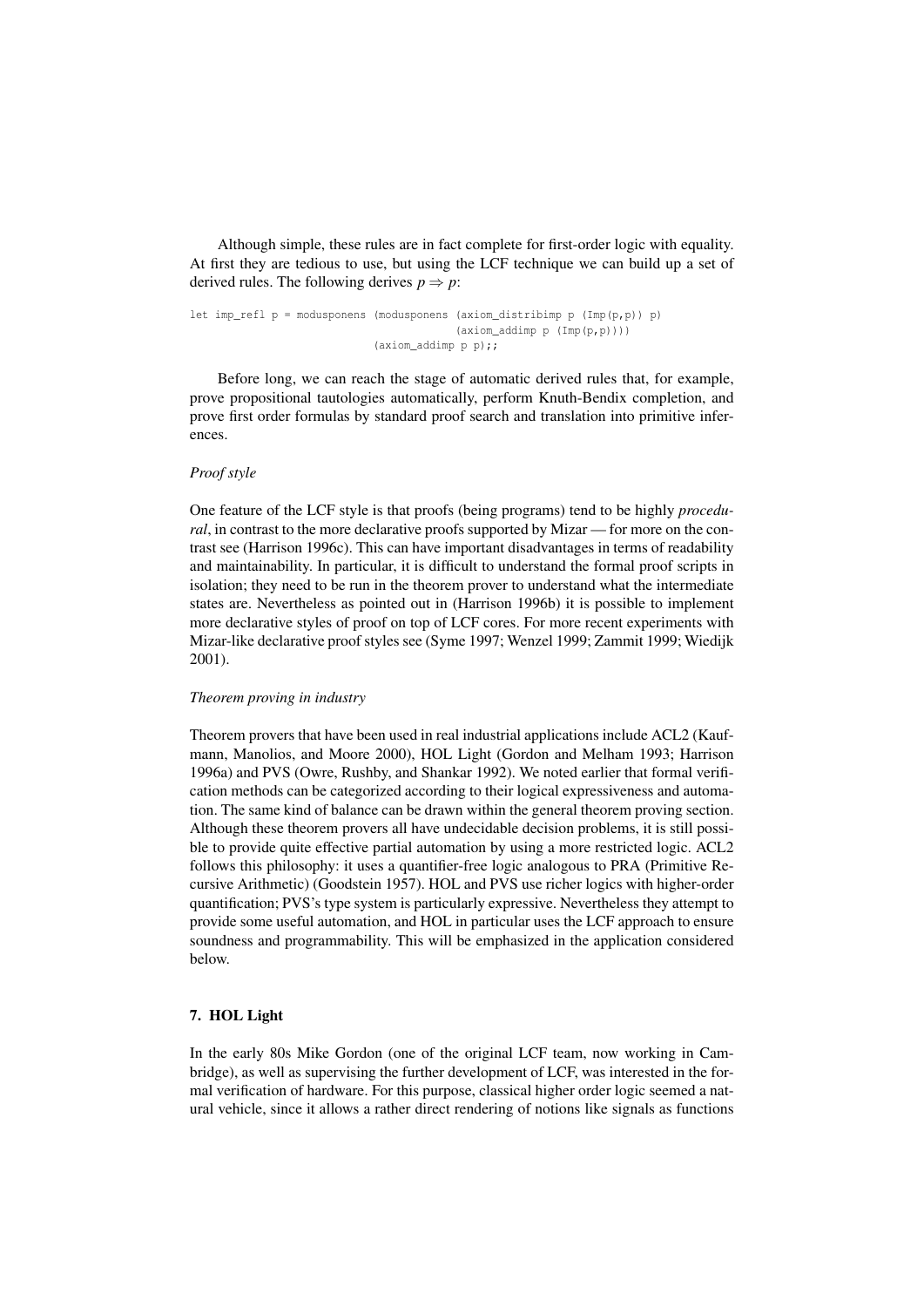Although simple, these rules are in fact complete for first-order logic with equality. At first they are tedious to use, but using the LCF technique we can build up a set of derived rules. The following derives $p \Rightarrow p$:

```
let imp_refl p = modusponens (modusponens (axiom_distribimp p (Imp(p,p)) p)
                                           (axiom_addimp p (Imp(p,p))))
                             (axiom_addimp p p);;
```

Before long, we can reach the stage of automatic derived rules that, for example, prove propositional tautologies automatically, perform Knuth-Bendix completion, and prove first order formulas by standard proof search and translation into primitive inferences.

### *Proof style*

One feature of the LCF style is that proofs (being programs) tend to be highly *procedural*, in contrast to the more declarative proofs supported by Mizar — for more on the contrast see (Harrison 1996c). This can have important disadvantages in terms of readability and maintainability. In particular, it is difficult to understand the formal proof scripts in isolation; they need to be run in the theorem prover to understand what the intermediate states are. Nevertheless as pointed out in (Harrison 1996b) it is possible to implement more declarative styles of proof on top of LCF cores. For more recent experiments with Mizar-like declarative proof styles see (Syme 1997; Wenzel 1999; Zammit 1999; Wiedijk 2001).

### *Theorem proving in industry*

Theorem provers that have been used in real industrial applications include ACL2 (Kaufmann, Manolios, and Moore 2000), HOL Light (Gordon and Melham 1993; Harrison 1996a) and PVS (Owre, Rushby, and Shankar 1992). We noted earlier that formal verification methods can be categorized according to their logical expressiveness and automation. The same kind of balance can be drawn within the general theorem proving section. Although these theorem provers all have undecidable decision problems, it is still possible to provide quite effective partial automation by using a more restricted logic. ACL2 follows this philosophy: it uses a quantifier-free logic analogous to PRA (Primitive Recursive Arithmetic) (Goodstein 1957). HOL and PVS use richer logics with higher-order quantification; PVS's type system is particularly expressive. Nevertheless they attempt to provide some useful automation, and HOL in particular uses the LCF approach to ensure soundness and programmability. This will be emphasized in the application considered below.

## 7. HOL Light

In the early 80s Mike Gordon (one of the original LCF team, now working in Cambridge), as well as supervising the further development of LCF, was interested in the formal verification of hardware. For this purpose, classical higher order logic seemed a natural vehicle, since it allows a rather direct rendering of notions like signals as functions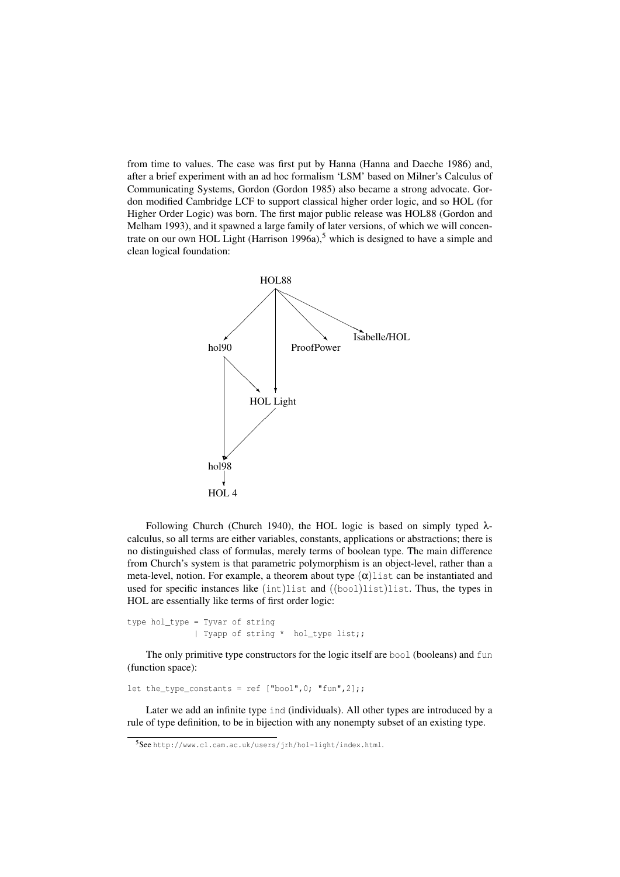from time to values. The case was first put by Hanna (Hanna and Daeche 1986) and, after a brief experiment with an ad hoc formalism 'LSM' based on Milner's Calculus of Communicating Systems, Gordon (Gordon 1985) also became a strong advocate. Gordon modified Cambridge LCF to support classical higher order logic, and so HOL (for Higher Order Logic) was born. The first major public release was HOL88 (Gordon and Melham 1993), and it spawned a large family of later versions, of which we will concentrate on our own HOL Light (Harrison 1996a),[5] which is designed to have a simple and clean logical foundation:

HOL88 → hol90, HOL Light, ProofPower, Isabelle/HOL
hol90 → HOL Light, hol98
HOL Light → hol98
hol98 → HOL 4

Following Church (Church 1940), the HOL logic is based on simply typed λ-calculus, so all terms are either variables, constants, applications or abstractions; there is no distinguished class of formulas, merely terms of boolean type. The main difference from Church's system is that parametric polymorphism is an object-level, rather than a meta-level, notion. For example, a theorem about type $(\alpha)$`list` can be instantiated and used for specific instances like (`int`)`list` and ((`bool`)`list`)`list`. Thus, the types in HOL are essentially like terms of first order logic:

```
type hol_type = Tyvar of string
              | Tyapp of string *  hol_type list;;
```

The only primitive type constructors for the logic itself are `bool` (booleans) and `fun` (function space):

```
let the_type_constants = ref ["bool",0; "fun",2];;
```

Later we add an infinite type `ind` (individuals). All other types are introduced by a rule of type definition, to be in bijection with any nonempty subset of an existing type.

[5] See `http://www.cl.cam.ac.uk/users/jrh/hol-light/index.html`.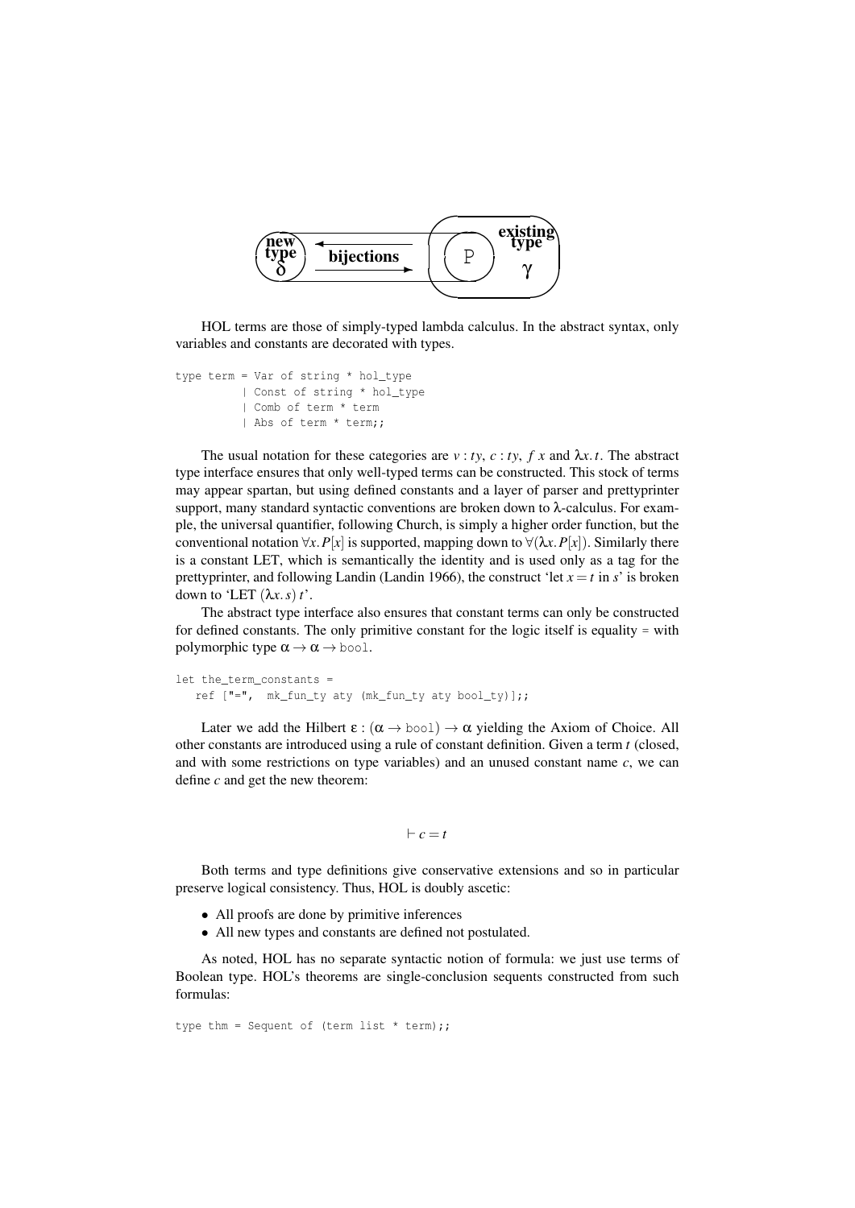HOL terms are those of simply-typed lambda calculus. In the abstract syntax, only variables and constants are decorated with types.

```
type term = Var of string * hol_type
          | Const of string * hol_type
          | Comb of term * term
          | Abs of term * term;;
```

The usual notation for these categories are $v : ty$, $c : ty$, $f\ x$ and $\lambda x.\, t$. The abstract type interface ensures that only well-typed terms can be constructed. This stock of terms may appear spartan, but using defined constants and a layer of parser and prettyprinter support, many standard syntactic conventions are broken down to $\lambda$-calculus. For example, the universal quantifier, following Church, is simply a higher order function, but the conventional notation $\forall x.\, P[x]$ is supported, mapping down to $\forall(\lambda x.\, P[x])$. Similarly there is a constant LET, which is semantically the identity and is used only as a tag for the prettyprinter, and following Landin (Landin 1966), the construct 'let $x = t$ in $s$' is broken down to 'LET $(\lambda x.\, s)\ t$'.

The abstract type interface also ensures that constant terms can only be constructed for defined constants. The only primitive constant for the logic itself is equality = with polymorphic type $\alpha \to \alpha \to$ bool.

```
let the_term_constants =
   ref ["=",  mk_fun_ty aty (mk_fun_ty aty bool_ty)];;
```

Later we add the Hilbert $\varepsilon : (\alpha \to \texttt{bool}) \to \alpha$ yielding the Axiom of Choice. All other constants are introduced using a rule of constant definition. Given a term $t$ (closed, and with some restrictions on type variables) and an unused constant name $c$, we can define $c$ and get the new theorem:

$$\vdash c = t$$

Both terms and type definitions give conservative extensions and so in particular preserve logical consistency. Thus, HOL is doubly ascetic:

- All proofs are done by primitive inferences
- All new types and constants are defined not postulated.

As noted, HOL has no separate syntactic notion of formula: we just use terms of Boolean type. HOL's theorems are single-conclusion sequents constructed from such formulas:

```
type thm = Sequent of (term list * term);;
```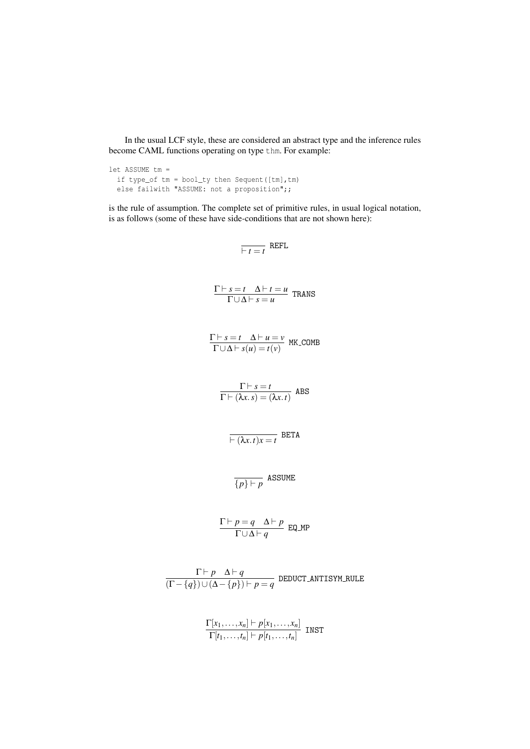In the usual LCF style, these are considered an abstract type and the inference rules become CAML functions operating on type `thm`. For example:

```
let ASSUME tm =
  if type_of tm = bool_ty then Sequent([tm],tm)
  else failwith "ASSUME: not a proposition";;
```

is the rule of assumption. The complete set of primitive rules, in usual logical notation, is as follows (some of these have side-conditions that are not shown here):

$$\frac{}{\vdash t = t}\ \texttt{REFL}$$

$$\frac{\Gamma \vdash s = t \quad \Delta \vdash t = u}{\Gamma \cup \Delta \vdash s = u}\ \texttt{TRANS}$$

$$\frac{\Gamma \vdash s = t \quad \Delta \vdash u = v}{\Gamma \cup \Delta \vdash s(u) = t(v)}\ \texttt{MK\_COMB}$$

$$\frac{\Gamma \vdash s = t}{\Gamma \vdash (\lambda x.\, s) = (\lambda x.\, t)}\ \texttt{ABS}$$

$$\frac{}{\vdash (\lambda x.\, t)x = t}\ \texttt{BETA}$$

$$\frac{}{\{p\} \vdash p}\ \texttt{ASSUME}$$

$$\frac{\Gamma \vdash p = q \quad \Delta \vdash p}{\Gamma \cup \Delta \vdash q}\ \texttt{EQ\_MP}$$

$$\frac{\Gamma \vdash p \quad \Delta \vdash q}{(\Gamma - \{q\}) \cup (\Delta - \{p\}) \vdash p = q}\ \texttt{DEDUCT\_ANTISYM\_RULE}$$

$$\frac{\Gamma[x_1, \ldots, x_n] \vdash p[x_1, \ldots, x_n]}{\Gamma[t_1, \ldots, t_n] \vdash p[t_1, \ldots, t_n]}\ \texttt{INST}$$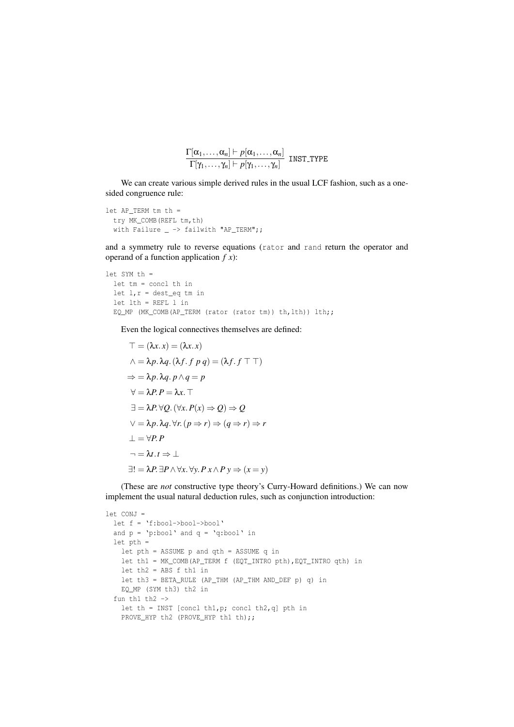$$\frac{\Gamma[\alpha_1,\ldots,\alpha_n] \vdash p[\alpha_1,\ldots,\alpha_n]}{\Gamma[\gamma_1,\ldots,\gamma_n] \vdash p[\gamma_1,\ldots,\gamma_n]} \ \texttt{INST\_TYPE}$$

We can create various simple derived rules in the usual LCF fashion, such as a one-sided congruence rule:

```
let AP_TERM tm th =
  try MK_COMB(REFL tm,th)
  with Failure _ -> failwith "AP_TERM";;
```

and a symmetry rule to reverse equations (`rator` and `rand` return the operator and operand of a function application $f\ x$):

```
let SYM th =
  let tm = concl th in
  let l,r = dest_eq tm in
  let lth = REFL l in
  EQ_MP (MK_COMB(AP_TERM (rator (rator tm)) th,lth)) lth;;
```

Even the logical connectives themselves are defined:

$$\top = (\lambda x.\, x) = (\lambda x.\, x)$$

$$\wedge = \lambda p.\, \lambda q.\, (\lambda f.\, f\ p\ q) = (\lambda f.\, f\ \top\ \top)$$

$$\Rightarrow = \lambda p.\, \lambda q.\, p \wedge q = p$$

$$\forall = \lambda P.\, P = \lambda x.\, \top$$

$$\exists = \lambda P.\, \forall Q.\, (\forall x.\, P(x) \Rightarrow Q) \Rightarrow Q$$

$$\vee = \lambda p.\, \lambda q.\, \forall r.\, (p \Rightarrow r) \Rightarrow (q \Rightarrow r) \Rightarrow r$$

$$\bot = \forall P.\, P$$

$$\neg = \lambda t.\, t \Rightarrow \bot$$

$$\exists! = \lambda P.\, \exists P \wedge \forall x.\, \forall y.\, P\ x \wedge P\ y \Rightarrow (x = y)$$

(These are *not* constructive type theory's Curry-Howard definitions.) We can now implement the usual natural deduction rules, such as conjunction introduction:

```
let CONJ =
  let f = `f:bool->bool->bool`
  and p = `p:bool` and q = `q:bool` in
  let pth =
    let pth = ASSUME p and qth = ASSUME q in
    let th1 = MK_COMB(AP_TERM f (EQT_INTRO pth),EQT_INTRO qth) in
    let th2 = ABS f th1 in
    let th3 = BETA_RULE (AP_THM (AP_THM AND_DEF p) q) in
    EQ_MP (SYM th3) th2 in
  fun th1 th2 ->
    let th = INST [concl th1,p; concl th2,q] pth in
    PROVE_HYP th2 (PROVE_HYP th1 th);;
```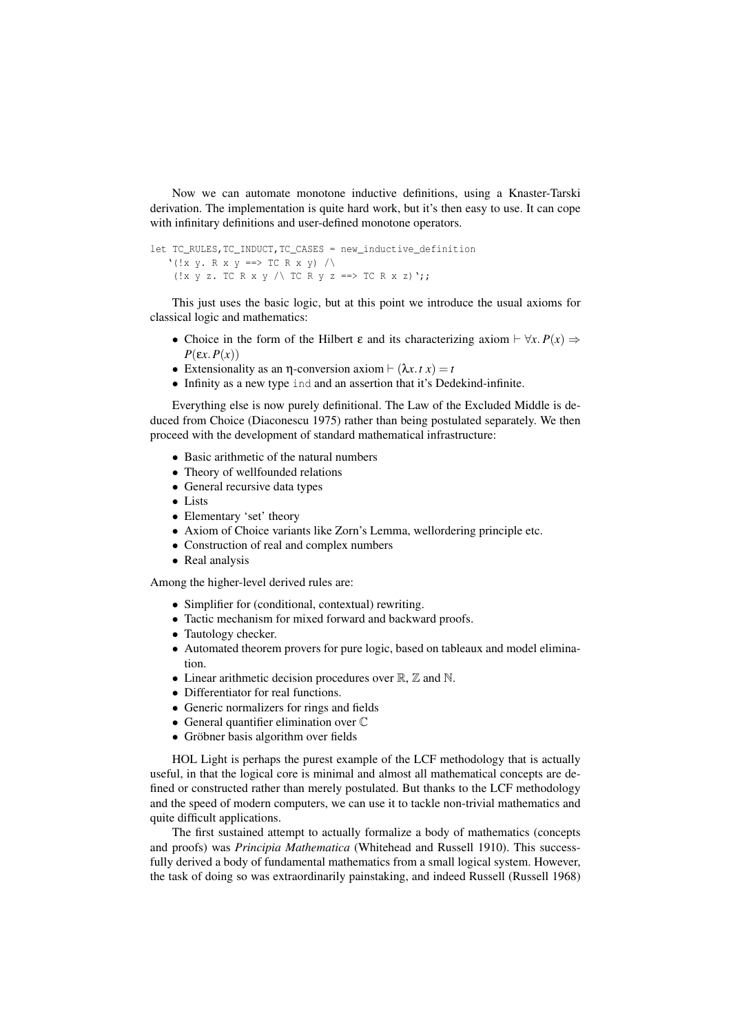Now we can automate monotone inductive definitions, using a Knaster-Tarski derivation. The implementation is quite hard work, but it's then easy to use. It can cope with infinitary definitions and user-defined monotone operators.

```
let TC_RULES,TC_INDUCT,TC_CASES = new_inductive_definition
   `(!x y. R x y ==> TC R x y) /\
    (!x y z. TC R x y /\ TC R y z ==> TC R x z)`;;
```

This just uses the basic logic, but at this point we introduce the usual axioms for classical logic and mathematics:

- Choice in the form of the Hilbert $\varepsilon$ and its characterizing axiom $\vdash \forall x.\, P(x) \Rightarrow P(\varepsilon x.\, P(x))$
- Extensionality as an $\eta$-conversion axiom $\vdash (\lambda x.\, t\ x) = t$
- Infinity as a new type `ind` and an assertion that it's Dedekind-infinite.

Everything else is now purely definitional. The Law of the Excluded Middle is deduced from Choice (Diaconescu 1975) rather than being postulated separately. We then proceed with the development of standard mathematical infrastructure:

- Basic arithmetic of the natural numbers
- Theory of wellfounded relations
- General recursive data types
- Lists
- Elementary 'set' theory
- Axiom of Choice variants like Zorn's Lemma, wellordering principle etc.
- Construction of real and complex numbers
- Real analysis

Among the higher-level derived rules are:

- Simplifier for (conditional, contextual) rewriting.
- Tactic mechanism for mixed forward and backward proofs.
- Tautology checker.
- Automated theorem provers for pure logic, based on tableaux and model elimination.
- Linear arithmetic decision procedures over $\mathbb{R}$, $\mathbb{Z}$ and $\mathbb{N}$.
- Differentiator for real functions.
- Generic normalizers for rings and fields
- General quantifier elimination over $\mathbb{C}$
- Gröbner basis algorithm over fields

HOL Light is perhaps the purest example of the LCF methodology that is actually useful, in that the logical core is minimal and almost all mathematical concepts are defined or constructed rather than merely postulated. But thanks to the LCF methodology and the speed of modern computers, we can use it to tackle non-trivial mathematics and quite difficult applications.

The first sustained attempt to actually formalize a body of mathematics (concepts and proofs) was *Principia Mathematica* (Whitehead and Russell 1910). This successfully derived a body of fundamental mathematics from a small logical system. However, the task of doing so was extraordinarily painstaking, and indeed Russell (Russell 1968)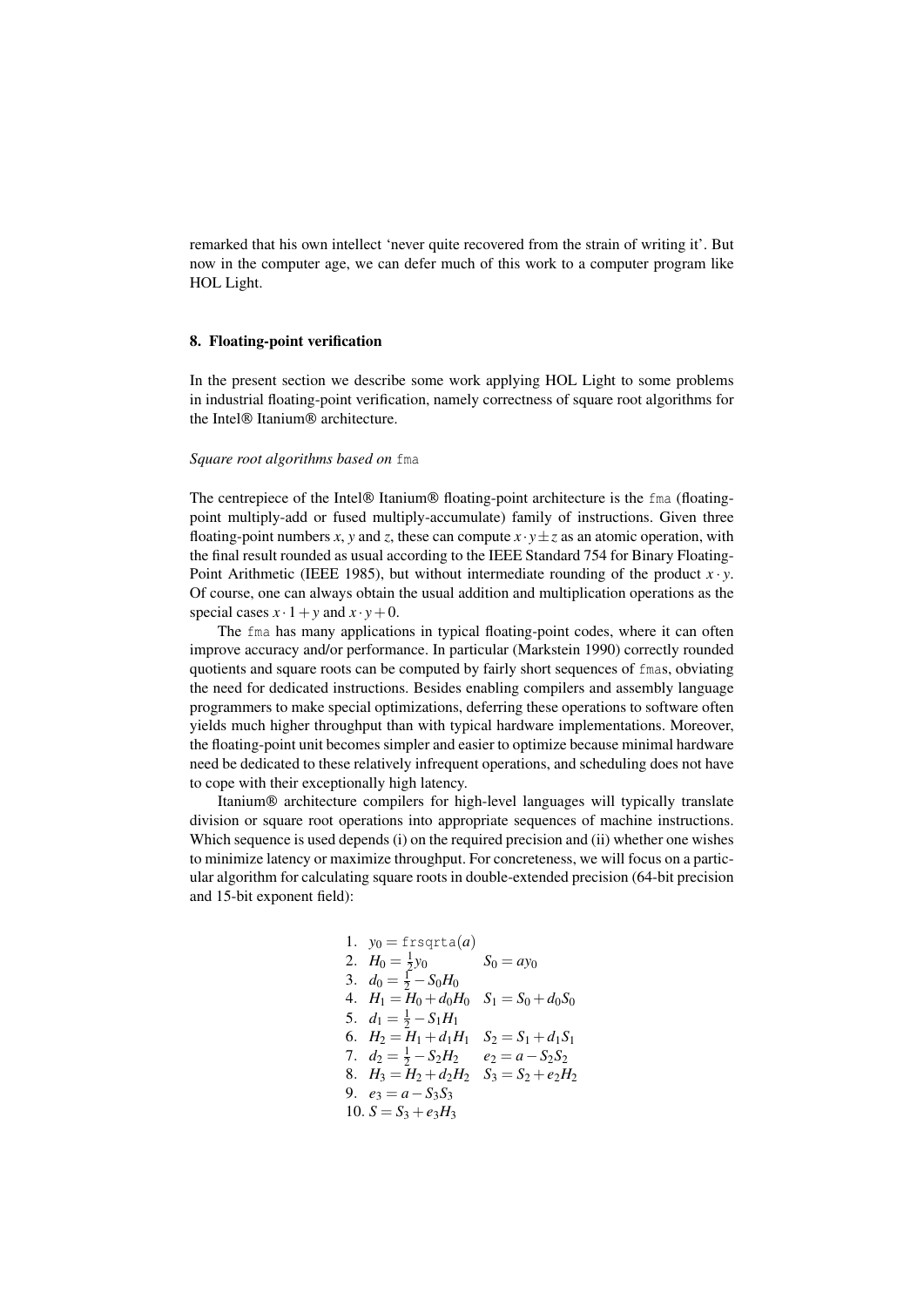remarked that his own intellect 'never quite recovered from the strain of writing it'. But now in the computer age, we can defer much of this work to a computer program like HOL Light.

## 8. Floating-point verification

In the present section we describe some work applying HOL Light to some problems in industrial floating-point verification, namely correctness of square root algorithms for the Intel® Itanium® architecture.

### *Square root algorithms based on* `fma`

The centrepiece of the Intel® Itanium® floating-point architecture is the `fma` (floating-point multiply-add or fused multiply-accumulate) family of instructions. Given three floating-point numbers $x$, $y$ and $z$, these can compute $x \cdot y \pm z$ as an atomic operation, with the final result rounded as usual according to the IEEE Standard 754 for Binary Floating-Point Arithmetic (IEEE 1985), but without intermediate rounding of the product $x \cdot y$. Of course, one can always obtain the usual addition and multiplication operations as the special cases $x \cdot 1 + y$ and $x \cdot y + 0$.

The `fma` has many applications in typical floating-point codes, where it can often improve accuracy and/or performance. In particular (Markstein 1990) correctly rounded quotients and square roots can be computed by fairly short sequences of `fma`s, obviating the need for dedicated instructions. Besides enabling compilers and assembly language programmers to make special optimizations, deferring these operations to software often yields much higher throughput than with typical hardware implementations. Moreover, the floating-point unit becomes simpler and easier to optimize because minimal hardware need be dedicated to these relatively infrequent operations, and scheduling does not have to cope with their exceptionally high latency.

Itanium® architecture compilers for high-level languages will typically translate division or square root operations into appropriate sequences of machine instructions. Which sequence is used depends (i) on the required precision and (ii) whether one wishes to minimize latency or maximize throughput. For concreteness, we will focus on a particular algorithm for calculating square roots in double-extended precision (64-bit precision and 15-bit exponent field):

1. $y_0 = \mathtt{frsqrta}(a)$
2. $H_0 = \frac{1}{2}y_0 \qquad S_0 = ay_0$
3. $d_0 = \frac{1}{2} - S_0H_0$
4. $H_1 = H_0 + d_0H_0 \quad S_1 = S_0 + d_0S_0$
5. $d_1 = \frac{1}{2} - S_1H_1$
6. $H_2 = H_1 + d_1H_1 \quad S_2 = S_1 + d_1S_1$
7. $d_2 = \frac{1}{2} - S_2H_2 \qquad e_2 = a - S_2S_2$
8. $H_3 = H_2 + d_2H_2 \quad S_3 = S_2 + e_2H_2$
9. $e_3 = a - S_3S_3$
10. $S = S_3 + e_3H_3$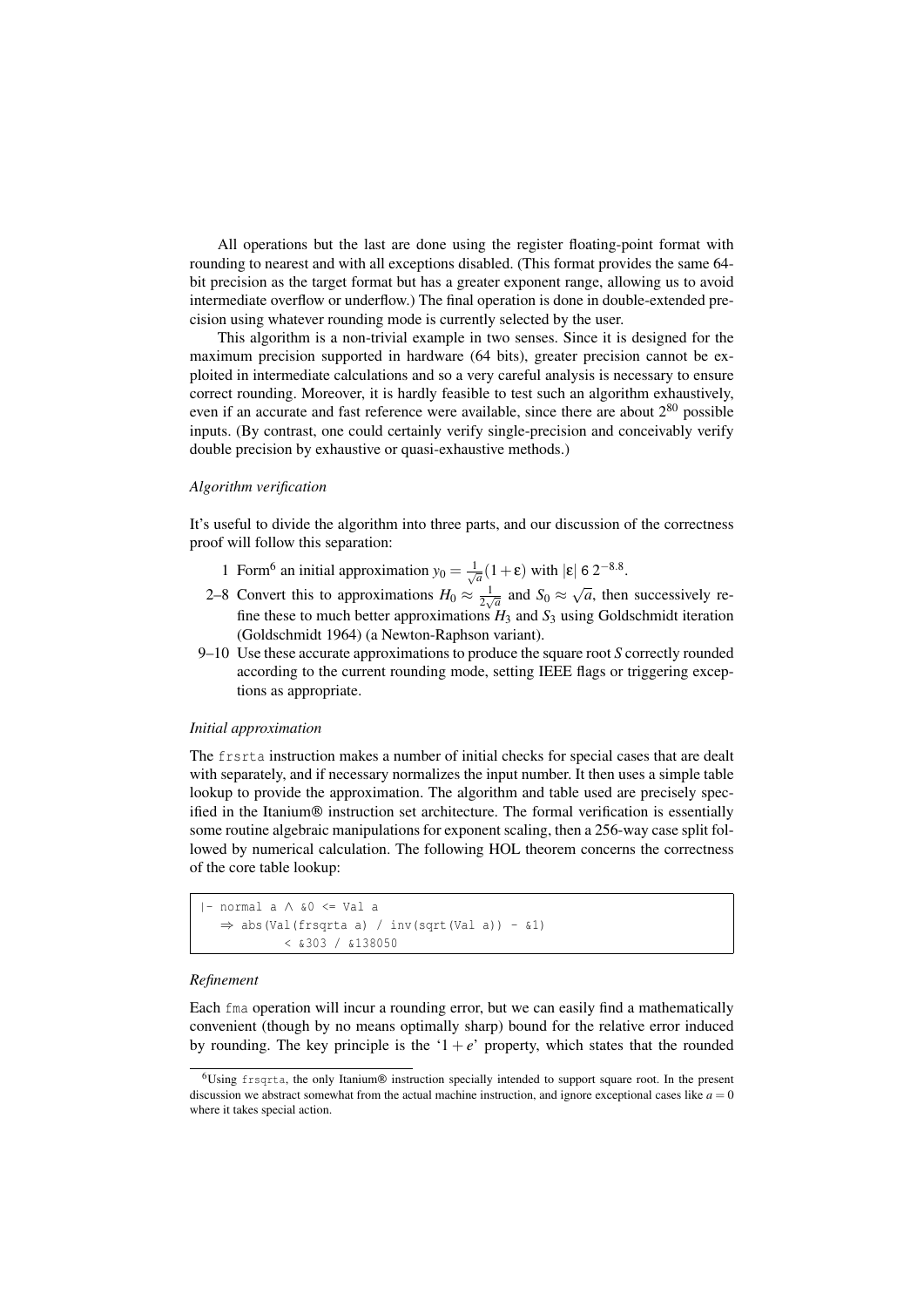All operations but the last are done using the register floating-point format with rounding to nearest and with all exceptions disabled. (This format provides the same 64-bit precision as the target format but has a greater exponent range, allowing us to avoid intermediate overflow or underflow.) The final operation is done in double-extended precision using whatever rounding mode is currently selected by the user.

This algorithm is a non-trivial example in two senses. Since it is designed for the maximum precision supported in hardware (64 bits), greater precision cannot be exploited in intermediate calculations and so a very careful analysis is necessary to ensure correct rounding. Moreover, it is hardly feasible to test such an algorithm exhaustively, even if an accurate and fast reference were available, since there are about $2^{80}$ possible inputs. (By contrast, one could certainly verify single-precision and conceivably verify double precision by exhaustive or quasi-exhaustive methods.)

*Algorithm verification*

It's useful to divide the algorithm into three parts, and our discussion of the correctness proof will follow this separation:

1 Form[6] an initial approximation $y_0 = \frac{1}{\sqrt{a}}(1+\varepsilon)$ with $|\varepsilon| \leqslant 2^{-8.8}$.

2–8 Convert this to approximations $H_0 \approx \frac{1}{2\sqrt{a}}$ and $S_0 \approx \sqrt{a}$, then successively refine these to much better approximations $H_3$ and $S_3$ using Goldschmidt iteration (Goldschmidt 1964) (a Newton-Raphson variant).

9–10 Use these accurate approximations to produce the square root $S$ correctly rounded according to the current rounding mode, setting IEEE flags or triggering exceptions as appropriate.

*Initial approximation*

The `frsrta` instruction makes a number of initial checks for special cases that are dealt with separately, and if necessary normalizes the input number. It then uses a simple table lookup to provide the approximation. The algorithm and table used are precisely specified in the Itanium® instruction set architecture. The formal verification is essentially some routine algebraic manipulations for exponent scaling, then a 256-way case split followed by numerical calculation. The following HOL theorem concerns the correctness of the core table lookup:

```
|- normal a ∧ &0 <= Val a
   ⇒ abs(Val(frsqrta a) / inv(sqrt(Val a)) - &1)
          < &303 / &138050
```

*Refinement*

Each `fma` operation will incur a rounding error, but we can easily find a mathematically convenient (though by no means optimally sharp) bound for the relative error induced by rounding. The key principle is the '$1+e$' property, which states that the rounded

[6] Using `frsqrta`, the only Itanium® instruction specially intended to support square root. In the present discussion we abstract somewhat from the actual machine instruction, and ignore exceptional cases like $a = 0$ where it takes special action.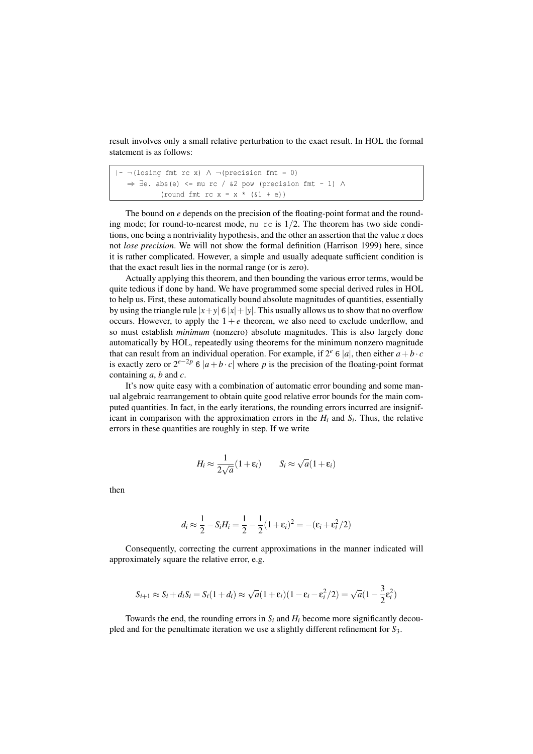result involves only a small relative perturbation to the exact result. In HOL the formal statement is as follows:

```
|- ¬(losing fmt rc x) ∧ ¬(precision fmt = 0)
   ⇒ ∃e. abs(e) <= mu rc / &2 pow (precision fmt - 1) ∧
          (round fmt rc x = x * (&1 + e))
```

The bound on $e$ depends on the precision of the floating-point format and the rounding mode; for round-to-nearest mode, `mu rc` is $1/2$. The theorem has two side conditions, one being a nontriviality hypothesis, and the other an assertion that the value $x$ does not *lose precision*. We will not show the formal definition (Harrison 1999) here, since it is rather complicated. However, a simple and usually adequate sufficient condition is that the exact result lies in the normal range (or is zero).

Actually applying this theorem, and then bounding the various error terms, would be quite tedious if done by hand. We have programmed some special derived rules in HOL to help us. First, these automatically bound absolute magnitudes of quantities, essentially by using the triangle rule $|x+y| \leq |x|+|y|$. This usually allows us to show that no overflow occurs. However, to apply the $1+e$ theorem, we also need to exclude underflow, and so must establish *minimum* (nonzero) absolute magnitudes. This is also largely done automatically by HOL, repeatedly using theorems for the minimum nonzero magnitude that can result from an individual operation. For example, if $2^e \leq |a|$, then either $a + b \cdot c$ is exactly zero or $2^{e-2p} \leq |a + b \cdot c|$ where $p$ is the precision of the floating-point format containing $a$, $b$ and $c$.

It's now quite easy with a combination of automatic error bounding and some manual algebraic rearrangement to obtain quite good relative error bounds for the main computed quantities. In fact, in the early iterations, the rounding errors incurred are insignificant in comparison with the approximation errors in the $H_i$ and $S_i$. Thus, the relative errors in these quantities are roughly in step. If we write

$$H_i \approx \frac{1}{2\sqrt{a}}(1+\varepsilon_i) \qquad S_i \approx \sqrt{a}(1+\varepsilon_i)$$

then

$$d_i \approx \frac{1}{2} - S_i H_i = \frac{1}{2} - \frac{1}{2}(1+\varepsilon_i)^2 = -(\varepsilon_i + \varepsilon_i^2/2)$$

Consequently, correcting the current approximations in the manner indicated will approximately square the relative error, e.g.

$$S_{i+1} \approx S_i + d_i S_i = S_i(1+d_i) \approx \sqrt{a}(1+\varepsilon_i)(1-\varepsilon_i-\varepsilon_i^2/2) = \sqrt{a}(1-\frac{3}{2}\varepsilon_i^2)$$

Towards the end, the rounding errors in $S_i$ and $H_i$ become more significantly decoupled and for the penultimate iteration we use a slightly different refinement for $S_3$.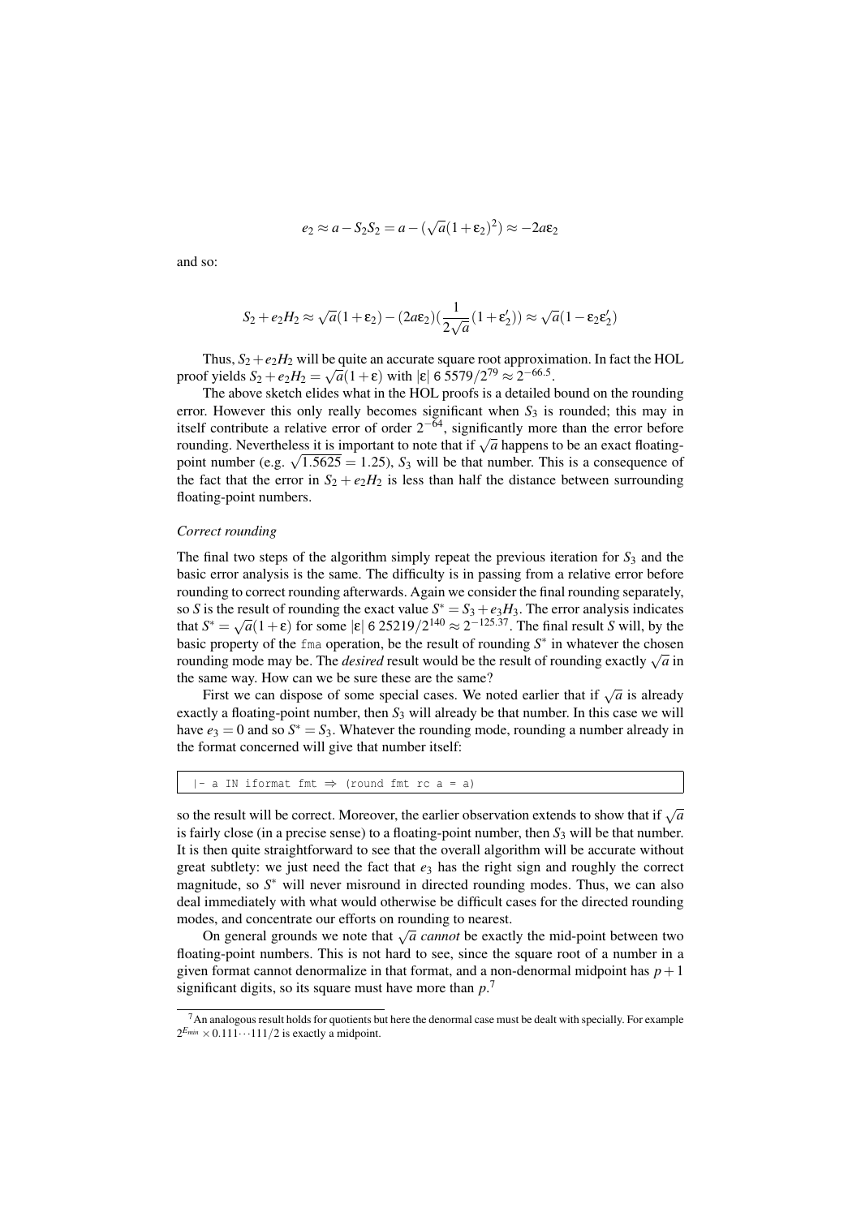$$e_2 \approx a - S_2 S_2 = a - (\sqrt{a}(1+\varepsilon_2)^2) \approx -2a\varepsilon_2$$

and so:

$$S_2 + e_2 H_2 \approx \sqrt{a}(1+\varepsilon_2) - (2a\varepsilon_2)(\frac{1}{2\sqrt{a}}(1+\varepsilon_2')) \approx \sqrt{a}(1-\varepsilon_2\varepsilon_2')$$

Thus, $S_2 + e_2 H_2$ will be quite an accurate square root approximation. In fact the HOL proof yields $S_2 + e_2 H_2 = \sqrt{a}(1+\varepsilon)$ with $|\varepsilon| \leqslant 5579/2^{79} \approx 2^{-66.5}$.

The above sketch elides what in the HOL proofs is a detailed bound on the rounding error. However this only really becomes significant when $S_3$ is rounded; this may in itself contribute a relative error of order $2^{-64}$, significantly more than the error before rounding. Nevertheless it is important to note that if $\sqrt{a}$ happens to be an exact floating-point number (e.g. $\sqrt{1.5625} = 1.25$), $S_3$ will be that number. This is a consequence of the fact that the error in $S_2 + e_2 H_2$ is less than half the distance between surrounding floating-point numbers.

*Correct rounding*

The final two steps of the algorithm simply repeat the previous iteration for $S_3$ and the basic error analysis is the same. The difficulty is in passing from a relative error before rounding to correct rounding afterwards. Again we consider the final rounding separately, so $S$ is the result of rounding the exact value $S^* = S_3 + e_3 H_3$. The error analysis indicates that $S^* = \sqrt{a}(1+\varepsilon)$ for some $|\varepsilon| \leqslant 25219/2^{140} \approx 2^{-125.37}$. The final result $S$ will, by the basic property of the fma operation, be the result of rounding $S^*$ in whatever the chosen rounding mode may be. The *desired* result would be the result of rounding exactly $\sqrt{a}$ in the same way. How can we be sure these are the same?

First we can dispose of some special cases. We noted earlier that if $\sqrt{a}$ is already exactly a floating-point number, then $S_3$ will already be that number. In this case we will have $e_3 = 0$ and so $S^* = S_3$. Whatever the rounding mode, rounding a number already in the format concerned will give that number itself:

```
|- a IN iformat fmt ⇒ (round fmt rc a = a)
```

so the result will be correct. Moreover, the earlier observation extends to show that if $\sqrt{a}$ is fairly close (in a precise sense) to a floating-point number, then $S_3$ will be that number. It is then quite straightforward to see that the overall algorithm will be accurate without great subtlety: we just need the fact that $e_3$ has the right sign and roughly the correct magnitude, so $S^*$ will never misround in directed rounding modes. Thus, we can also deal immediately with what would otherwise be difficult cases for the directed rounding modes, and concentrate our efforts on rounding to nearest.

On general grounds we note that $\sqrt{a}$ *cannot* be exactly the mid-point between two floating-point numbers. This is not hard to see, since the square root of a number in a given format cannot denormalize in that format, and a non-denormal midpoint has $p+1$ significant digits, so its square must have more than $p$.[7]

[7] An analogous result holds for quotients but here the denormal case must be dealt with specially. For example $2^{E_{min}} \times 0.111\cdots111/2$ is exactly a midpoint.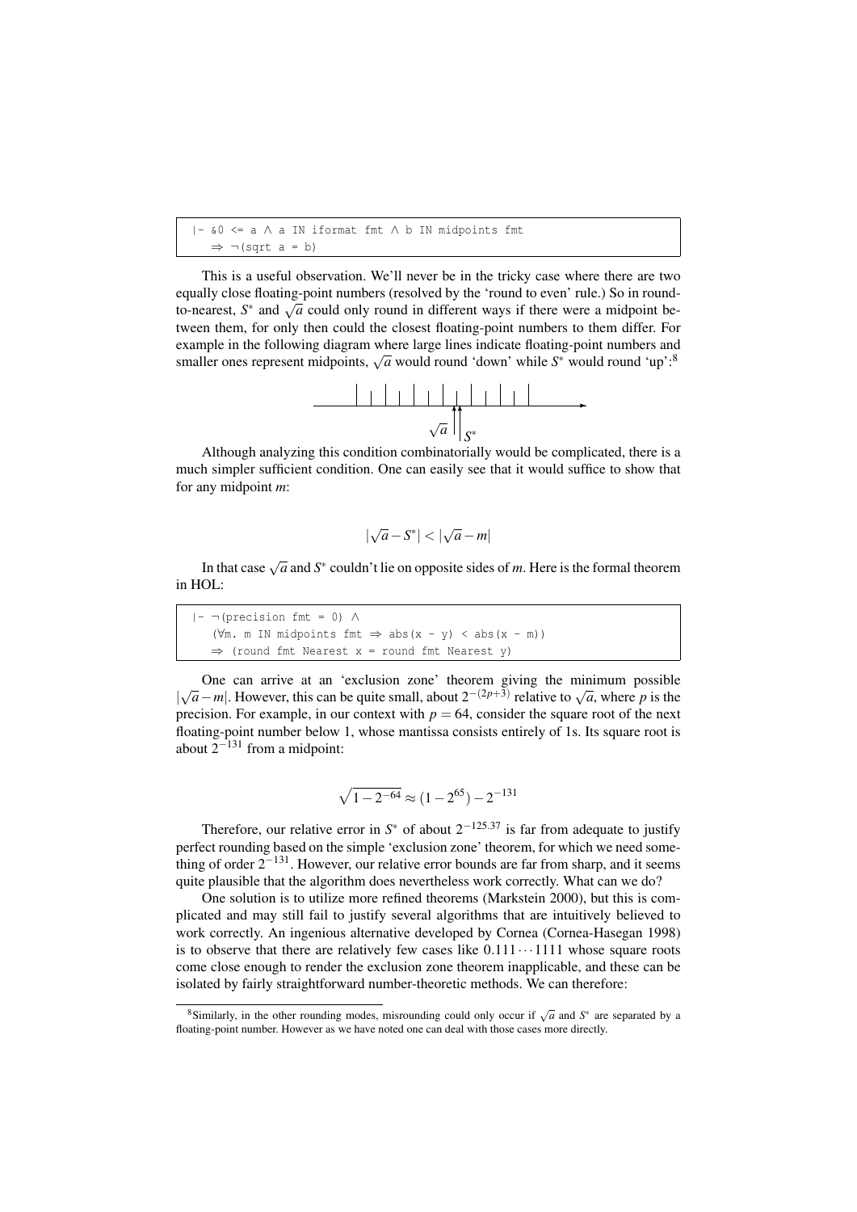```
|- &0 <= a ∧ a IN iformat fmt ∧ b IN midpoints fmt
   ⇒ ¬(sqrt a = b)
```

This is a useful observation. We'll never be in the tricky case where there are two equally close floating-point numbers (resolved by the 'round to even' rule.) So in round-to-nearest, $S^*$ and $\sqrt{a}$ could only round in different ways if there were a midpoint between them, for only then could the closest floating-point numbers to them differ. For example in the following diagram where large lines indicate floating-point numbers and smaller ones represent midpoints, $\sqrt{a}$ would round 'down' while $S^*$ would round 'up':[8]

Although analyzing this condition combinatorially would be complicated, there is a much simpler sufficient condition. One can easily see that it would suffice to show that for any midpoint $m$:

$$|\sqrt{a} - S^*| < |\sqrt{a} - m|$$

In that case $\sqrt{a}$ and $S^*$ couldn't lie on opposite sides of $m$. Here is the formal theorem in HOL:

```
|- ¬(precision fmt = 0) ∧
   (∀m. m IN midpoints fmt ⇒ abs(x - y) < abs(x - m))
   ⇒ (round fmt Nearest x = round fmt Nearest y)
```

One can arrive at an 'exclusion zone' theorem giving the minimum possible $|\sqrt{a} - m|$. However, this can be quite small, about $2^{-(2p+3)}$ relative to $\sqrt{a}$, where $p$ is the precision. For example, in our context with $p = 64$, consider the square root of the next floating-point number below 1, whose mantissa consists entirely of 1s. Its square root is about $2^{-131}$ from a midpoint:

$$\sqrt{1 - 2^{-64}} \approx (1 - 2^{65}) - 2^{-131}$$

Therefore, our relative error in $S^*$ of about $2^{-125.37}$ is far from adequate to justify perfect rounding based on the simple 'exclusion zone' theorem, for which we need something of order $2^{-131}$. However, our relative error bounds are far from sharp, and it seems quite plausible that the algorithm does nevertheless work correctly. What can we do?

One solution is to utilize more refined theorems (Markstein 2000), but this is complicated and may still fail to justify several algorithms that are intuitively believed to work correctly. An ingenious alternative developed by Cornea (Cornea-Hasegan 1998) is to observe that there are relatively few cases like $0.111 \cdots 1111$ whose square roots come close enough to render the exclusion zone theorem inapplicable, and these can be isolated by fairly straightforward number-theoretic methods. We can therefore:

[8] Similarly, in the other rounding modes, misrounding could only occur if $\sqrt{a}$ and $S^*$ are separated by a floating-point number. However as we have noted one can deal with those cases more directly.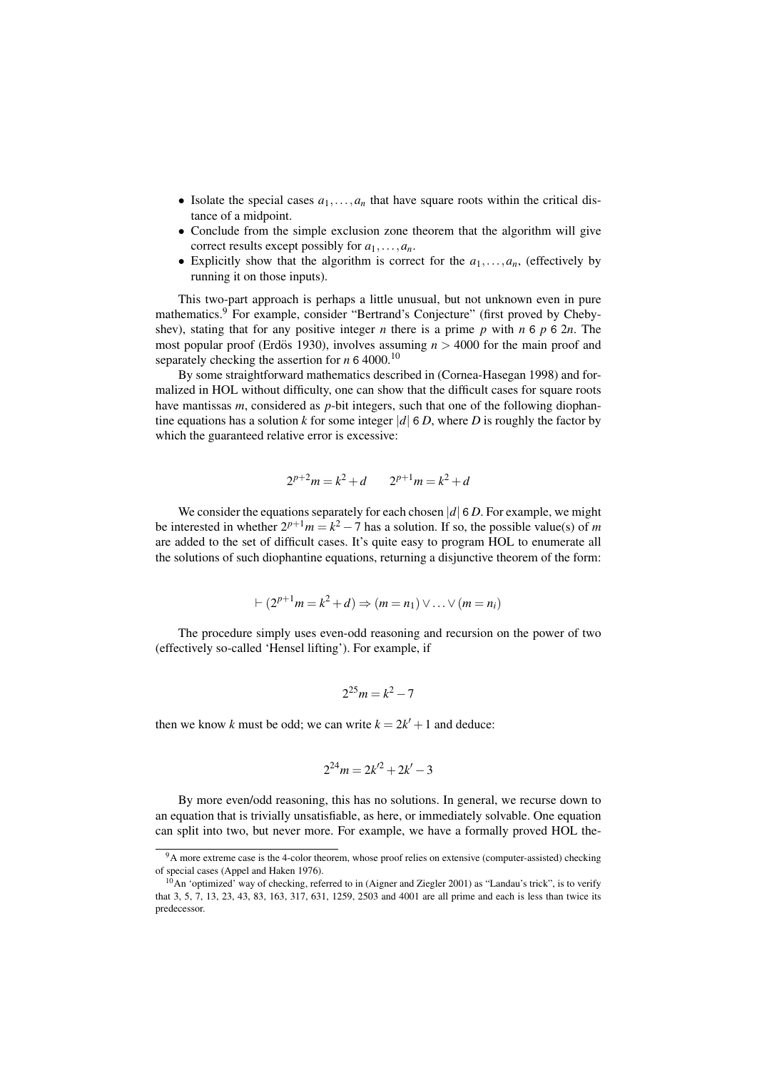- Isolate the special cases $a_1, \ldots, a_n$ that have square roots within the critical distance of a midpoint.
- Conclude from the simple exclusion zone theorem that the algorithm will give correct results except possibly for $a_1, \ldots, a_n$.
- Explicitly show that the algorithm is correct for the $a_1, \ldots, a_n$, (effectively by running it on those inputs).

This two-part approach is perhaps a little unusual, but not unknown even in pure mathematics.[9] For example, consider "Bertrand's Conjecture" (first proved by Chebyshev), stating that for any positive integer $n$ there is a prime $p$ with $n \leq p \leq 2n$. The most popular proof (Erdös 1930), involves assuming $n > 4000$ for the main proof and separately checking the assertion for $n \leq 4000$.[10]

By some straightforward mathematics described in (Cornea-Hasegan 1998) and formalized in HOL without difficulty, one can show that the difficult cases for square roots have mantissas $m$, considered as $p$-bit integers, such that one of the following diophantine equations has a solution $k$ for some integer $|d| \leq D$, where $D$ is roughly the factor by which the guaranteed relative error is excessive:

$$2^{p+2}m = k^2 + d \qquad 2^{p+1}m = k^2 + d$$

We consider the equations separately for each chosen $|d| \leq D$. For example, we might be interested in whether $2^{p+1}m = k^2 - 7$ has a solution. If so, the possible value(s) of $m$ are added to the set of difficult cases. It's quite easy to program HOL to enumerate all the solutions of such diophantine equations, returning a disjunctive theorem of the form:

$$\vdash (2^{p+1}m = k^2 + d) \Rightarrow (m = n_1) \vee \ldots \vee (m = n_i)$$

The procedure simply uses even-odd reasoning and recursion on the power of two (effectively so-called 'Hensel lifting'). For example, if

$$2^{25}m = k^2 - 7$$

then we know $k$ must be odd; we can write $k = 2k' + 1$ and deduce:

$$2^{24}m = 2k'^2 + 2k' - 3$$

By more even/odd reasoning, this has no solutions. In general, we recurse down to an equation that is trivially unsatisfiable, as here, or immediately solvable. One equation can split into two, but never more. For example, we have a formally proved HOL the-

---

[9] A more extreme case is the 4-color theorem, whose proof relies on extensive (computer-assisted) checking of special cases (Appel and Haken 1976).

[10] An 'optimized' way of checking, referred to in (Aigner and Ziegler 2001) as "Landau's trick", is to verify that 3, 5, 7, 13, 23, 43, 83, 163, 317, 631, 1259, 2503 and 4001 are all prime and each is less than twice its predecessor.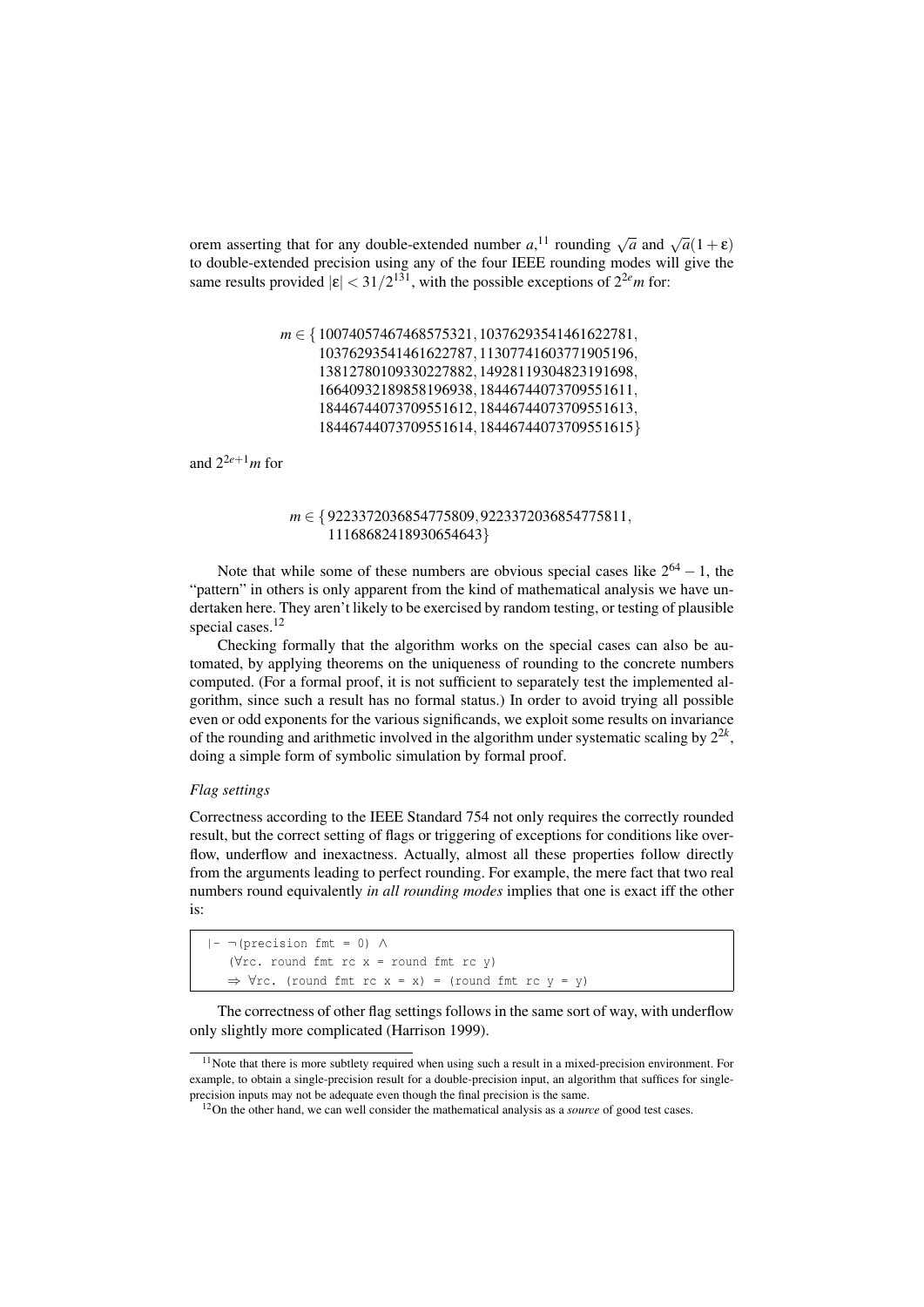orem asserting that for any double-extended number $a$,[11] rounding $\sqrt{a}$ and $\sqrt{a}(1+\varepsilon)$ to double-extended precision using any of the four IEEE rounding modes will give the same results provided $|\varepsilon| < 31/2^{131}$, with the possible exceptions of $2^{2e}m$ for:

$$
\begin{aligned}
m \in \{\, & 10074057467468575321, 10376293541461622781, \\
& 10376293541461622787, 11307741603771905196, \\
& 13812780109330227882, 14928119304823191698, \\
& 16640932189858196938, 18446744073709551611, \\
& 18446744073709551612, 18446744073709551613, \\
& 18446744073709551614, 18446744073709551615 \}
\end{aligned}
$$

and $2^{2e+1}m$ for

$$
\begin{aligned}
m \in \{\, & 9223372036854775809, 9223372036854775811, \\
& 11168682418930654643 \}
\end{aligned}
$$

Note that while some of these numbers are obvious special cases like $2^{64}-1$, the "pattern" in others is only apparent from the kind of mathematical analysis we have undertaken here. They aren't likely to be exercised by random testing, or testing of plausible special cases.[12]

Checking formally that the algorithm works on the special cases can also be automated, by applying theorems on the uniqueness of rounding to the concrete numbers computed. (For a formal proof, it is not sufficient to separately test the implemented algorithm, since such a result has no formal status.) In order to avoid trying all possible even or odd exponents for the various significands, we exploit some results on invariance of the rounding and arithmetic involved in the algorithm under systematic scaling by $2^{2k}$, doing a simple form of symbolic simulation by formal proof.

*Flag settings*

Correctness according to the IEEE Standard 754 not only requires the correctly rounded result, but the correct setting of flags or triggering of exceptions for conditions like overflow, underflow and inexactness. Actually, almost all these properties follow directly from the arguments leading to perfect rounding. For example, the mere fact that two real numbers round equivalently *in all rounding modes* implies that one is exact iff the other is:

```
|- ¬(precision fmt = 0) ∧
   (∀rc. round fmt rc x = round fmt rc y)
   ⇒ ∀rc. (round fmt rc x = x) = (round fmt rc y = y)
```

The correctness of other flag settings follows in the same sort of way, with underflow only slightly more complicated (Harrison 1999).

---

[11] Note that there is more subtlety required when using such a result in a mixed-precision environment. For example, to obtain a single-precision result for a double-precision input, an algorithm that suffices for single-precision inputs may not be adequate even though the final precision is the same.

[12] On the other hand, we can well consider the mathematical analysis as a *source* of good test cases.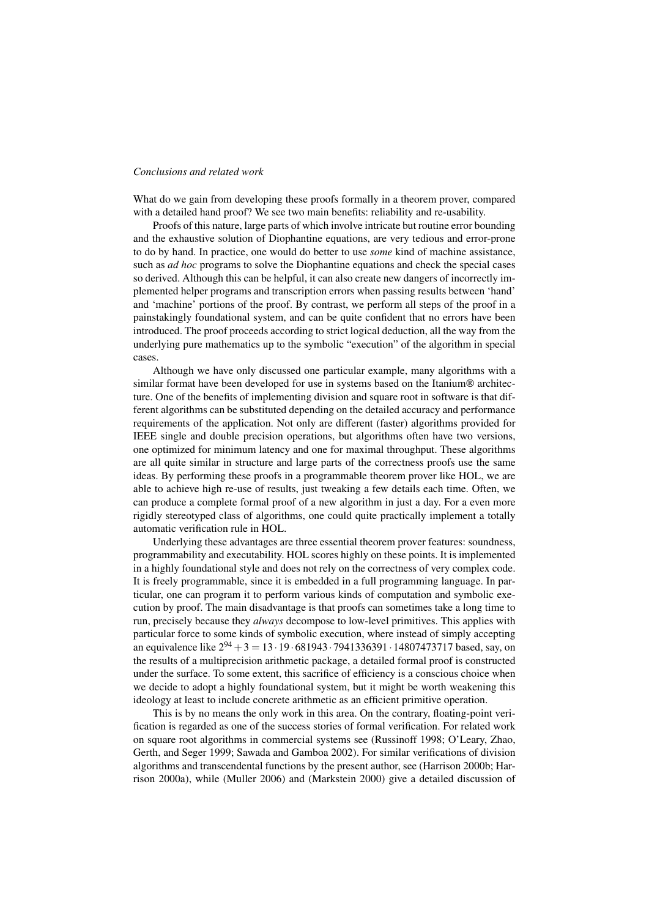## *Conclusions and related work*

What do we gain from developing these proofs formally in a theorem prover, compared with a detailed hand proof? We see two main benefits: reliability and re-usability.

Proofs of this nature, large parts of which involve intricate but routine error bounding and the exhaustive solution of Diophantine equations, are very tedious and error-prone to do by hand. In practice, one would do better to use *some* kind of machine assistance, such as *ad hoc* programs to solve the Diophantine equations and check the special cases so derived. Although this can be helpful, it can also create new dangers of incorrectly implemented helper programs and transcription errors when passing results between 'hand' and 'machine' portions of the proof. By contrast, we perform all steps of the proof in a painstakingly foundational system, and can be quite confident that no errors have been introduced. The proof proceeds according to strict logical deduction, all the way from the underlying pure mathematics up to the symbolic "execution" of the algorithm in special cases.

Although we have only discussed one particular example, many algorithms with a similar format have been developed for use in systems based on the Itanium® architecture. One of the benefits of implementing division and square root in software is that different algorithms can be substituted depending on the detailed accuracy and performance requirements of the application. Not only are different (faster) algorithms provided for IEEE single and double precision operations, but algorithms often have two versions, one optimized for minimum latency and one for maximal throughput. These algorithms are all quite similar in structure and large parts of the correctness proofs use the same ideas. By performing these proofs in a programmable theorem prover like HOL, we are able to achieve high re-use of results, just tweaking a few details each time. Often, we can produce a complete formal proof of a new algorithm in just a day. For a even more rigidly stereotyped class of algorithms, one could quite practically implement a totally automatic verification rule in HOL.

Underlying these advantages are three essential theorem prover features: soundness, programmability and executability. HOL scores highly on these points. It is implemented in a highly foundational style and does not rely on the correctness of very complex code. It is freely programmable, since it is embedded in a full programming language. In particular, one can program it to perform various kinds of computation and symbolic execution by proof. The main disadvantage is that proofs can sometimes take a long time to run, precisely because they *always* decompose to low-level primitives. This applies with particular force to some kinds of symbolic execution, where instead of simply accepting an equivalence like $2^{94} + 3 = 13 \cdot 19 \cdot 681943 \cdot 7941336391 \cdot 14807473717$ based, say, on the results of a multiprecision arithmetic package, a detailed formal proof is constructed under the surface. To some extent, this sacrifice of efficiency is a conscious choice when we decide to adopt a highly foundational system, but it might be worth weakening this ideology at least to include concrete arithmetic as an efficient primitive operation.

This is by no means the only work in this area. On the contrary, floating-point verification is regarded as one of the success stories of formal verification. For related work on square root algorithms in commercial systems see (Russinoff 1998; O'Leary, Zhao, Gerth, and Seger 1999; Sawada and Gamboa 2002). For similar verifications of division algorithms and transcendental functions by the present author, see (Harrison 2000b; Harrison 2000a), while (Muller 2006) and (Markstein 2000) give a detailed discussion of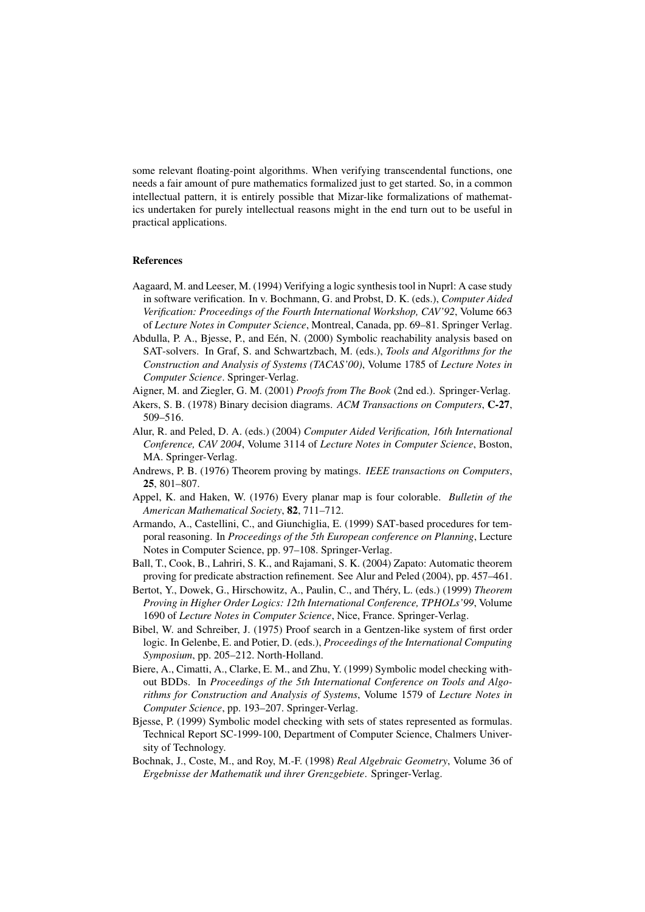some relevant floating-point algorithms. When verifying transcendental functions, one needs a fair amount of pure mathematics formalized just to get started. So, in a common intellectual pattern, it is entirely possible that Mizar-like formalizations of mathematics undertaken for purely intellectual reasons might in the end turn out to be useful in practical applications.

## References

Aagaard, M. and Leeser, M. (1994) Verifying a logic synthesis tool in Nuprl: A case study in software verification. In v. Bochmann, G. and Probst, D. K. (eds.), *Computer Aided Verification: Proceedings of the Fourth International Workshop, CAV'92*, Volume 663 of *Lecture Notes in Computer Science*, Montreal, Canada, pp. 69–81. Springer Verlag.

Abdulla, P. A., Bjesse, P., and Eén, N. (2000) Symbolic reachability analysis based on SAT-solvers. In Graf, S. and Schwartzbach, M. (eds.), *Tools and Algorithms for the Construction and Analysis of Systems (TACAS'00)*, Volume 1785 of *Lecture Notes in Computer Science*. Springer-Verlag.

Aigner, M. and Ziegler, G. M. (2001) *Proofs from The Book* (2nd ed.). Springer-Verlag.

Akers, S. B. (1978) Binary decision diagrams. *ACM Transactions on Computers*, **C-27**, 509–516.

Alur, R. and Peled, D. A. (eds.) (2004) *Computer Aided Verification, 16th International Conference, CAV 2004*, Volume 3114 of *Lecture Notes in Computer Science*, Boston, MA. Springer-Verlag.

Andrews, P. B. (1976) Theorem proving by matings. *IEEE transactions on Computers*, **25**, 801–807.

Appel, K. and Haken, W. (1976) Every planar map is four colorable. *Bulletin of the American Mathematical Society*, **82**, 711–712.

Armando, A., Castellini, C., and Giunchiglia, E. (1999) SAT-based procedures for temporal reasoning. In *Proceedings of the 5th European conference on Planning*, Lecture Notes in Computer Science, pp. 97–108. Springer-Verlag.

Ball, T., Cook, B., Lahriri, S. K., and Rajamani, S. K. (2004) Zapato: Automatic theorem proving for predicate abstraction refinement. See Alur and Peled (2004), pp. 457–461.

Bertot, Y., Dowek, G., Hirschowitz, A., Paulin, C., and Théry, L. (eds.) (1999) *Theorem Proving in Higher Order Logics: 12th International Conference, TPHOLs'99*, Volume 1690 of *Lecture Notes in Computer Science*, Nice, France. Springer-Verlag.

Bibel, W. and Schreiber, J. (1975) Proof search in a Gentzen-like system of first order logic. In Gelenbe, E. and Potier, D. (eds.), *Proceedings of the International Computing Symposium*, pp. 205–212. North-Holland.

Biere, A., Cimatti, A., Clarke, E. M., and Zhu, Y. (1999) Symbolic model checking without BDDs. In *Proceedings of the 5th International Conference on Tools and Algorithms for Construction and Analysis of Systems*, Volume 1579 of *Lecture Notes in Computer Science*, pp. 193–207. Springer-Verlag.

Bjesse, P. (1999) Symbolic model checking with sets of states represented as formulas. Technical Report SC-1999-100, Department of Computer Science, Chalmers University of Technology.

Bochnak, J., Coste, M., and Roy, M.-F. (1998) *Real Algebraic Geometry*, Volume 36 of *Ergebnisse der Mathematik und ihrer Grenzgebiete*. Springer-Verlag.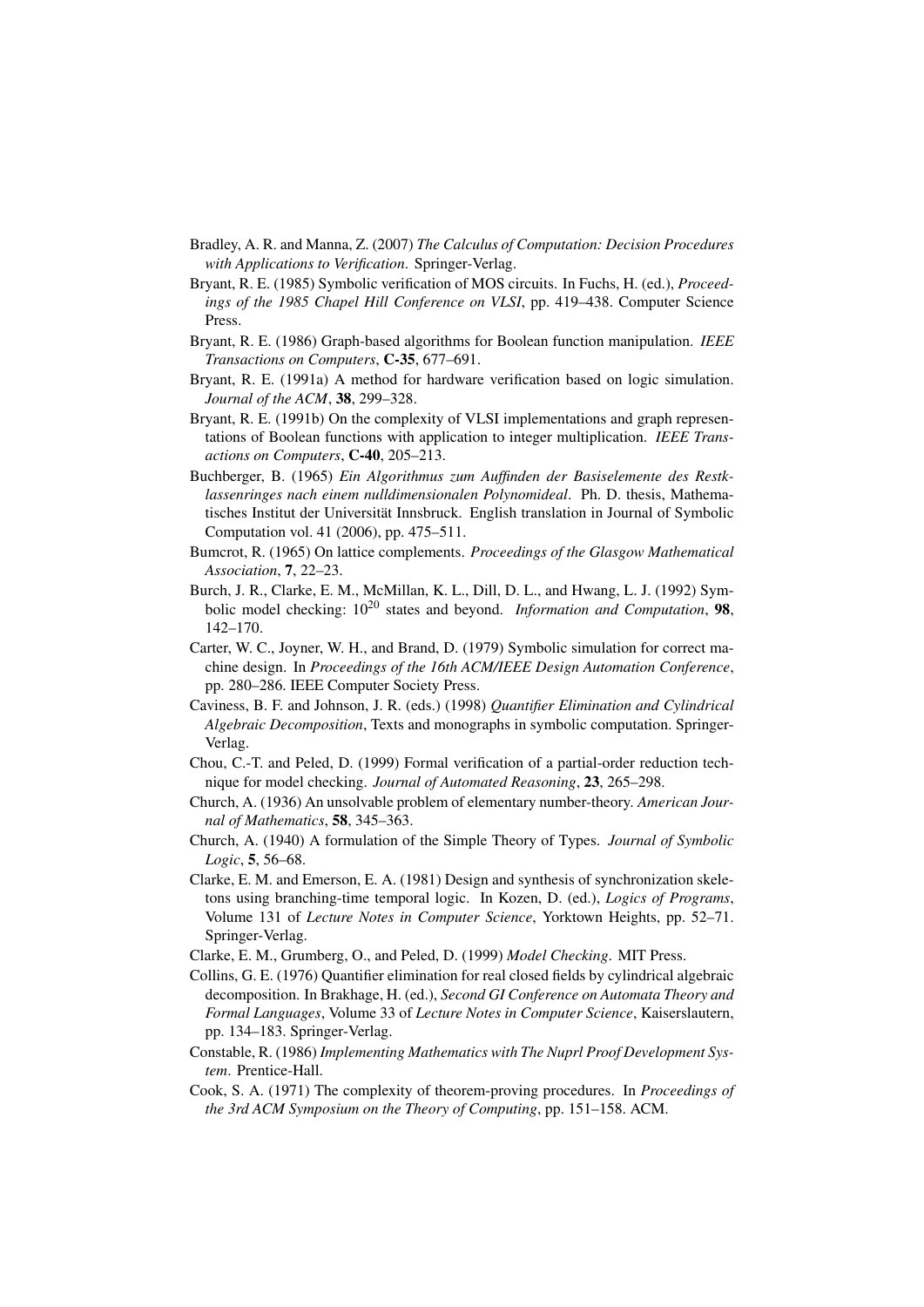Bradley, A. R. and Manna, Z. (2007) *The Calculus of Computation: Decision Procedures with Applications to Verification*. Springer-Verlag.

Bryant, R. E. (1985) Symbolic verification of MOS circuits. In Fuchs, H. (ed.), *Proceedings of the 1985 Chapel Hill Conference on VLSI*, pp. 419–438. Computer Science Press.

Bryant, R. E. (1986) Graph-based algorithms for Boolean function manipulation. *IEEE Transactions on Computers*, **C-35**, 677–691.

Bryant, R. E. (1991a) A method for hardware verification based on logic simulation. *Journal of the ACM*, **38**, 299–328.

Bryant, R. E. (1991b) On the complexity of VLSI implementations and graph representations of Boolean functions with application to integer multiplication. *IEEE Transactions on Computers*, **C-40**, 205–213.

Buchberger, B. (1965) *Ein Algorithmus zum Auffinden der Basiselemente des Restklassenringes nach einem nulldimensionalen Polynomideal*. Ph. D. thesis, Mathematisches Institut der Universität Innsbruck. English translation in Journal of Symbolic Computation vol. 41 (2006), pp. 475–511.

Bumcrot, R. (1965) On lattice complements. *Proceedings of the Glasgow Mathematical Association*, **7**, 22–23.

Burch, J. R., Clarke, E. M., McMillan, K. L., Dill, D. L., and Hwang, L. J. (1992) Symbolic model checking: $10^{20}$ states and beyond. *Information and Computation*, **98**, 142–170.

Carter, W. C., Joyner, W. H., and Brand, D. (1979) Symbolic simulation for correct machine design. In *Proceedings of the 16th ACM/IEEE Design Automation Conference*, pp. 280–286. IEEE Computer Society Press.

Caviness, B. F. and Johnson, J. R. (eds.) (1998) *Quantifier Elimination and Cylindrical Algebraic Decomposition*, Texts and monographs in symbolic computation. Springer-Verlag.

Chou, C.-T. and Peled, D. (1999) Formal verification of a partial-order reduction technique for model checking. *Journal of Automated Reasoning*, **23**, 265–298.

Church, A. (1936) An unsolvable problem of elementary number-theory. *American Journal of Mathematics*, **58**, 345–363.

Church, A. (1940) A formulation of the Simple Theory of Types. *Journal of Symbolic Logic*, **5**, 56–68.

Clarke, E. M. and Emerson, E. A. (1981) Design and synthesis of synchronization skeletons using branching-time temporal logic. In Kozen, D. (ed.), *Logics of Programs*, Volume 131 of *Lecture Notes in Computer Science*, Yorktown Heights, pp. 52–71. Springer-Verlag.

Clarke, E. M., Grumberg, O., and Peled, D. (1999) *Model Checking*. MIT Press.

Collins, G. E. (1976) Quantifier elimination for real closed fields by cylindrical algebraic decomposition. In Brakhage, H. (ed.), *Second GI Conference on Automata Theory and Formal Languages*, Volume 33 of *Lecture Notes in Computer Science*, Kaiserslautern, pp. 134–183. Springer-Verlag.

Constable, R. (1986) *Implementing Mathematics with The Nuprl Proof Development System*. Prentice-Hall.

Cook, S. A. (1971) The complexity of theorem-proving procedures. In *Proceedings of the 3rd ACM Symposium on the Theory of Computing*, pp. 151–158. ACM.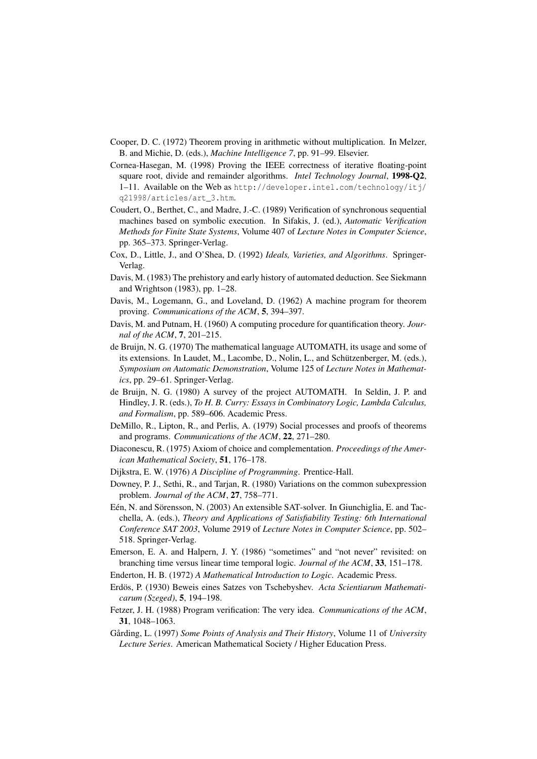Cooper, D. C. (1972) Theorem proving in arithmetic without multiplication. In Melzer, B. and Michie, D. (eds.), *Machine Intelligence 7*, pp. 91–99. Elsevier.

Cornea-Hasegan, M. (1998) Proving the IEEE correctness of iterative floating-point square root, divide and remainder algorithms. *Intel Technology Journal*, **1998-Q2**, 1–11. Available on the Web as `http://developer.intel.com/technology/itj/q21998/articles/art_3.htm`.

Coudert, O., Berthet, C., and Madre, J.-C. (1989) Verification of synchronous sequential machines based on symbolic execution. In Sifakis, J. (ed.), *Automatic Verification Methods for Finite State Systems*, Volume 407 of *Lecture Notes in Computer Science*, pp. 365–373. Springer-Verlag.

Cox, D., Little, J., and O'Shea, D. (1992) *Ideals, Varieties, and Algorithms*. Springer-Verlag.

Davis, M. (1983) The prehistory and early history of automated deduction. See Siekmann and Wrightson (1983), pp. 1–28.

Davis, M., Logemann, G., and Loveland, D. (1962) A machine program for theorem proving. *Communications of the ACM*, **5**, 394–397.

Davis, M. and Putnam, H. (1960) A computing procedure for quantification theory. *Journal of the ACM*, **7**, 201–215.

de Bruijn, N. G. (1970) The mathematical language AUTOMATH, its usage and some of its extensions. In Laudet, M., Lacombe, D., Nolin, L., and Schützenberger, M. (eds.), *Symposium on Automatic Demonstration*, Volume 125 of *Lecture Notes in Mathematics*, pp. 29–61. Springer-Verlag.

de Bruijn, N. G. (1980) A survey of the project AUTOMATH. In Seldin, J. P. and Hindley, J. R. (eds.), *To H. B. Curry: Essays in Combinatory Logic, Lambda Calculus, and Formalism*, pp. 589–606. Academic Press.

DeMillo, R., Lipton, R., and Perlis, A. (1979) Social processes and proofs of theorems and programs. *Communications of the ACM*, **22**, 271–280.

Diaconescu, R. (1975) Axiom of choice and complementation. *Proceedings of the American Mathematical Society*, **51**, 176–178.

Dijkstra, E. W. (1976) *A Discipline of Programming*. Prentice-Hall.

Downey, P. J., Sethi, R., and Tarjan, R. (1980) Variations on the common subexpression problem. *Journal of the ACM*, **27**, 758–771.

Eén, N. and Sörensson, N. (2003) An extensible SAT-solver. In Giunchiglia, E. and Tacchella, A. (eds.), *Theory and Applications of Satisfiability Testing: 6th International Conference SAT 2003*, Volume 2919 of *Lecture Notes in Computer Science*, pp. 502–518. Springer-Verlag.

Emerson, E. A. and Halpern, J. Y. (1986) "sometimes" and "not never" revisited: on branching time versus linear time temporal logic. *Journal of the ACM*, **33**, 151–178.

Enderton, H. B. (1972) *A Mathematical Introduction to Logic*. Academic Press.

Erdös, P. (1930) Beweis eines Satzes von Tschebyshev. *Acta Scientiarum Mathematicarum (Szeged)*, **5**, 194–198.

Fetzer, J. H. (1988) Program verification: The very idea. *Communications of the ACM*, **31**, 1048–1063.

Gårding, L. (1997) *Some Points of Analysis and Their History*, Volume 11 of *University Lecture Series*. American Mathematical Society / Higher Education Press.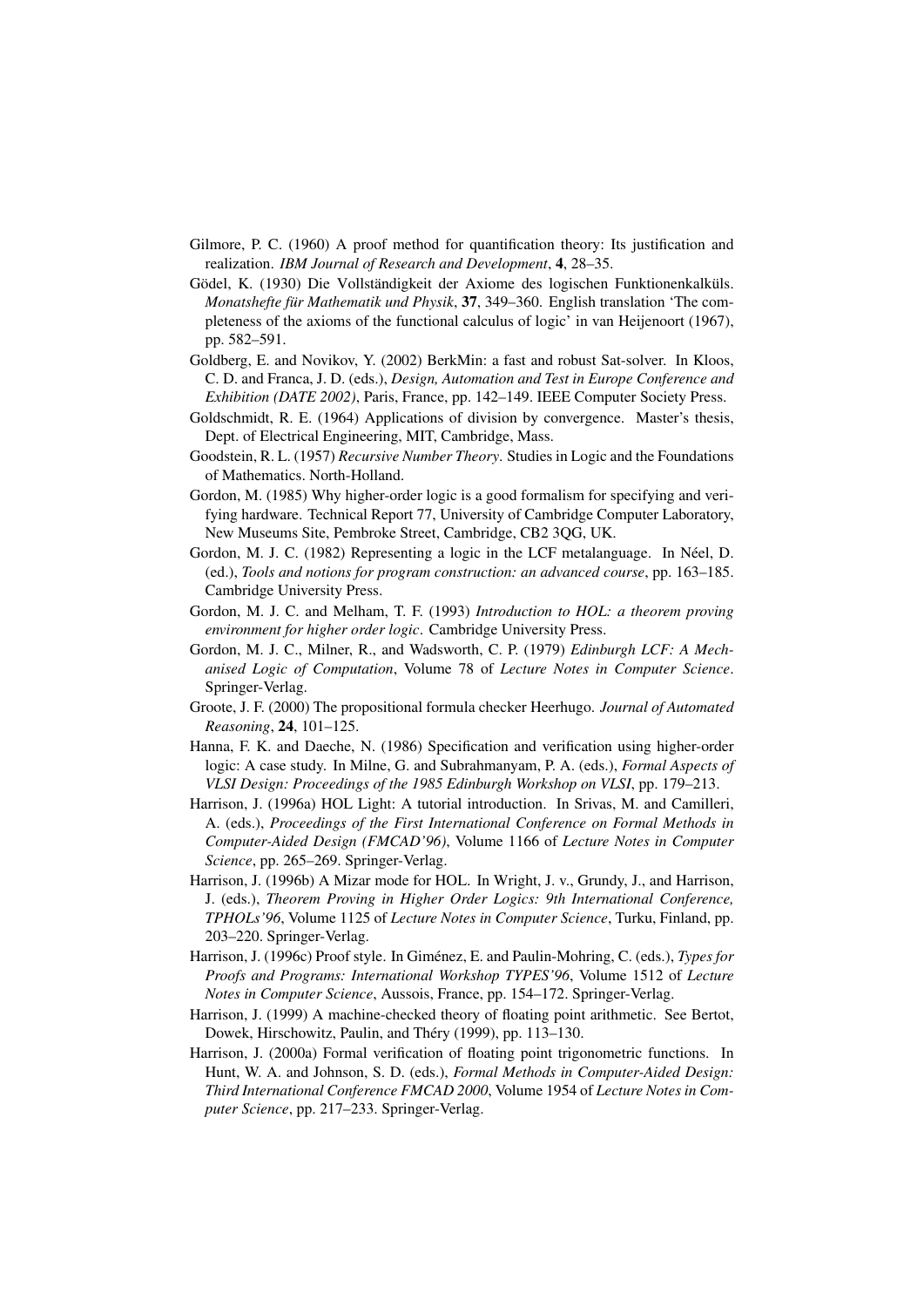Gilmore, P. C. (1960) A proof method for quantification theory: Its justification and realization. *IBM Journal of Research and Development*, **4**, 28–35.

Gödel, K. (1930) Die Vollständigkeit der Axiome des logischen Funktionenkalküls. *Monatshefte für Mathematik und Physik*, **37**, 349–360. English translation 'The completeness of the axioms of the functional calculus of logic' in van Heijenoort (1967), pp. 582–591.

Goldberg, E. and Novikov, Y. (2002) BerkMin: a fast and robust Sat-solver. In Kloos, C. D. and Franca, J. D. (eds.), *Design, Automation and Test in Europe Conference and Exhibition (DATE 2002)*, Paris, France, pp. 142–149. IEEE Computer Society Press.

Goldschmidt, R. E. (1964) Applications of division by convergence. Master's thesis, Dept. of Electrical Engineering, MIT, Cambridge, Mass.

Goodstein, R. L. (1957) *Recursive Number Theory*. Studies in Logic and the Foundations of Mathematics. North-Holland.

Gordon, M. (1985) Why higher-order logic is a good formalism for specifying and verifying hardware. Technical Report 77, University of Cambridge Computer Laboratory, New Museums Site, Pembroke Street, Cambridge, CB2 3QG, UK.

Gordon, M. J. C. (1982) Representing a logic in the LCF metalanguage. In Néel, D. (ed.), *Tools and notions for program construction: an advanced course*, pp. 163–185. Cambridge University Press.

Gordon, M. J. C. and Melham, T. F. (1993) *Introduction to HOL: a theorem proving environment for higher order logic*. Cambridge University Press.

Gordon, M. J. C., Milner, R., and Wadsworth, C. P. (1979) *Edinburgh LCF: A Mechanised Logic of Computation*, Volume 78 of *Lecture Notes in Computer Science*. Springer-Verlag.

Groote, J. F. (2000) The propositional formula checker Heerhugo. *Journal of Automated Reasoning*, **24**, 101–125.

Hanna, F. K. and Daeche, N. (1986) Specification and verification using higher-order logic: A case study. In Milne, G. and Subrahmanyam, P. A. (eds.), *Formal Aspects of VLSI Design: Proceedings of the 1985 Edinburgh Workshop on VLSI*, pp. 179–213.

Harrison, J. (1996a) HOL Light: A tutorial introduction. In Srivas, M. and Camilleri, A. (eds.), *Proceedings of the First International Conference on Formal Methods in Computer-Aided Design (FMCAD'96)*, Volume 1166 of *Lecture Notes in Computer Science*, pp. 265–269. Springer-Verlag.

Harrison, J. (1996b) A Mizar mode for HOL. In Wright, J. v., Grundy, J., and Harrison, J. (eds.), *Theorem Proving in Higher Order Logics: 9th International Conference, TPHOLs'96*, Volume 1125 of *Lecture Notes in Computer Science*, Turku, Finland, pp. 203–220. Springer-Verlag.

Harrison, J. (1996c) Proof style. In Giménez, E. and Paulin-Mohring, C. (eds.), *Types for Proofs and Programs: International Workshop TYPES'96*, Volume 1512 of *Lecture Notes in Computer Science*, Aussois, France, pp. 154–172. Springer-Verlag.

Harrison, J. (1999) A machine-checked theory of floating point arithmetic. See Bertot, Dowek, Hirschowitz, Paulin, and Théry (1999), pp. 113–130.

Harrison, J. (2000a) Formal verification of floating point trigonometric functions. In Hunt, W. A. and Johnson, S. D. (eds.), *Formal Methods in Computer-Aided Design: Third International Conference FMCAD 2000*, Volume 1954 of *Lecture Notes in Computer Science*, pp. 217–233. Springer-Verlag.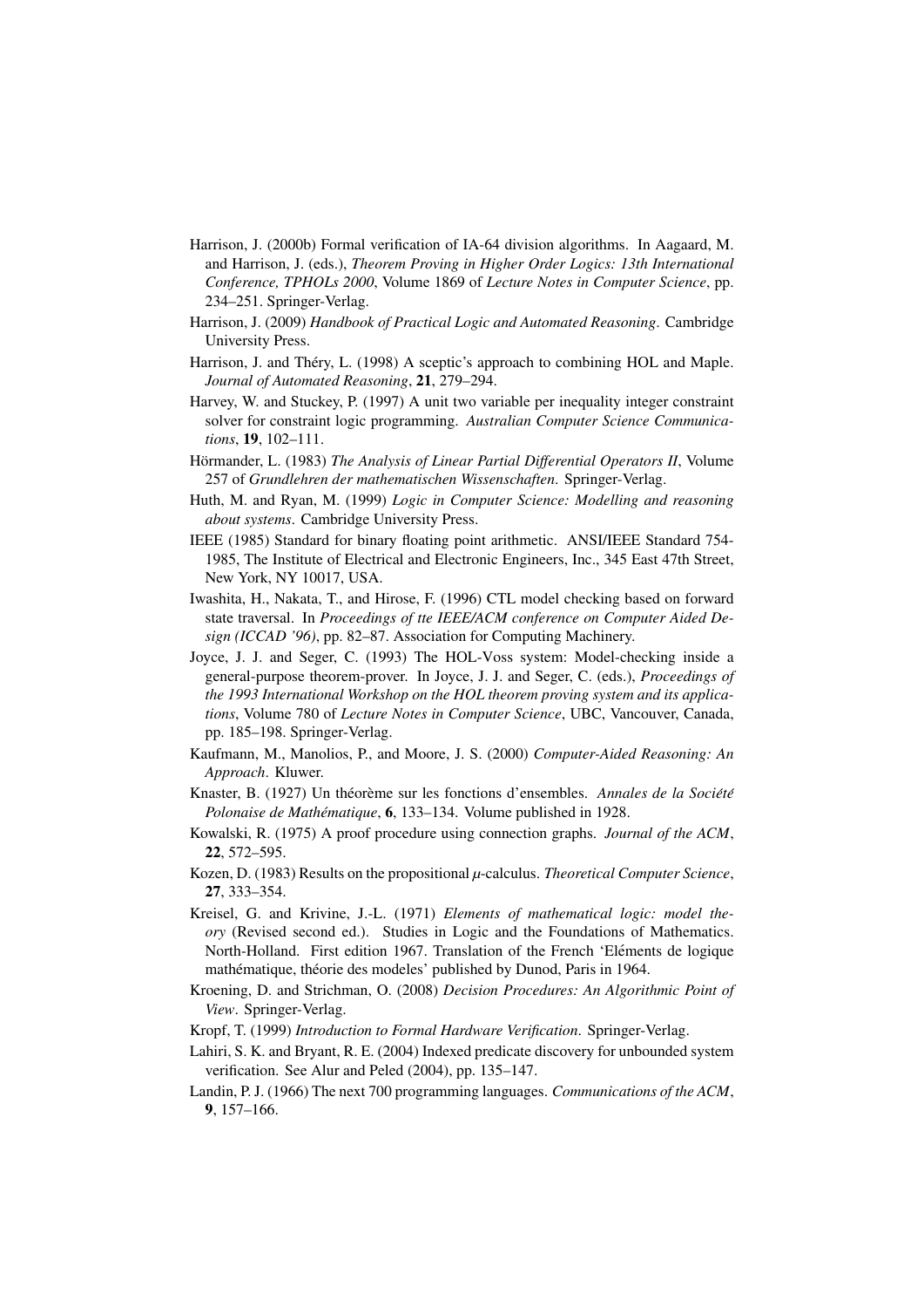Harrison, J. (2000b) Formal verification of IA-64 division algorithms. In Aagaard, M. and Harrison, J. (eds.), *Theorem Proving in Higher Order Logics: 13th International Conference, TPHOLs 2000*, Volume 1869 of *Lecture Notes in Computer Science*, pp. 234–251. Springer-Verlag.

Harrison, J. (2009) *Handbook of Practical Logic and Automated Reasoning*. Cambridge University Press.

Harrison, J. and Théry, L. (1998) A sceptic's approach to combining HOL and Maple. *Journal of Automated Reasoning*, **21**, 279–294.

Harvey, W. and Stuckey, P. (1997) A unit two variable per inequality integer constraint solver for constraint logic programming. *Australian Computer Science Communications*, **19**, 102–111.

Hörmander, L. (1983) *The Analysis of Linear Partial Differential Operators II*, Volume 257 of *Grundlehren der mathematischen Wissenschaften*. Springer-Verlag.

Huth, M. and Ryan, M. (1999) *Logic in Computer Science: Modelling and reasoning about systems*. Cambridge University Press.

IEEE (1985) Standard for binary floating point arithmetic. ANSI/IEEE Standard 754-1985, The Institute of Electrical and Electronic Engineers, Inc., 345 East 47th Street, New York, NY 10017, USA.

Iwashita, H., Nakata, T., and Hirose, F. (1996) CTL model checking based on forward state traversal. In *Proceedings of tte IEEE/ACM conference on Computer Aided Design (ICCAD '96)*, pp. 82–87. Association for Computing Machinery.

Joyce, J. J. and Seger, C. (1993) The HOL-Voss system: Model-checking inside a general-purpose theorem-prover. In Joyce, J. J. and Seger, C. (eds.), *Proceedings of the 1993 International Workshop on the HOL theorem proving system and its applications*, Volume 780 of *Lecture Notes in Computer Science*, UBC, Vancouver, Canada, pp. 185–198. Springer-Verlag.

Kaufmann, M., Manolios, P., and Moore, J. S. (2000) *Computer-Aided Reasoning: An Approach*. Kluwer.

Knaster, B. (1927) Un théorème sur les fonctions d'ensembles. *Annales de la Société Polonaise de Mathématique*, **6**, 133–134. Volume published in 1928.

Kowalski, R. (1975) A proof procedure using connection graphs. *Journal of the ACM*, **22**, 572–595.

Kozen, D. (1983) Results on the propositional $\mu$-calculus. *Theoretical Computer Science*, **27**, 333–354.

Kreisel, G. and Krivine, J.-L. (1971) *Elements of mathematical logic: model theory* (Revised second ed.). Studies in Logic and the Foundations of Mathematics. North-Holland. First edition 1967. Translation of the French 'Eléments de logique mathématique, théorie des modeles' published by Dunod, Paris in 1964.

Kroening, D. and Strichman, O. (2008) *Decision Procedures: An Algorithmic Point of View*. Springer-Verlag.

Kropf, T. (1999) *Introduction to Formal Hardware Verification*. Springer-Verlag.

Lahiri, S. K. and Bryant, R. E. (2004) Indexed predicate discovery for unbounded system verification. See Alur and Peled (2004), pp. 135–147.

Landin, P. J. (1966) The next 700 programming languages. *Communications of the ACM*, **9**, 157–166.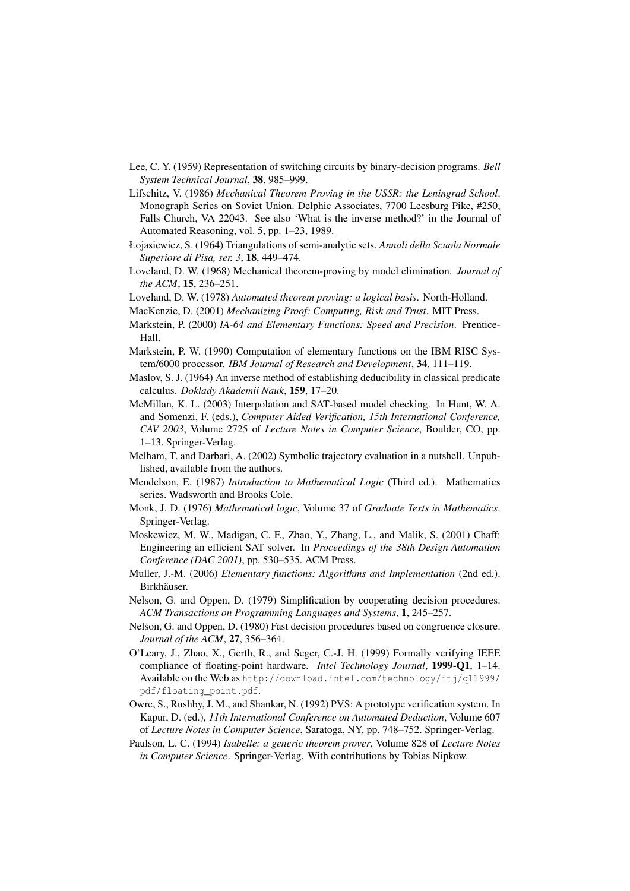Lee, C. Y. (1959) Representation of switching circuits by binary-decision programs. *Bell System Technical Journal*, **38**, 985–999.

Lifschitz, V. (1986) *Mechanical Theorem Proving in the USSR: the Leningrad School*. Monograph Series on Soviet Union. Delphic Associates, 7700 Leesburg Pike, #250, Falls Church, VA 22043. See also 'What is the inverse method?' in the Journal of Automated Reasoning, vol. 5, pp. 1–23, 1989.

Łojasiewicz, S. (1964) Triangulations of semi-analytic sets. *Annali della Scuola Normale Superiore di Pisa, ser. 3*, **18**, 449–474.

Loveland, D. W. (1968) Mechanical theorem-proving by model elimination. *Journal of the ACM*, **15**, 236–251.

Loveland, D. W. (1978) *Automated theorem proving: a logical basis*. North-Holland.

MacKenzie, D. (2001) *Mechanizing Proof: Computing, Risk and Trust*. MIT Press.

Markstein, P. (2000) *IA-64 and Elementary Functions: Speed and Precision*. Prentice-Hall.

Markstein, P. W. (1990) Computation of elementary functions on the IBM RISC System/6000 processor. *IBM Journal of Research and Development*, **34**, 111–119.

Maslov, S. J. (1964) An inverse method of establishing deducibility in classical predicate calculus. *Doklady Akademii Nauk*, **159**, 17–20.

McMillan, K. L. (2003) Interpolation and SAT-based model checking. In Hunt, W. A. and Somenzi, F. (eds.), *Computer Aided Verification, 15th International Conference, CAV 2003*, Volume 2725 of *Lecture Notes in Computer Science*, Boulder, CO, pp. 1–13. Springer-Verlag.

Melham, T. and Darbari, A. (2002) Symbolic trajectory evaluation in a nutshell. Unpublished, available from the authors.

Mendelson, E. (1987) *Introduction to Mathematical Logic* (Third ed.). Mathematics series. Wadsworth and Brooks Cole.

Monk, J. D. (1976) *Mathematical logic*, Volume 37 of *Graduate Texts in Mathematics*. Springer-Verlag.

Moskewicz, M. W., Madigan, C. F., Zhao, Y., Zhang, L., and Malik, S. (2001) Chaff: Engineering an efficient SAT solver. In *Proceedings of the 38th Design Automation Conference (DAC 2001)*, pp. 530–535. ACM Press.

Muller, J.-M. (2006) *Elementary functions: Algorithms and Implementation* (2nd ed.). Birkhäuser.

Nelson, G. and Oppen, D. (1979) Simplification by cooperating decision procedures. *ACM Transactions on Programming Languages and Systems*, **1**, 245–257.

Nelson, G. and Oppen, D. (1980) Fast decision procedures based on congruence closure. *Journal of the ACM*, **27**, 356–364.

O'Leary, J., Zhao, X., Gerth, R., and Seger, C.-J. H. (1999) Formally verifying IEEE compliance of floating-point hardware. *Intel Technology Journal*, **1999-Q1**, 1–14. Available on the Web as `http://download.intel.com/technology/itj/q11999/pdf/floating_point.pdf`.

Owre, S., Rushby, J. M., and Shankar, N. (1992) PVS: A prototype verification system. In Kapur, D. (ed.), *11th International Conference on Automated Deduction*, Volume 607 of *Lecture Notes in Computer Science*, Saratoga, NY, pp. 748–752. Springer-Verlag.

Paulson, L. C. (1994) *Isabelle: a generic theorem prover*, Volume 828 of *Lecture Notes in Computer Science*. Springer-Verlag. With contributions by Tobias Nipkow.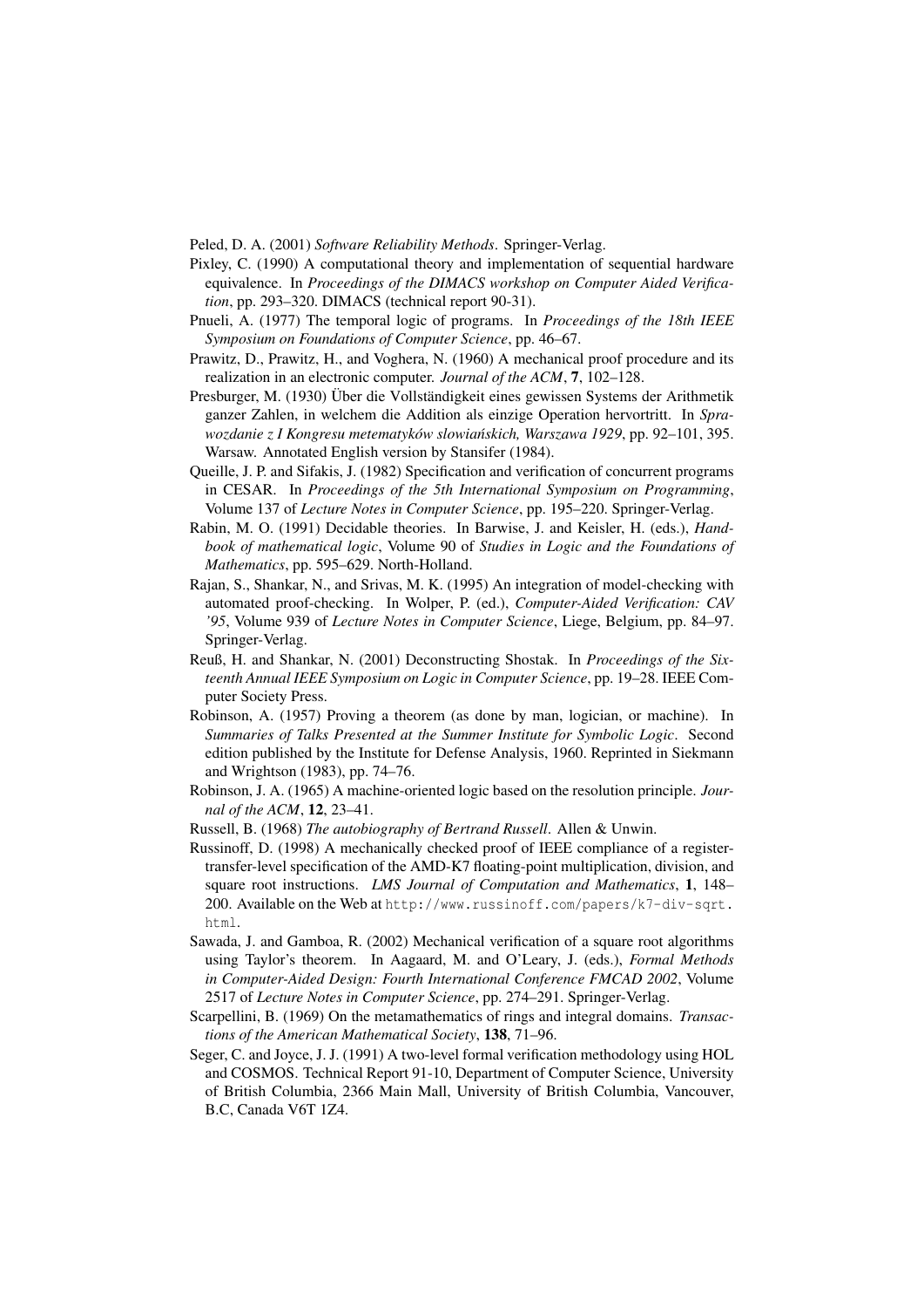Peled, D. A. (2001) *Software Reliability Methods*. Springer-Verlag.

Pixley, C. (1990) A computational theory and implementation of sequential hardware equivalence. In *Proceedings of the DIMACS workshop on Computer Aided Verification*, pp. 293–320. DIMACS (technical report 90-31).

Pnueli, A. (1977) The temporal logic of programs. In *Proceedings of the 18th IEEE Symposium on Foundations of Computer Science*, pp. 46–67.

Prawitz, D., Prawitz, H., and Voghera, N. (1960) A mechanical proof procedure and its realization in an electronic computer. *Journal of the ACM*, **7**, 102–128.

Presburger, M. (1930) Über die Vollständigkeit eines gewissen Systems der Arithmetik ganzer Zahlen, in welchem die Addition als einzige Operation hervortritt. In *Sprawozdanie z I Kongresu metematyków slowiańskich, Warszawa 1929*, pp. 92–101, 395. Warsaw. Annotated English version by Stansifer (1984).

Queille, J. P. and Sifakis, J. (1982) Specification and verification of concurrent programs in CESAR. In *Proceedings of the 5th International Symposium on Programming*, Volume 137 of *Lecture Notes in Computer Science*, pp. 195–220. Springer-Verlag.

Rabin, M. O. (1991) Decidable theories. In Barwise, J. and Keisler, H. (eds.), *Handbook of mathematical logic*, Volume 90 of *Studies in Logic and the Foundations of Mathematics*, pp. 595–629. North-Holland.

Rajan, S., Shankar, N., and Srivas, M. K. (1995) An integration of model-checking with automated proof-checking. In Wolper, P. (ed.), *Computer-Aided Verification: CAV '95*, Volume 939 of *Lecture Notes in Computer Science*, Liege, Belgium, pp. 84–97. Springer-Verlag.

Reuß, H. and Shankar, N. (2001) Deconstructing Shostak. In *Proceedings of the Sixteenth Annual IEEE Symposium on Logic in Computer Science*, pp. 19–28. IEEE Computer Society Press.

Robinson, A. (1957) Proving a theorem (as done by man, logician, or machine). In *Summaries of Talks Presented at the Summer Institute for Symbolic Logic*. Second edition published by the Institute for Defense Analysis, 1960. Reprinted in Siekmann and Wrightson (1983), pp. 74–76.

Robinson, J. A. (1965) A machine-oriented logic based on the resolution principle. *Journal of the ACM*, **12**, 23–41.

Russell, B. (1968) *The autobiography of Bertrand Russell*. Allen & Unwin.

Russinoff, D. (1998) A mechanically checked proof of IEEE compliance of a register-transfer-level specification of the AMD-K7 floating-point multiplication, division, and square root instructions. *LMS Journal of Computation and Mathematics*, **1**, 148–200. Available on the Web at `http://www.russinoff.com/papers/k7-div-sqrt.html`.

Sawada, J. and Gamboa, R. (2002) Mechanical verification of a square root algorithms using Taylor's theorem. In Aagaard, M. and O'Leary, J. (eds.), *Formal Methods in Computer-Aided Design: Fourth International Conference FMCAD 2002*, Volume 2517 of *Lecture Notes in Computer Science*, pp. 274–291. Springer-Verlag.

Scarpellini, B. (1969) On the metamathematics of rings and integral domains. *Transactions of the American Mathematical Society*, **138**, 71–96.

Seger, C. and Joyce, J. J. (1991) A two-level formal verification methodology using HOL and COSMOS. Technical Report 91-10, Department of Computer Science, University of British Columbia, 2366 Main Mall, University of British Columbia, Vancouver, B.C, Canada V6T 1Z4.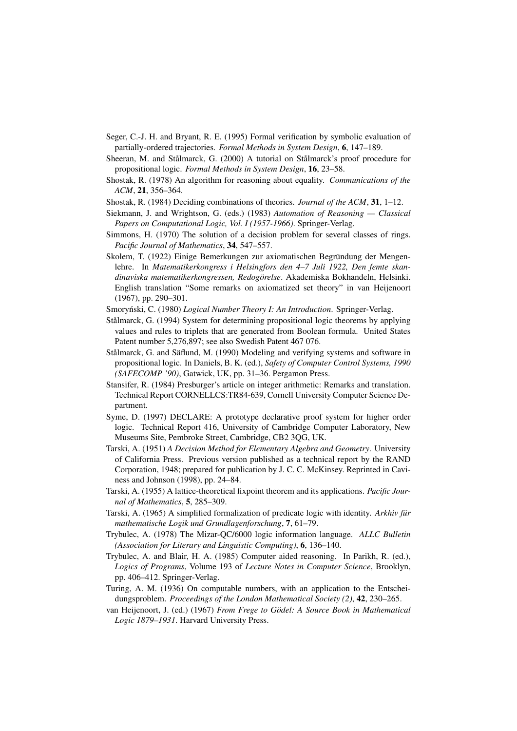Seger, C.-J. H. and Bryant, R. E. (1995) Formal verification by symbolic evaluation of partially-ordered trajectories. *Formal Methods in System Design*, **6**, 147–189.

Sheeran, M. and Stålmarck, G. (2000) A tutorial on Stålmarck's proof procedure for propositional logic. *Formal Methods in System Design*, **16**, 23–58.

Shostak, R. (1978) An algorithm for reasoning about equality. *Communications of the ACM*, **21**, 356–364.

Shostak, R. (1984) Deciding combinations of theories. *Journal of the ACM*, **31**, 1–12.

Siekmann, J. and Wrightson, G. (eds.) (1983) *Automation of Reasoning — Classical Papers on Computational Logic, Vol. I (1957-1966)*. Springer-Verlag.

Simmons, H. (1970) The solution of a decision problem for several classes of rings. *Pacific Journal of Mathematics*, **34**, 547–557.

Skolem, T. (1922) Einige Bemerkungen zur axiomatischen Begründung der Mengenlehre. In *Matematikerkongress i Helsingfors den 4–7 Juli 1922, Den femte skandinaviska matematikerkongressen, Redogörelse*. Akademiska Bokhandeln, Helsinki. English translation "Some remarks on axiomatized set theory" in van Heijenoort (1967), pp. 290–301.

Smoryński, C. (1980) *Logical Number Theory I: An Introduction*. Springer-Verlag.

Stålmarck, G. (1994) System for determining propositional logic theorems by applying values and rules to triplets that are generated from Boolean formula. United States Patent number 5,276,897; see also Swedish Patent 467 076.

Stålmarck, G. and Säflund, M. (1990) Modeling and verifying systems and software in propositional logic. In Daniels, B. K. (ed.), *Safety of Computer Control Systems, 1990 (SAFECOMP '90)*, Gatwick, UK, pp. 31–36. Pergamon Press.

Stansifer, R. (1984) Presburger's article on integer arithmetic: Remarks and translation. Technical Report CORNELLCS:TR84-639, Cornell University Computer Science Department.

Syme, D. (1997) DECLARE: A prototype declarative proof system for higher order logic. Technical Report 416, University of Cambridge Computer Laboratory, New Museums Site, Pembroke Street, Cambridge, CB2 3QG, UK.

Tarski, A. (1951) *A Decision Method for Elementary Algebra and Geometry*. University of California Press. Previous version published as a technical report by the RAND Corporation, 1948; prepared for publication by J. C. C. McKinsey. Reprinted in Caviness and Johnson (1998), pp. 24–84.

Tarski, A. (1955) A lattice-theoretical fixpoint theorem and its applications. *Pacific Journal of Mathematics*, **5**, 285–309.

Tarski, A. (1965) A simplified formalization of predicate logic with identity. *Arkhiv für mathematische Logik und Grundlagenforschung*, **7**, 61–79.

Trybulec, A. (1978) The Mizar-QC/6000 logic information language. *ALLC Bulletin (Association for Literary and Linguistic Computing)*, **6**, 136–140.

Trybulec, A. and Blair, H. A. (1985) Computer aided reasoning. In Parikh, R. (ed.), *Logics of Programs*, Volume 193 of *Lecture Notes in Computer Science*, Brooklyn, pp. 406–412. Springer-Verlag.

Turing, A. M. (1936) On computable numbers, with an application to the Entscheidungsproblem. *Proceedings of the London Mathematical Society (2)*, **42**, 230–265.

van Heijenoort, J. (ed.) (1967) *From Frege to Gödel: A Source Book in Mathematical Logic 1879–1931*. Harvard University Press.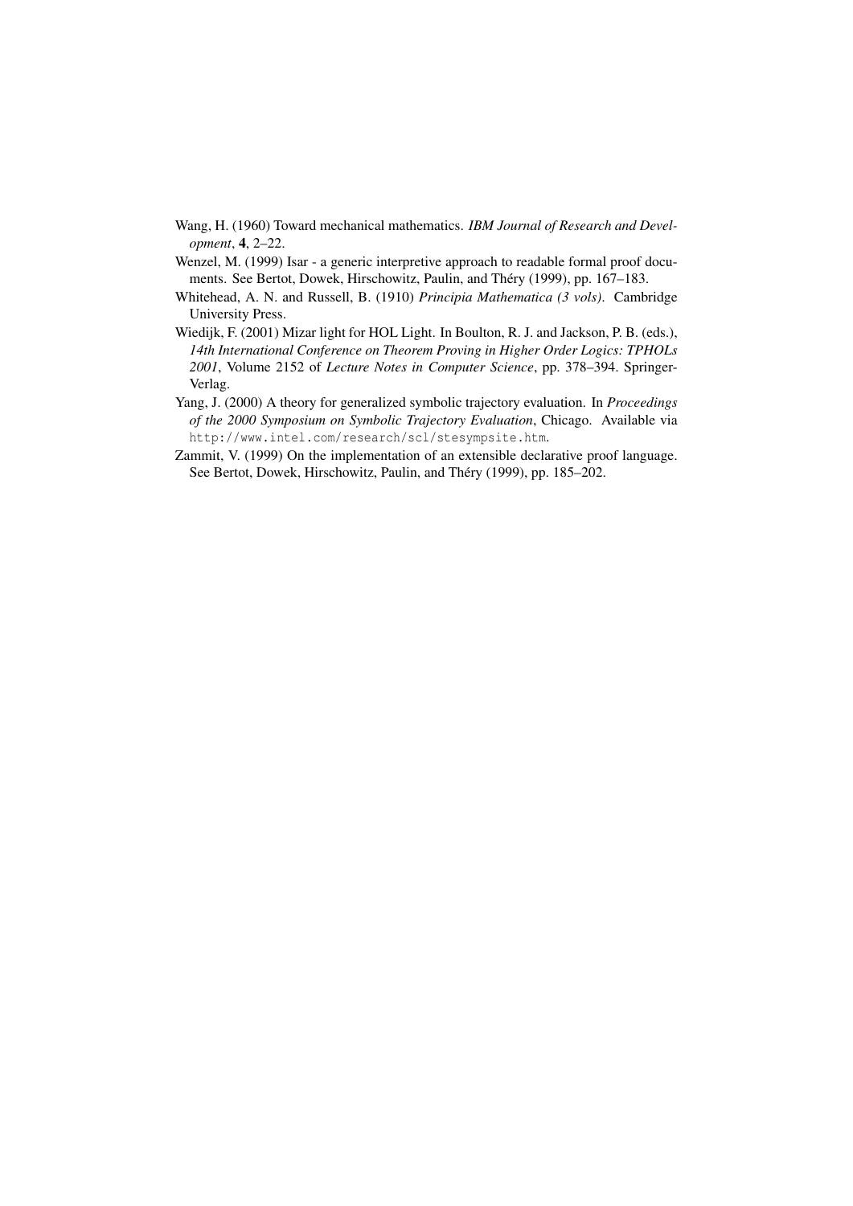Wang, H. (1960) Toward mechanical mathematics. *IBM Journal of Research and Development*, **4**, 2–22.

Wenzel, M. (1999) Isar - a generic interpretive approach to readable formal proof documents. See Bertot, Dowek, Hirschowitz, Paulin, and Théry (1999), pp. 167–183.

Whitehead, A. N. and Russell, B. (1910) *Principia Mathematica (3 vols)*. Cambridge University Press.

Wiedijk, F. (2001) Mizar light for HOL Light. In Boulton, R. J. and Jackson, P. B. (eds.), *14th International Conference on Theorem Proving in Higher Order Logics: TPHOLs 2001*, Volume 2152 of *Lecture Notes in Computer Science*, pp. 378–394. Springer-Verlag.

Yang, J. (2000) A theory for generalized symbolic trajectory evaluation. In *Proceedings of the 2000 Symposium on Symbolic Trajectory Evaluation*, Chicago. Available via `http://www.intel.com/research/scl/stesympsite.htm`.

Zammit, V. (1999) On the implementation of an extensible declarative proof language. See Bertot, Dowek, Hirschowitz, Paulin, and Théry (1999), pp. 185–202.